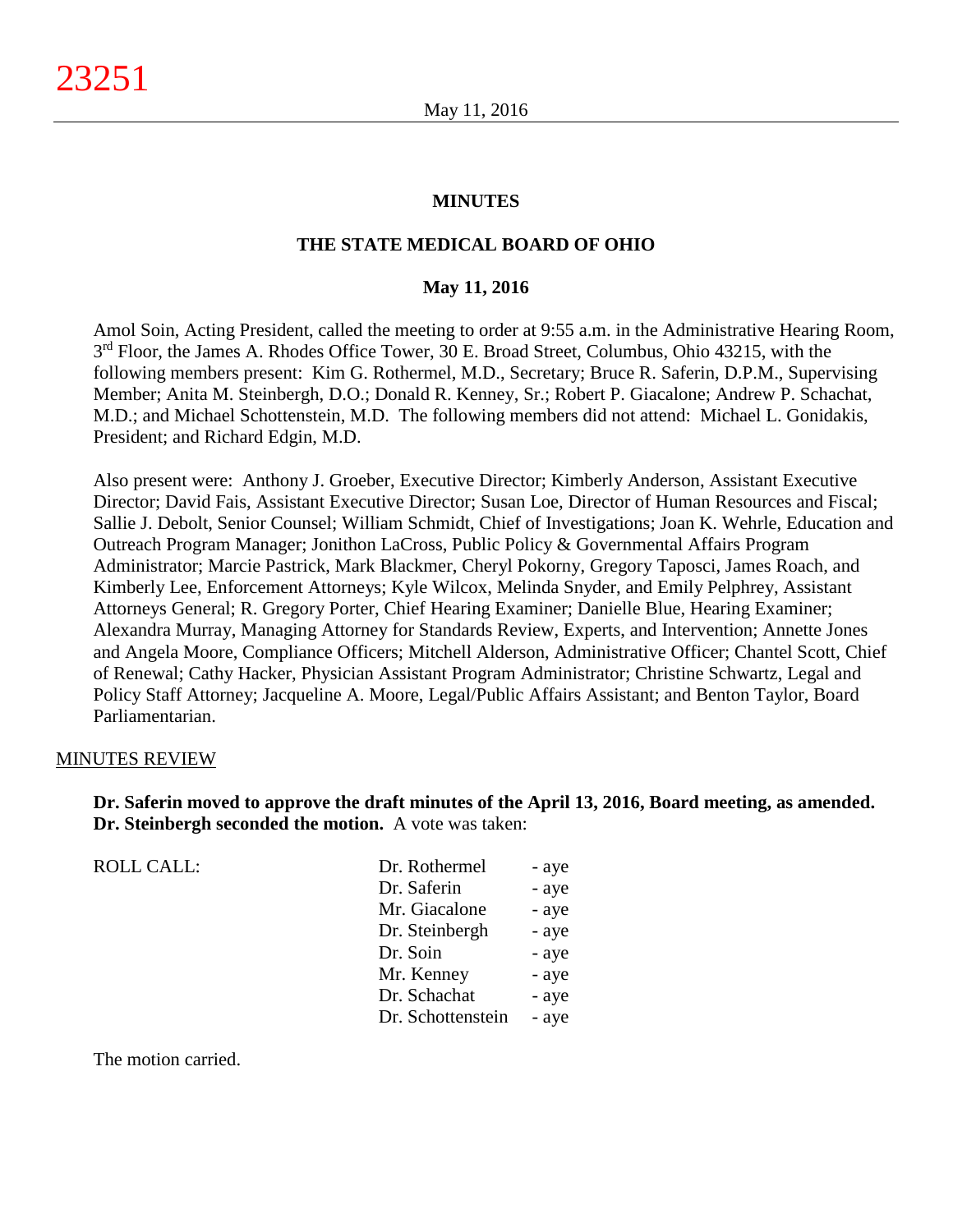**MINUTES**

**THE STATE MEDICAL BOARD OF OHIO**

**May 11, 2016**

Amol Soin, Acting President, called the meeting to order at 9:55 a.m. in the Administrative Hearing Room, 3rd Floor, the James A. Rhodes Office Tower, 30 E. Broad Street, Columbus, Ohio 43215, with the following members present: Kim G. Rothermel, M.D., Secretary; Bruce R. Saferin, D.P.M., Supervising Member; Anita M. Steinbergh, D.O.; Donald R. Kenney, Sr.; Robert P. Giacalone; Andrew P. Schachat, M.D.; and Michael Schottenstein, M.D. The following members did not attend: Michael L. Gonidakis, President; and Richard Edgin, M.D.

Also present were: Anthony J. Groeber, Executive Director; Kimberly Anderson, Assistant Executive Director; David Fais, Assistant Executive Director; Susan Loe, Director of Human Resources and Fiscal; Sallie J. Debolt, Senior Counsel; William Schmidt, Chief of Investigations; Joan K. Wehrle, Education and Outreach Program Manager; Jonithon LaCross, Public Policy & Governmental Affairs Program Administrator; Marcie Pastrick, Mark Blackmer, Cheryl Pokorny, Gregory Taposci, James Roach, and Kimberly Lee, Enforcement Attorneys; Kyle Wilcox, Melinda Snyder, and Emily Pelphrey, Assistant Attorneys General; R. Gregory Porter, Chief Hearing Examiner; Danielle Blue, Hearing Examiner; Alexandra Murray, Managing Attorney for Standards Review, Experts, and Intervention; Annette Jones and Angela Moore, Compliance Officers; Mitchell Alderson, Administrative Officer; Chantel Scott, Chief of Renewal; Cathy Hacker, Physician Assistant Program Administrator; Christine Schwartz, Legal and Policy Staff Attorney; Jacqueline A. Moore, Legal/Public Affairs Assistant; and Benton Taylor, Board Parliamentarian.

MINUTES REVIEW

**Dr. Saferin moved to approve the draft minutes of the April 13, 2016, Board meeting, as amended. Dr. Steinbergh seconded the motion.** A vote was taken:

| ROLL CALL: | Dr. Rothermel | - aye |
|---|---|---|
| | Dr. Saferin | - aye |
| | Mr. Giacalone | - aye |
| | Dr. Steinbergh | - aye |
| | Dr. Soin | - aye |
| | Mr. Kenney | - aye |
| | Dr. Schachat | - aye |
| | Dr. Schottenstein | - aye |

The motion carried.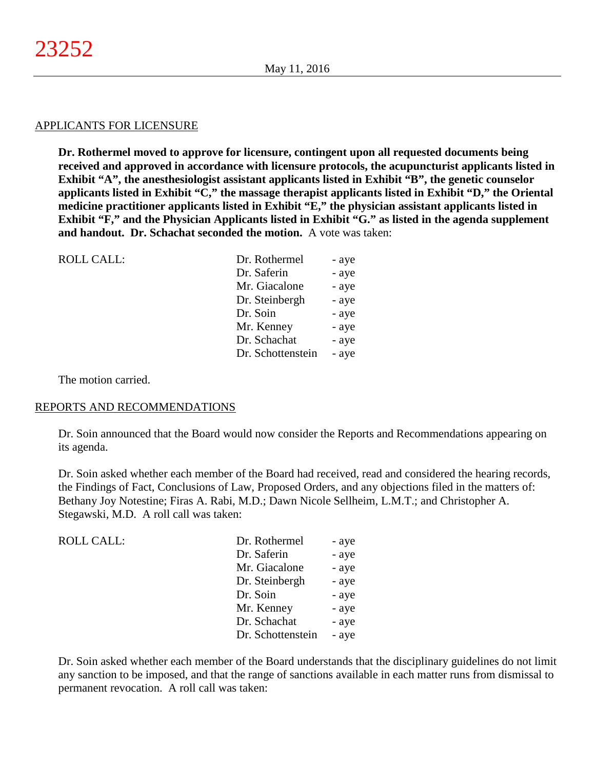## APPLICANTS FOR LICENSURE

**Dr. Rothermel moved to approve for licensure, contingent upon all requested documents being received and approved in accordance with licensure protocols, the acupuncturist applicants listed in Exhibit "A", the anesthesiologist assistant applicants listed in Exhibit "B", the genetic counselor applicants listed in Exhibit "C," the massage therapist applicants listed in Exhibit "D," the Oriental medicine practitioner applicants listed in Exhibit "E," the physician assistant applicants listed in Exhibit "F," and the Physician Applicants listed in Exhibit "G." as listed in the agenda supplement and handout. Dr. Schachat seconded the motion.** A vote was taken:

| ROLL CALL: | | |
|---|---|---|
| | Dr. Rothermel | - aye |
| | Dr. Saferin | - aye |
| | Mr. Giacalone | - aye |
| | Dr. Steinbergh | - aye |
| | Dr. Soin | - aye |
| | Mr. Kenney | - aye |
| | Dr. Schachat | - aye |
| | Dr. Schottenstein | - aye |

The motion carried.

## REPORTS AND RECOMMENDATIONS

Dr. Soin announced that the Board would now consider the Reports and Recommendations appearing on its agenda.

Dr. Soin asked whether each member of the Board had received, read and considered the hearing records, the Findings of Fact, Conclusions of Law, Proposed Orders, and any objections filed in the matters of: Bethany Joy Notestine; Firas A. Rabi, M.D.; Dawn Nicole Sellheim, L.M.T.; and Christopher A. Stegawski, M.D. A roll call was taken:

| ROLL CALL: | | |
|---|---|---|
| | Dr. Rothermel | - aye |
| | Dr. Saferin | - aye |
| | Mr. Giacalone | - aye |
| | Dr. Steinbergh | - aye |
| | Dr. Soin | - aye |
| | Mr. Kenney | - aye |
| | Dr. Schachat | - aye |
| | Dr. Schottenstein | - aye |

Dr. Soin asked whether each member of the Board understands that the disciplinary guidelines do not limit any sanction to be imposed, and that the range of sanctions available in each matter runs from dismissal to permanent revocation. A roll call was taken: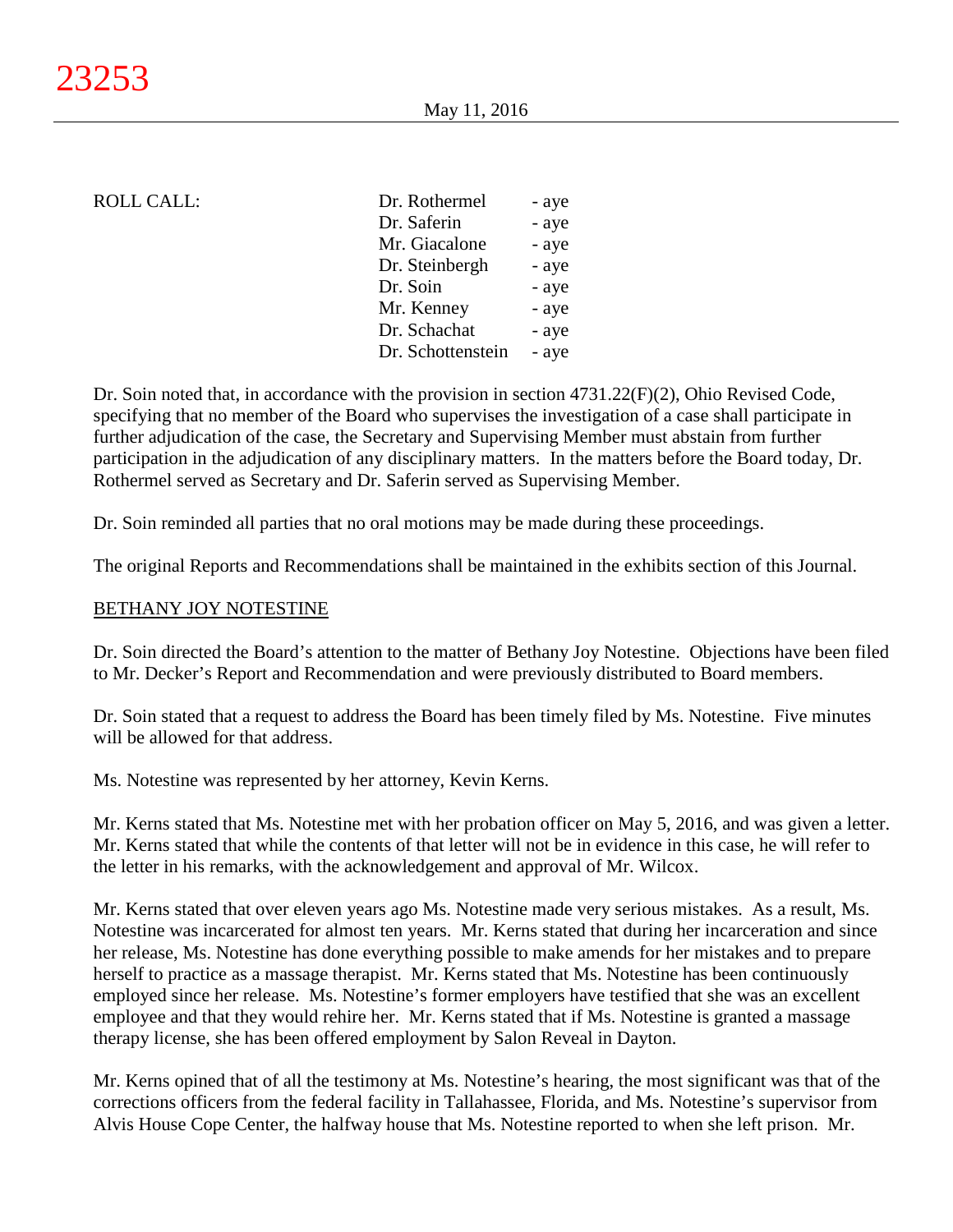ROLL CALL:

| | |
|---|---|
| Dr. Rothermel | - aye |
| Dr. Saferin | - aye |
| Mr. Giacalone | - aye |
| Dr. Steinbergh | - aye |
| Dr. Soin | - aye |
| Mr. Kenney | - aye |
| Dr. Schachat | - aye |
| Dr. Schottenstein | - aye |

Dr. Soin noted that, in accordance with the provision in section 4731.22(F)(2), Ohio Revised Code, specifying that no member of the Board who supervises the investigation of a case shall participate in further adjudication of the case, the Secretary and Supervising Member must abstain from further participation in the adjudication of any disciplinary matters. In the matters before the Board today, Dr. Rothermel served as Secretary and Dr. Saferin served as Supervising Member.

Dr. Soin reminded all parties that no oral motions may be made during these proceedings.

The original Reports and Recommendations shall be maintained in the exhibits section of this Journal.

BETHANY JOY NOTESTINE

Dr. Soin directed the Board's attention to the matter of Bethany Joy Notestine. Objections have been filed to Mr. Decker's Report and Recommendation and were previously distributed to Board members.

Dr. Soin stated that a request to address the Board has been timely filed by Ms. Notestine. Five minutes will be allowed for that address.

Ms. Notestine was represented by her attorney, Kevin Kerns.

Mr. Kerns stated that Ms. Notestine met with her probation officer on May 5, 2016, and was given a letter. Mr. Kerns stated that while the contents of that letter will not be in evidence in this case, he will refer to the letter in his remarks, with the acknowledgement and approval of Mr. Wilcox.

Mr. Kerns stated that over eleven years ago Ms. Notestine made very serious mistakes. As a result, Ms. Notestine was incarcerated for almost ten years. Mr. Kerns stated that during her incarceration and since her release, Ms. Notestine has done everything possible to make amends for her mistakes and to prepare herself to practice as a massage therapist. Mr. Kerns stated that Ms. Notestine has been continuously employed since her release. Ms. Notestine's former employers have testified that she was an excellent employee and that they would rehire her. Mr. Kerns stated that if Ms. Notestine is granted a massage therapy license, she has been offered employment by Salon Reveal in Dayton.

Mr. Kerns opined that of all the testimony at Ms. Notestine's hearing, the most significant was that of the corrections officers from the federal facility in Tallahassee, Florida, and Ms. Notestine's supervisor from Alvis House Cope Center, the halfway house that Ms. Notestine reported to when she left prison. Mr.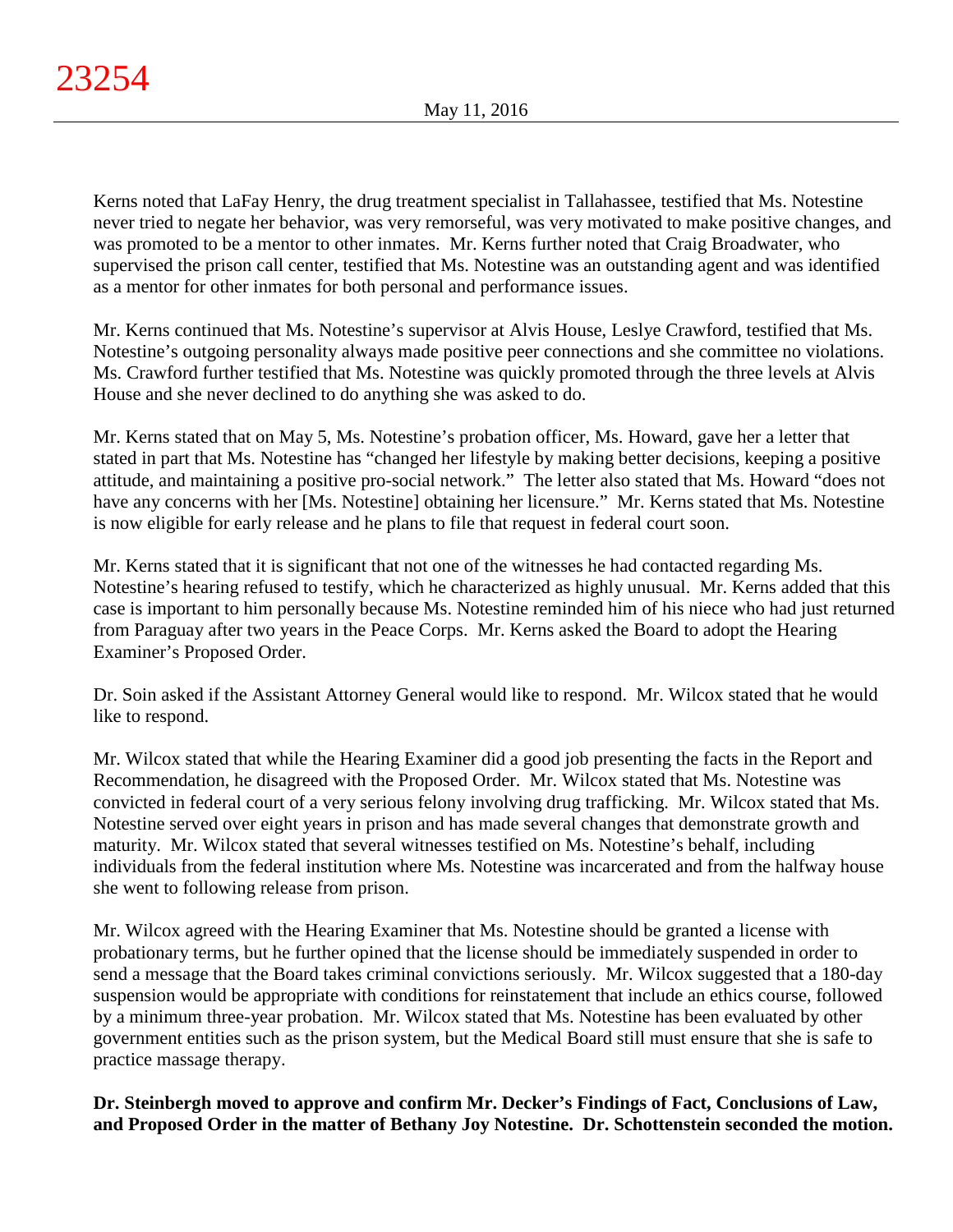Kerns noted that LaFay Henry, the drug treatment specialist in Tallahassee, testified that Ms. Notestine never tried to negate her behavior, was very remorseful, was very motivated to make positive changes, and was promoted to be a mentor to other inmates. Mr. Kerns further noted that Craig Broadwater, who supervised the prison call center, testified that Ms. Notestine was an outstanding agent and was identified as a mentor for other inmates for both personal and performance issues.

Mr. Kerns continued that Ms. Notestine's supervisor at Alvis House, Leslye Crawford, testified that Ms. Notestine's outgoing personality always made positive peer connections and she committee no violations. Ms. Crawford further testified that Ms. Notestine was quickly promoted through the three levels at Alvis House and she never declined to do anything she was asked to do.

Mr. Kerns stated that on May 5, Ms. Notestine's probation officer, Ms. Howard, gave her a letter that stated in part that Ms. Notestine has "changed her lifestyle by making better decisions, keeping a positive attitude, and maintaining a positive pro-social network." The letter also stated that Ms. Howard "does not have any concerns with her [Ms. Notestine] obtaining her licensure." Mr. Kerns stated that Ms. Notestine is now eligible for early release and he plans to file that request in federal court soon.

Mr. Kerns stated that it is significant that not one of the witnesses he had contacted regarding Ms. Notestine's hearing refused to testify, which he characterized as highly unusual. Mr. Kerns added that this case is important to him personally because Ms. Notestine reminded him of his niece who had just returned from Paraguay after two years in the Peace Corps. Mr. Kerns asked the Board to adopt the Hearing Examiner's Proposed Order.

Dr. Soin asked if the Assistant Attorney General would like to respond. Mr. Wilcox stated that he would like to respond.

Mr. Wilcox stated that while the Hearing Examiner did a good job presenting the facts in the Report and Recommendation, he disagreed with the Proposed Order. Mr. Wilcox stated that Ms. Notestine was convicted in federal court of a very serious felony involving drug trafficking. Mr. Wilcox stated that Ms. Notestine served over eight years in prison and has made several changes that demonstrate growth and maturity. Mr. Wilcox stated that several witnesses testified on Ms. Notestine's behalf, including individuals from the federal institution where Ms. Notestine was incarcerated and from the halfway house she went to following release from prison.

Mr. Wilcox agreed with the Hearing Examiner that Ms. Notestine should be granted a license with probationary terms, but he further opined that the license should be immediately suspended in order to send a message that the Board takes criminal convictions seriously. Mr. Wilcox suggested that a 180-day suspension would be appropriate with conditions for reinstatement that include an ethics course, followed by a minimum three-year probation. Mr. Wilcox stated that Ms. Notestine has been evaluated by other government entities such as the prison system, but the Medical Board still must ensure that she is safe to practice massage therapy.

**Dr. Steinbergh moved to approve and confirm Mr. Decker's Findings of Fact, Conclusions of Law, and Proposed Order in the matter of Bethany Joy Notestine. Dr. Schottenstein seconded the motion.**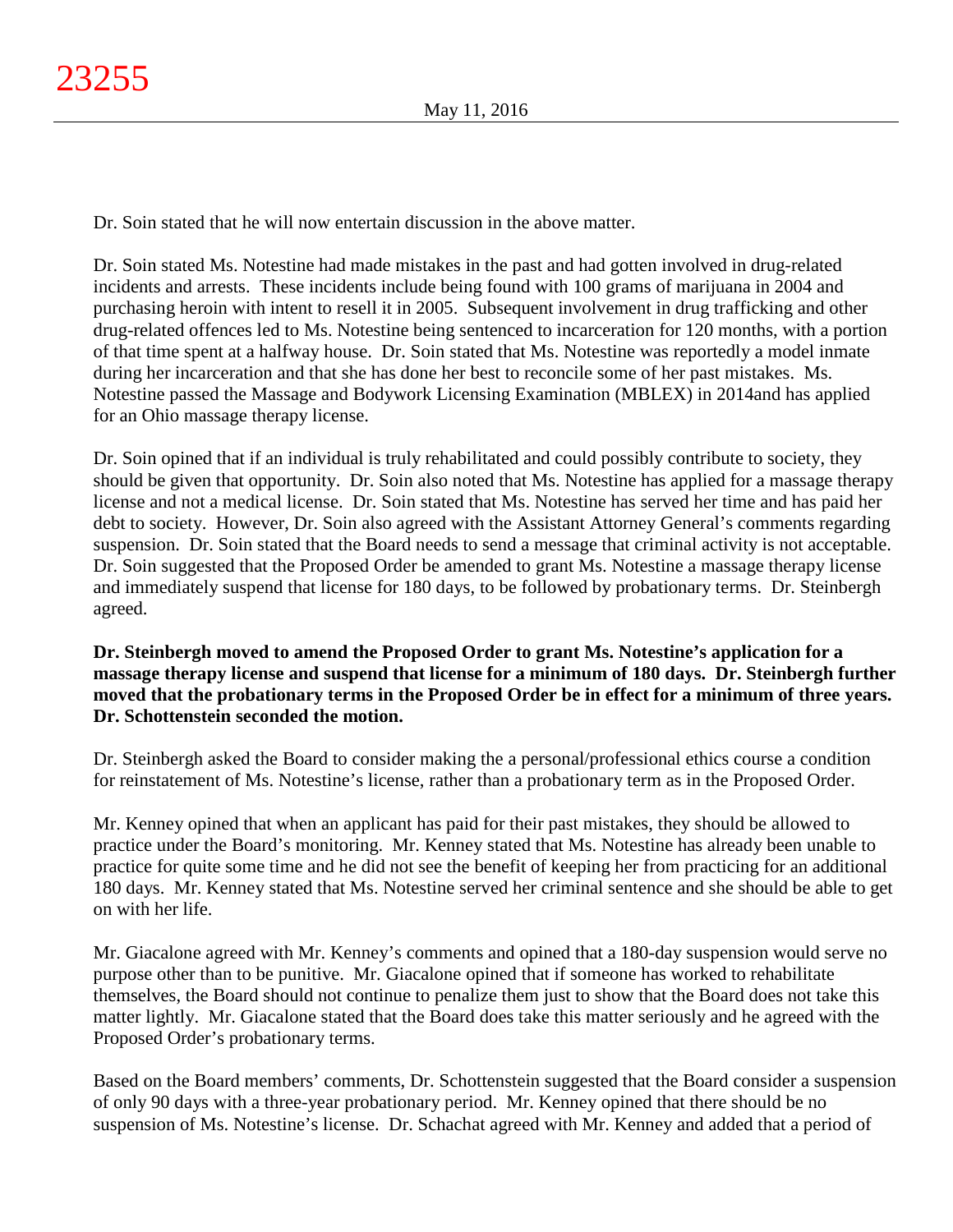Dr. Soin stated that he will now entertain discussion in the above matter.

Dr. Soin stated Ms. Notestine had made mistakes in the past and had gotten involved in drug-related incidents and arrests. These incidents include being found with 100 grams of marijuana in 2004 and purchasing heroin with intent to resell it in 2005. Subsequent involvement in drug trafficking and other drug-related offences led to Ms. Notestine being sentenced to incarceration for 120 months, with a portion of that time spent at a halfway house. Dr. Soin stated that Ms. Notestine was reportedly a model inmate during her incarceration and that she has done her best to reconcile some of her past mistakes. Ms. Notestine passed the Massage and Bodywork Licensing Examination (MBLEX) in 2014and has applied for an Ohio massage therapy license.

Dr. Soin opined that if an individual is truly rehabilitated and could possibly contribute to society, they should be given that opportunity. Dr. Soin also noted that Ms. Notestine has applied for a massage therapy license and not a medical license. Dr. Soin stated that Ms. Notestine has served her time and has paid her debt to society. However, Dr. Soin also agreed with the Assistant Attorney General's comments regarding suspension. Dr. Soin stated that the Board needs to send a message that criminal activity is not acceptable. Dr. Soin suggested that the Proposed Order be amended to grant Ms. Notestine a massage therapy license and immediately suspend that license for 180 days, to be followed by probationary terms. Dr. Steinbergh agreed.

**Dr. Steinbergh moved to amend the Proposed Order to grant Ms. Notestine's application for a massage therapy license and suspend that license for a minimum of 180 days. Dr. Steinbergh further moved that the probationary terms in the Proposed Order be in effect for a minimum of three years. Dr. Schottenstein seconded the motion.**

Dr. Steinbergh asked the Board to consider making the a personal/professional ethics course a condition for reinstatement of Ms. Notestine's license, rather than a probationary term as in the Proposed Order.

Mr. Kenney opined that when an applicant has paid for their past mistakes, they should be allowed to practice under the Board's monitoring. Mr. Kenney stated that Ms. Notestine has already been unable to practice for quite some time and he did not see the benefit of keeping her from practicing for an additional 180 days. Mr. Kenney stated that Ms. Notestine served her criminal sentence and she should be able to get on with her life.

Mr. Giacalone agreed with Mr. Kenney's comments and opined that a 180-day suspension would serve no purpose other than to be punitive. Mr. Giacalone opined that if someone has worked to rehabilitate themselves, the Board should not continue to penalize them just to show that the Board does not take this matter lightly. Mr. Giacalone stated that the Board does take this matter seriously and he agreed with the Proposed Order's probationary terms.

Based on the Board members' comments, Dr. Schottenstein suggested that the Board consider a suspension of only 90 days with a three-year probationary period. Mr. Kenney opined that there should be no suspension of Ms. Notestine's license. Dr. Schachat agreed with Mr. Kenney and added that a period of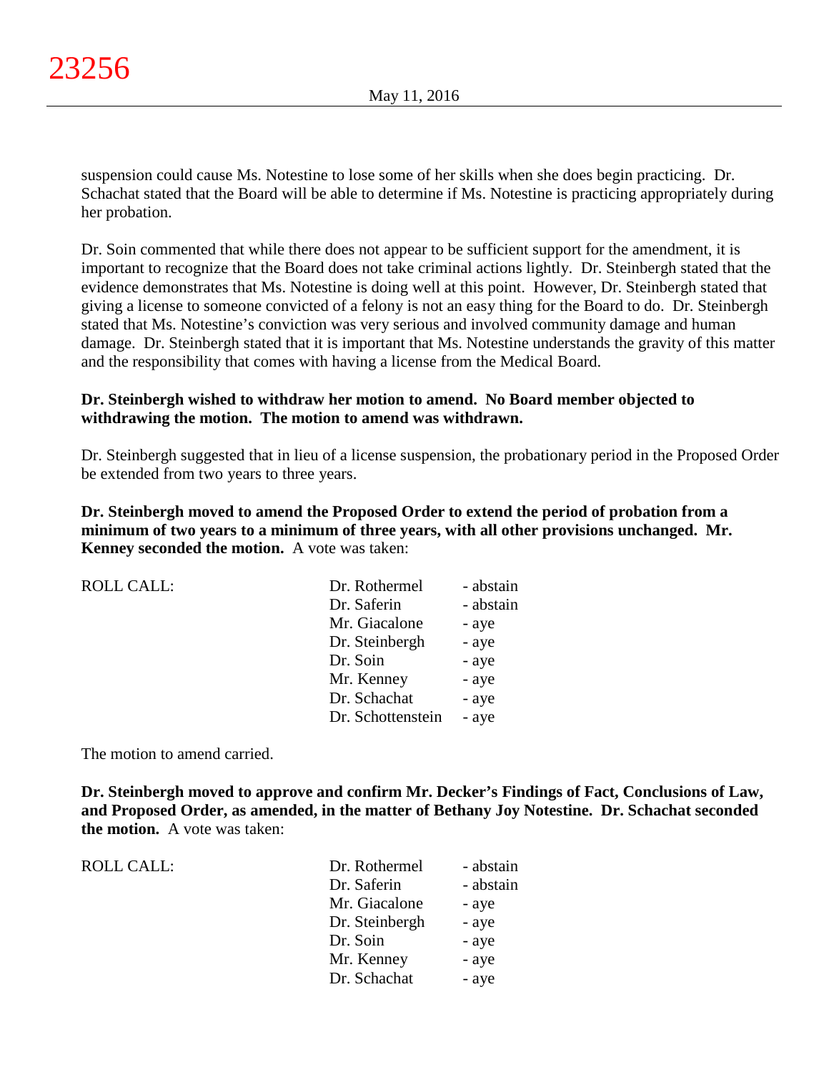suspension could cause Ms. Notestine to lose some of her skills when she does begin practicing. Dr. Schachat stated that the Board will be able to determine if Ms. Notestine is practicing appropriately during her probation.

Dr. Soin commented that while there does not appear to be sufficient support for the amendment, it is important to recognize that the Board does not take criminal actions lightly. Dr. Steinbergh stated that the evidence demonstrates that Ms. Notestine is doing well at this point. However, Dr. Steinbergh stated that giving a license to someone convicted of a felony is not an easy thing for the Board to do. Dr. Steinbergh stated that Ms. Notestine's conviction was very serious and involved community damage and human damage. Dr. Steinbergh stated that it is important that Ms. Notestine understands the gravity of this matter and the responsibility that comes with having a license from the Medical Board.

**Dr. Steinbergh wished to withdraw her motion to amend. No Board member objected to withdrawing the motion. The motion to amend was withdrawn.**

Dr. Steinbergh suggested that in lieu of a license suspension, the probationary period in the Proposed Order be extended from two years to three years.

**Dr. Steinbergh moved to amend the Proposed Order to extend the period of probation from a minimum of two years to a minimum of three years, with all other provisions unchanged. Mr. Kenney seconded the motion.** A vote was taken:

| ROLL CALL: | | |
|---|---|---|
| | Dr. Rothermel | - abstain |
| | Dr. Saferin | - abstain |
| | Mr. Giacalone | - aye |
| | Dr. Steinbergh | - aye |
| | Dr. Soin | - aye |
| | Mr. Kenney | - aye |
| | Dr. Schachat | - aye |
| | Dr. Schottenstein | - aye |

The motion to amend carried.

**Dr. Steinbergh moved to approve and confirm Mr. Decker's Findings of Fact, Conclusions of Law, and Proposed Order, as amended, in the matter of Bethany Joy Notestine. Dr. Schachat seconded the motion.** A vote was taken:

| ROLL CALL: | | |
|---|---|---|
| | Dr. Rothermel | - abstain |
| | Dr. Saferin | - abstain |
| | Mr. Giacalone | - aye |
| | Dr. Steinbergh | - aye |
| | Dr. Soin | - aye |
| | Mr. Kenney | - aye |
| | Dr. Schachat | - aye |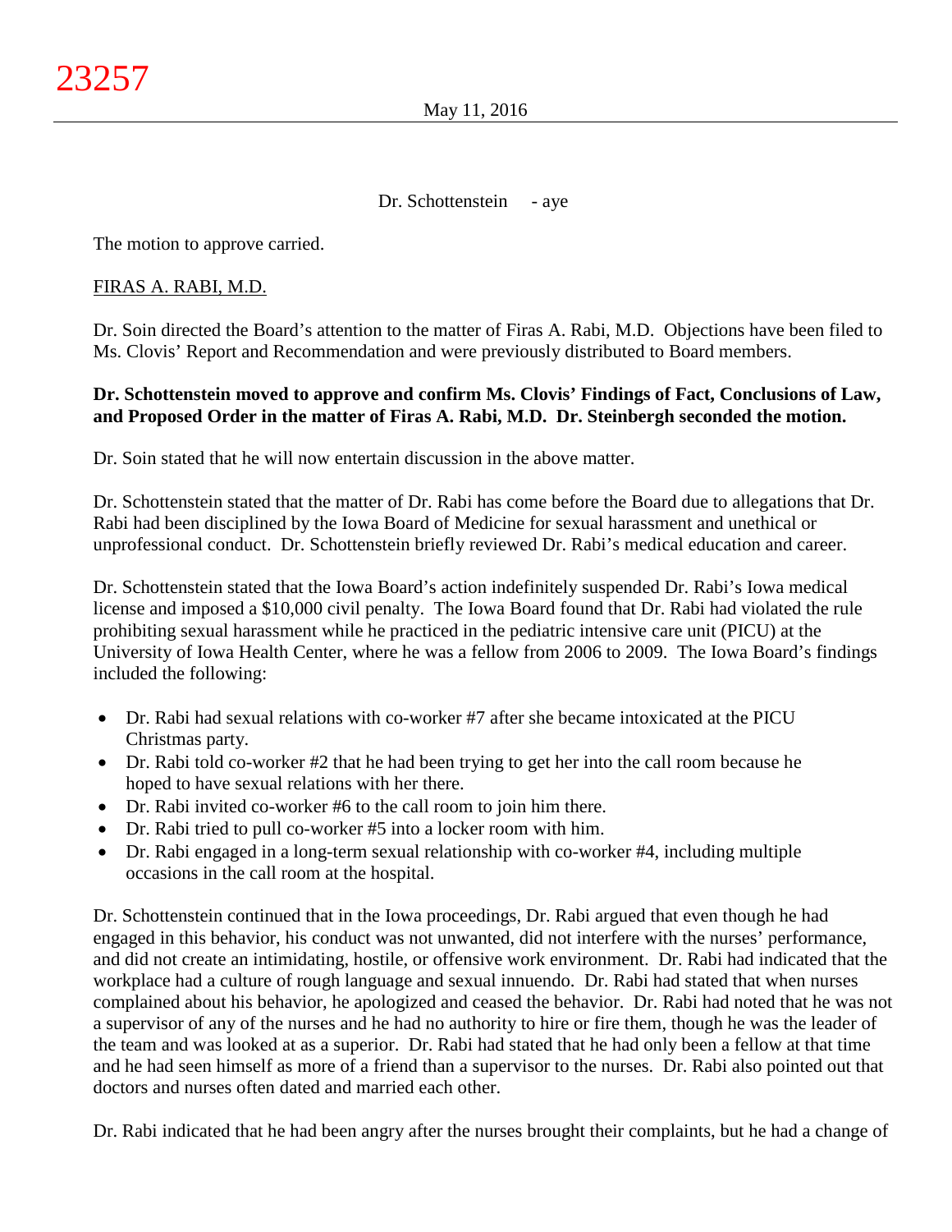Dr. Schottenstein - aye

The motion to approve carried.

FIRAS A. RABI, M.D.

Dr. Soin directed the Board's attention to the matter of Firas A. Rabi, M.D. Objections have been filed to Ms. Clovis' Report and Recommendation and were previously distributed to Board members.

**Dr. Schottenstein moved to approve and confirm Ms. Clovis' Findings of Fact, Conclusions of Law, and Proposed Order in the matter of Firas A. Rabi, M.D. Dr. Steinbergh seconded the motion.**

Dr. Soin stated that he will now entertain discussion in the above matter.

Dr. Schottenstein stated that the matter of Dr. Rabi has come before the Board due to allegations that Dr. Rabi had been disciplined by the Iowa Board of Medicine for sexual harassment and unethical or unprofessional conduct. Dr. Schottenstein briefly reviewed Dr. Rabi's medical education and career.

Dr. Schottenstein stated that the Iowa Board's action indefinitely suspended Dr. Rabi's Iowa medical license and imposed a $10,000 civil penalty. The Iowa Board found that Dr. Rabi had violated the rule prohibiting sexual harassment while he practiced in the pediatric intensive care unit (PICU) at the University of Iowa Health Center, where he was a fellow from 2006 to 2009. The Iowa Board's findings included the following:

- Dr. Rabi had sexual relations with co-worker #7 after she became intoxicated at the PICU Christmas party.
- Dr. Rabi told co-worker #2 that he had been trying to get her into the call room because he hoped to have sexual relations with her there.
- Dr. Rabi invited co-worker #6 to the call room to join him there.
- Dr. Rabi tried to pull co-worker #5 into a locker room with him.
- Dr. Rabi engaged in a long-term sexual relationship with co-worker #4, including multiple occasions in the call room at the hospital.

Dr. Schottenstein continued that in the Iowa proceedings, Dr. Rabi argued that even though he had engaged in this behavior, his conduct was not unwanted, did not interfere with the nurses' performance, and did not create an intimidating, hostile, or offensive work environment. Dr. Rabi had indicated that the workplace had a culture of rough language and sexual innuendo. Dr. Rabi had stated that when nurses complained about his behavior, he apologized and ceased the behavior. Dr. Rabi had noted that he was not a supervisor of any of the nurses and he had no authority to hire or fire them, though he was the leader of the team and was looked at as a superior. Dr. Rabi had stated that he had only been a fellow at that time and he had seen himself as more of a friend than a supervisor to the nurses. Dr. Rabi also pointed out that doctors and nurses often dated and married each other.

Dr. Rabi indicated that he had been angry after the nurses brought their complaints, but he had a change of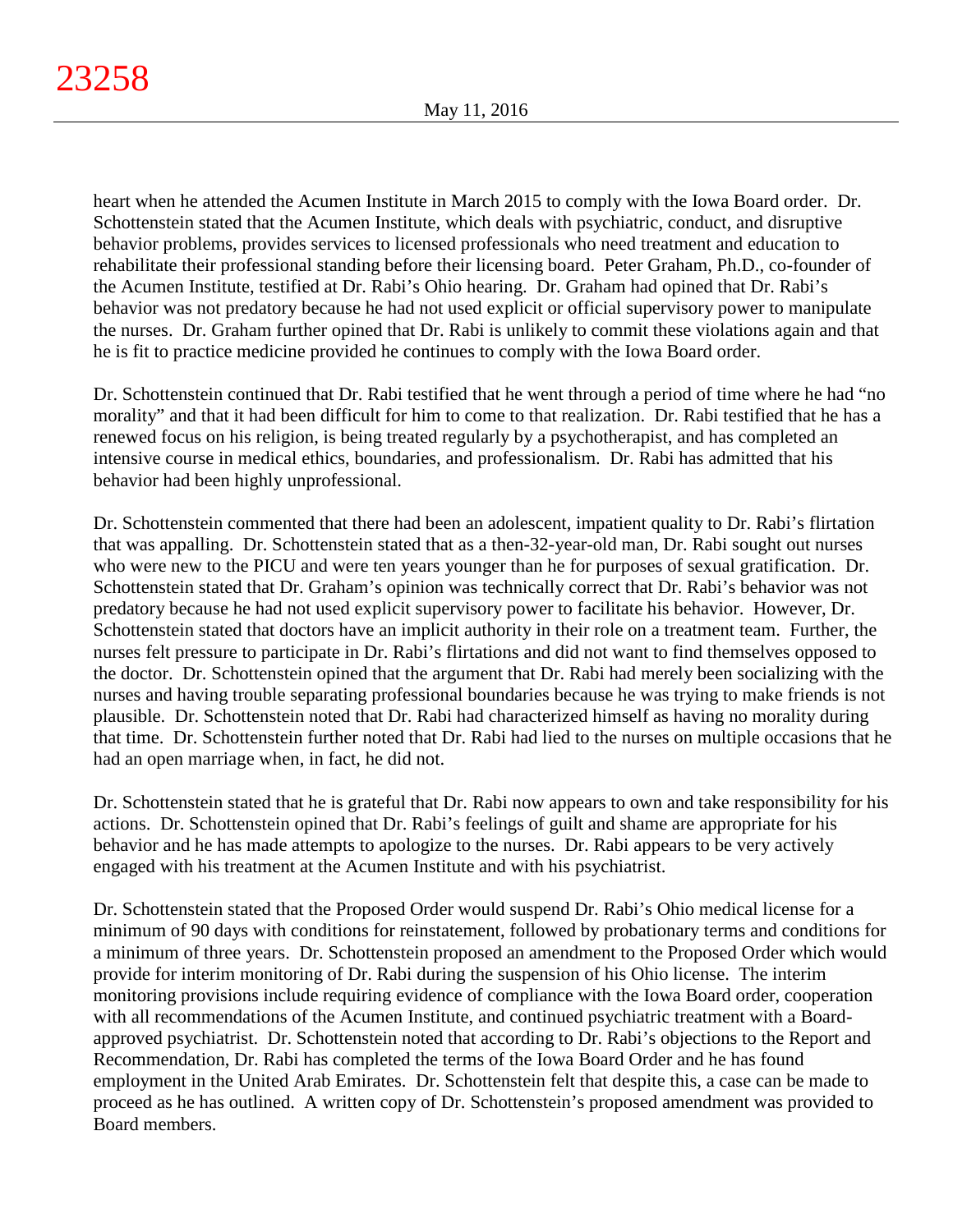heart when he attended the Acumen Institute in March 2015 to comply with the Iowa Board order. Dr. Schottenstein stated that the Acumen Institute, which deals with psychiatric, conduct, and disruptive behavior problems, provides services to licensed professionals who need treatment and education to rehabilitate their professional standing before their licensing board. Peter Graham, Ph.D., co-founder of the Acumen Institute, testified at Dr. Rabi's Ohio hearing. Dr. Graham had opined that Dr. Rabi's behavior was not predatory because he had not used explicit or official supervisory power to manipulate the nurses. Dr. Graham further opined that Dr. Rabi is unlikely to commit these violations again and that he is fit to practice medicine provided he continues to comply with the Iowa Board order.

Dr. Schottenstein continued that Dr. Rabi testified that he went through a period of time where he had "no morality" and that it had been difficult for him to come to that realization. Dr. Rabi testified that he has a renewed focus on his religion, is being treated regularly by a psychotherapist, and has completed an intensive course in medical ethics, boundaries, and professionalism. Dr. Rabi has admitted that his behavior had been highly unprofessional.

Dr. Schottenstein commented that there had been an adolescent, impatient quality to Dr. Rabi's flirtation that was appalling. Dr. Schottenstein stated that as a then-32-year-old man, Dr. Rabi sought out nurses who were new to the PICU and were ten years younger than he for purposes of sexual gratification. Dr. Schottenstein stated that Dr. Graham's opinion was technically correct that Dr. Rabi's behavior was not predatory because he had not used explicit supervisory power to facilitate his behavior. However, Dr. Schottenstein stated that doctors have an implicit authority in their role on a treatment team. Further, the nurses felt pressure to participate in Dr. Rabi's flirtations and did not want to find themselves opposed to the doctor. Dr. Schottenstein opined that the argument that Dr. Rabi had merely been socializing with the nurses and having trouble separating professional boundaries because he was trying to make friends is not plausible. Dr. Schottenstein noted that Dr. Rabi had characterized himself as having no morality during that time. Dr. Schottenstein further noted that Dr. Rabi had lied to the nurses on multiple occasions that he had an open marriage when, in fact, he did not.

Dr. Schottenstein stated that he is grateful that Dr. Rabi now appears to own and take responsibility for his actions. Dr. Schottenstein opined that Dr. Rabi's feelings of guilt and shame are appropriate for his behavior and he has made attempts to apologize to the nurses. Dr. Rabi appears to be very actively engaged with his treatment at the Acumen Institute and with his psychiatrist.

Dr. Schottenstein stated that the Proposed Order would suspend Dr. Rabi's Ohio medical license for a minimum of 90 days with conditions for reinstatement, followed by probationary terms and conditions for a minimum of three years. Dr. Schottenstein proposed an amendment to the Proposed Order which would provide for interim monitoring of Dr. Rabi during the suspension of his Ohio license. The interim monitoring provisions include requiring evidence of compliance with the Iowa Board order, cooperation with all recommendations of the Acumen Institute, and continued psychiatric treatment with a Board-approved psychiatrist. Dr. Schottenstein noted that according to Dr. Rabi's objections to the Report and Recommendation, Dr. Rabi has completed the terms of the Iowa Board Order and he has found employment in the United Arab Emirates. Dr. Schottenstein felt that despite this, a case can be made to proceed as he has outlined. A written copy of Dr. Schottenstein's proposed amendment was provided to Board members.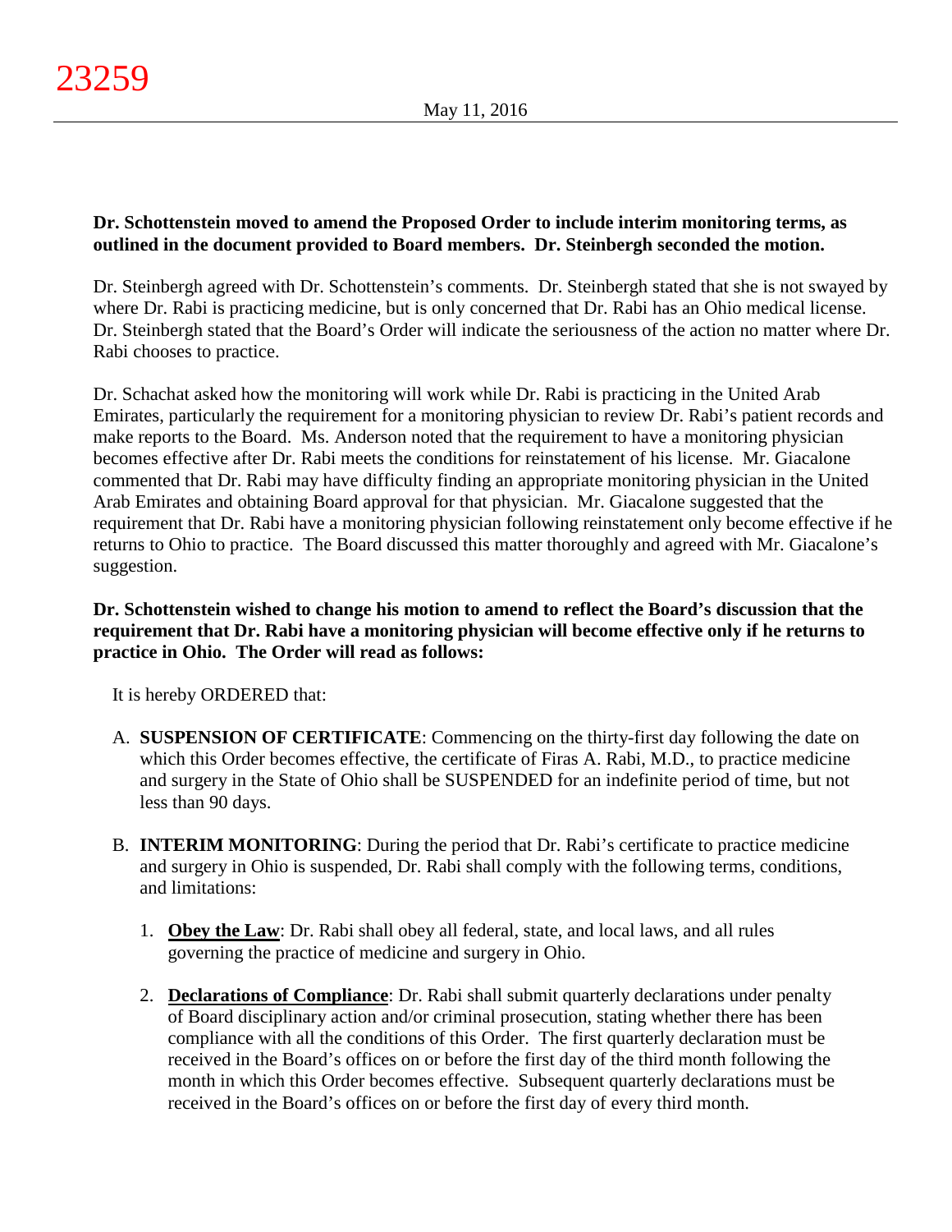**Dr. Schottenstein moved to amend the Proposed Order to include interim monitoring terms, as outlined in the document provided to Board members. Dr. Steinbergh seconded the motion.**

Dr. Steinbergh agreed with Dr. Schottenstein's comments. Dr. Steinbergh stated that she is not swayed by where Dr. Rabi is practicing medicine, but is only concerned that Dr. Rabi has an Ohio medical license. Dr. Steinbergh stated that the Board's Order will indicate the seriousness of the action no matter where Dr. Rabi chooses to practice.

Dr. Schachat asked how the monitoring will work while Dr. Rabi is practicing in the United Arab Emirates, particularly the requirement for a monitoring physician to review Dr. Rabi's patient records and make reports to the Board. Ms. Anderson noted that the requirement to have a monitoring physician becomes effective after Dr. Rabi meets the conditions for reinstatement of his license. Mr. Giacalone commented that Dr. Rabi may have difficulty finding an appropriate monitoring physician in the United Arab Emirates and obtaining Board approval for that physician. Mr. Giacalone suggested that the requirement that Dr. Rabi have a monitoring physician following reinstatement only become effective if he returns to Ohio to practice. The Board discussed this matter thoroughly and agreed with Mr. Giacalone's suggestion.

**Dr. Schottenstein wished to change his motion to amend to reflect the Board's discussion that the requirement that Dr. Rabi have a monitoring physician will become effective only if he returns to practice in Ohio. The Order will read as follows:**

It is hereby ORDERED that:

A. **SUSPENSION OF CERTIFICATE**: Commencing on the thirty-first day following the date on which this Order becomes effective, the certificate of Firas A. Rabi, M.D., to practice medicine and surgery in the State of Ohio shall be SUSPENDED for an indefinite period of time, but not less than 90 days.

B. **INTERIM MONITORING**: During the period that Dr. Rabi's certificate to practice medicine and surgery in Ohio is suspended, Dr. Rabi shall comply with the following terms, conditions, and limitations:

   1. **Obey the Law**: Dr. Rabi shall obey all federal, state, and local laws, and all rules governing the practice of medicine and surgery in Ohio.

   2. **Declarations of Compliance**: Dr. Rabi shall submit quarterly declarations under penalty of Board disciplinary action and/or criminal prosecution, stating whether there has been compliance with all the conditions of this Order. The first quarterly declaration must be received in the Board's offices on or before the first day of the third month following the month in which this Order becomes effective. Subsequent quarterly declarations must be received in the Board's offices on or before the first day of every third month.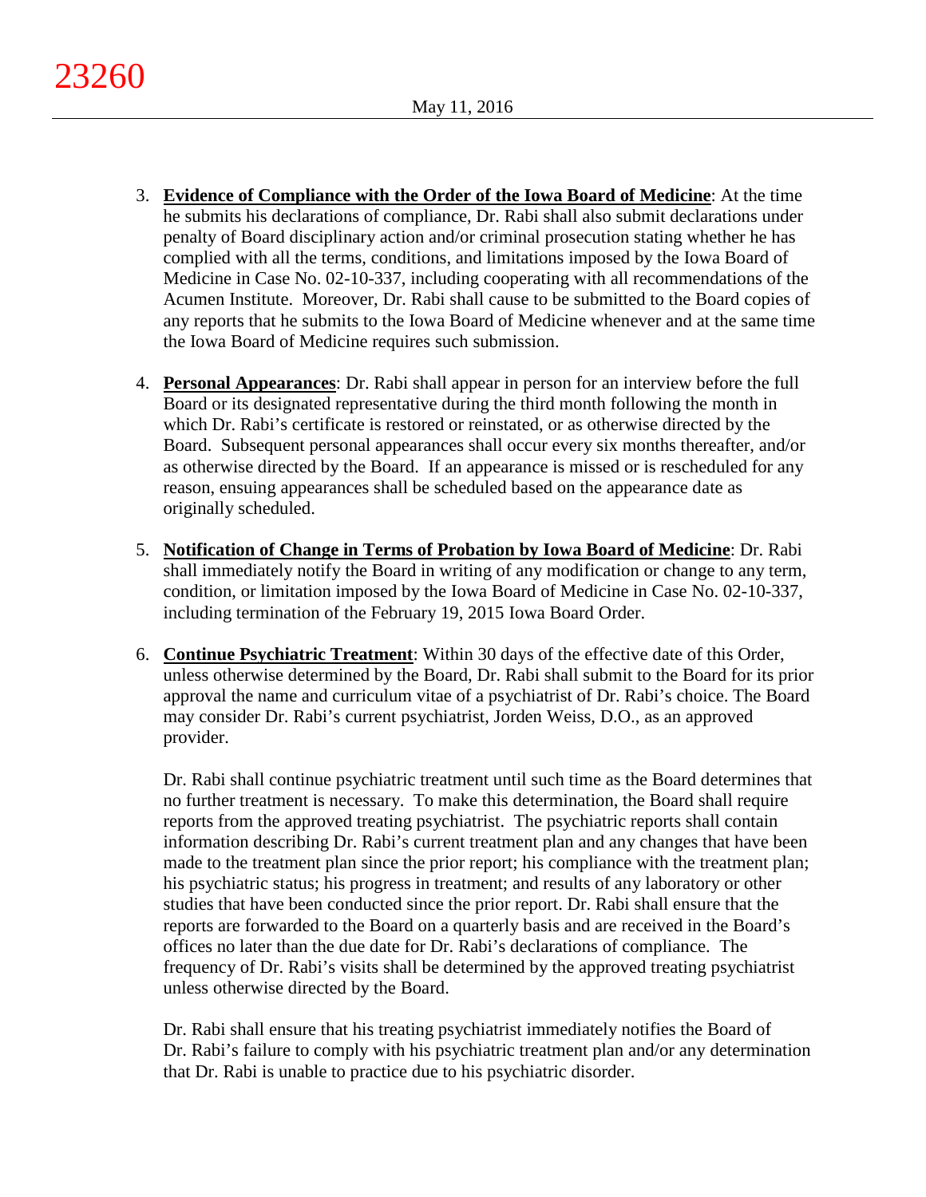3. **Evidence of Compliance with the Order of the Iowa Board of Medicine**: At the time he submits his declarations of compliance, Dr. Rabi shall also submit declarations under penalty of Board disciplinary action and/or criminal prosecution stating whether he has complied with all the terms, conditions, and limitations imposed by the Iowa Board of Medicine in Case No. 02-10-337, including cooperating with all recommendations of the Acumen Institute. Moreover, Dr. Rabi shall cause to be submitted to the Board copies of any reports that he submits to the Iowa Board of Medicine whenever and at the same time the Iowa Board of Medicine requires such submission.

4. **Personal Appearances**: Dr. Rabi shall appear in person for an interview before the full Board or its designated representative during the third month following the month in which Dr. Rabi's certificate is restored or reinstated, or as otherwise directed by the Board. Subsequent personal appearances shall occur every six months thereafter, and/or as otherwise directed by the Board. If an appearance is missed or is rescheduled for any reason, ensuing appearances shall be scheduled based on the appearance date as originally scheduled.

5. **Notification of Change in Terms of Probation by Iowa Board of Medicine**: Dr. Rabi shall immediately notify the Board in writing of any modification or change to any term, condition, or limitation imposed by the Iowa Board of Medicine in Case No. 02-10-337, including termination of the February 19, 2015 Iowa Board Order.

6. **Continue Psychiatric Treatment**: Within 30 days of the effective date of this Order, unless otherwise determined by the Board, Dr. Rabi shall submit to the Board for its prior approval the name and curriculum vitae of a psychiatrist of Dr. Rabi's choice. The Board may consider Dr. Rabi's current psychiatrist, Jorden Weiss, D.O., as an approved provider.

   Dr. Rabi shall continue psychiatric treatment until such time as the Board determines that no further treatment is necessary. To make this determination, the Board shall require reports from the approved treating psychiatrist. The psychiatric reports shall contain information describing Dr. Rabi's current treatment plan and any changes that have been made to the treatment plan since the prior report; his compliance with the treatment plan; his psychiatric status; his progress in treatment; and results of any laboratory or other studies that have been conducted since the prior report. Dr. Rabi shall ensure that the reports are forwarded to the Board on a quarterly basis and are received in the Board's offices no later than the due date for Dr. Rabi's declarations of compliance. The frequency of Dr. Rabi's visits shall be determined by the approved treating psychiatrist unless otherwise directed by the Board.

   Dr. Rabi shall ensure that his treating psychiatrist immediately notifies the Board of Dr. Rabi's failure to comply with his psychiatric treatment plan and/or any determination that Dr. Rabi is unable to practice due to his psychiatric disorder.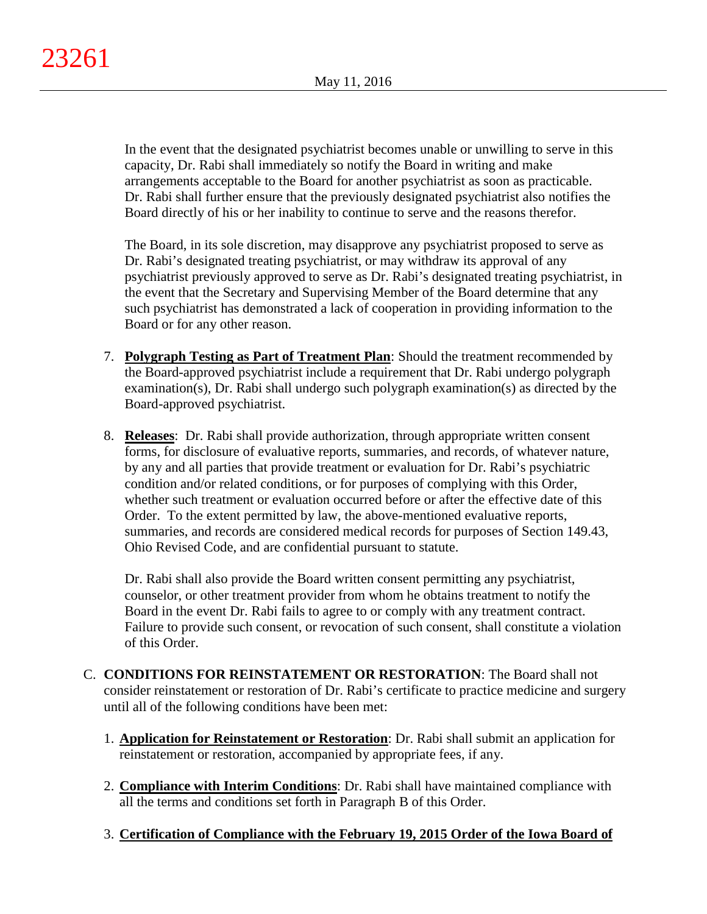In the event that the designated psychiatrist becomes unable or unwilling to serve in this capacity, Dr. Rabi shall immediately so notify the Board in writing and make arrangements acceptable to the Board for another psychiatrist as soon as practicable. Dr. Rabi shall further ensure that the previously designated psychiatrist also notifies the Board directly of his or her inability to continue to serve and the reasons therefor.

The Board, in its sole discretion, may disapprove any psychiatrist proposed to serve as Dr. Rabi's designated treating psychiatrist, or may withdraw its approval of any psychiatrist previously approved to serve as Dr. Rabi's designated treating psychiatrist, in the event that the Secretary and Supervising Member of the Board determine that any such psychiatrist has demonstrated a lack of cooperation in providing information to the Board or for any other reason.

7. **Polygraph Testing as Part of Treatment Plan**: Should the treatment recommended by the Board-approved psychiatrist include a requirement that Dr. Rabi undergo polygraph examination(s), Dr. Rabi shall undergo such polygraph examination(s) as directed by the Board-approved psychiatrist.

8. **Releases**: Dr. Rabi shall provide authorization, through appropriate written consent forms, for disclosure of evaluative reports, summaries, and records, of whatever nature, by any and all parties that provide treatment or evaluation for Dr. Rabi's psychiatric condition and/or related conditions, or for purposes of complying with this Order, whether such treatment or evaluation occurred before or after the effective date of this Order. To the extent permitted by law, the above-mentioned evaluative reports, summaries, and records are considered medical records for purposes of Section 149.43, Ohio Revised Code, and are confidential pursuant to statute.

   Dr. Rabi shall also provide the Board written consent permitting any psychiatrist, counselor, or other treatment provider from whom he obtains treatment to notify the Board in the event Dr. Rabi fails to agree to or comply with any treatment contract. Failure to provide such consent, or revocation of such consent, shall constitute a violation of this Order.

C. **CONDITIONS FOR REINSTATEMENT OR RESTORATION**: The Board shall not consider reinstatement or restoration of Dr. Rabi's certificate to practice medicine and surgery until all of the following conditions have been met:

   1. **Application for Reinstatement or Restoration**: Dr. Rabi shall submit an application for reinstatement or restoration, accompanied by appropriate fees, if any.

   2. **Compliance with Interim Conditions**: Dr. Rabi shall have maintained compliance with all the terms and conditions set forth in Paragraph B of this Order.

   3. **Certification of Compliance with the February 19, 2015 Order of the Iowa Board of**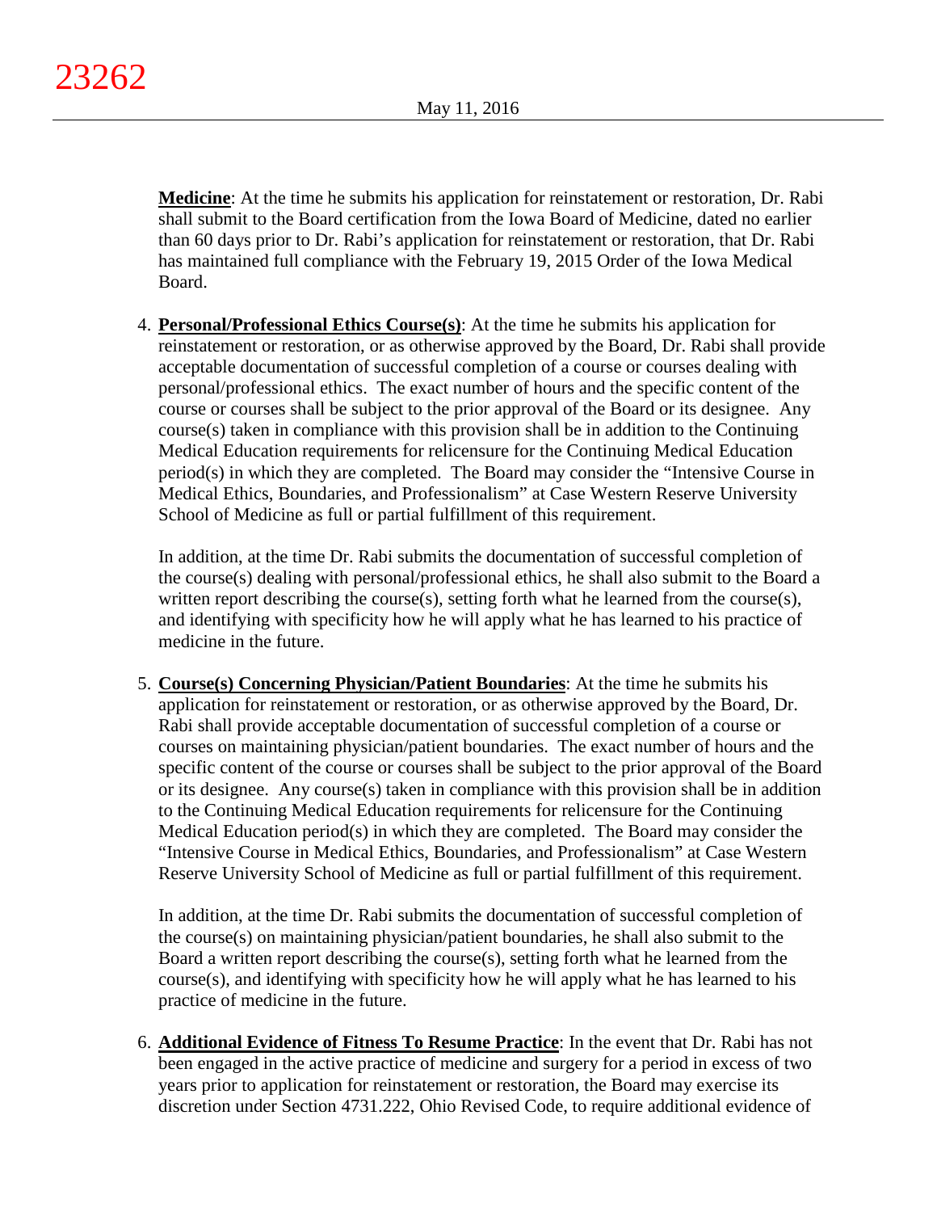**Medicine**: At the time he submits his application for reinstatement or restoration, Dr. Rabi shall submit to the Board certification from the Iowa Board of Medicine, dated no earlier than 60 days prior to Dr. Rabi's application for reinstatement or restoration, that Dr. Rabi has maintained full compliance with the February 19, 2015 Order of the Iowa Medical Board.

4. **Personal/Professional Ethics Course(s)**: At the time he submits his application for reinstatement or restoration, or as otherwise approved by the Board, Dr. Rabi shall provide acceptable documentation of successful completion of a course or courses dealing with personal/professional ethics. The exact number of hours and the specific content of the course or courses shall be subject to the prior approval of the Board or its designee. Any course(s) taken in compliance with this provision shall be in addition to the Continuing Medical Education requirements for relicensure for the Continuing Medical Education period(s) in which they are completed. The Board may consider the "Intensive Course in Medical Ethics, Boundaries, and Professionalism" at Case Western Reserve University School of Medicine as full or partial fulfillment of this requirement.

   In addition, at the time Dr. Rabi submits the documentation of successful completion of the course(s) dealing with personal/professional ethics, he shall also submit to the Board a written report describing the course(s), setting forth what he learned from the course(s), and identifying with specificity how he will apply what he has learned to his practice of medicine in the future.

5. **Course(s) Concerning Physician/Patient Boundaries**: At the time he submits his application for reinstatement or restoration, or as otherwise approved by the Board, Dr. Rabi shall provide acceptable documentation of successful completion of a course or courses on maintaining physician/patient boundaries. The exact number of hours and the specific content of the course or courses shall be subject to the prior approval of the Board or its designee. Any course(s) taken in compliance with this provision shall be in addition to the Continuing Medical Education requirements for relicensure for the Continuing Medical Education period(s) in which they are completed. The Board may consider the "Intensive Course in Medical Ethics, Boundaries, and Professionalism" at Case Western Reserve University School of Medicine as full or partial fulfillment of this requirement.

   In addition, at the time Dr. Rabi submits the documentation of successful completion of the course(s) on maintaining physician/patient boundaries, he shall also submit to the Board a written report describing the course(s), setting forth what he learned from the course(s), and identifying with specificity how he will apply what he has learned to his practice of medicine in the future.

6. **Additional Evidence of Fitness To Resume Practice**: In the event that Dr. Rabi has not been engaged in the active practice of medicine and surgery for a period in excess of two years prior to application for reinstatement or restoration, the Board may exercise its discretion under Section 4731.222, Ohio Revised Code, to require additional evidence of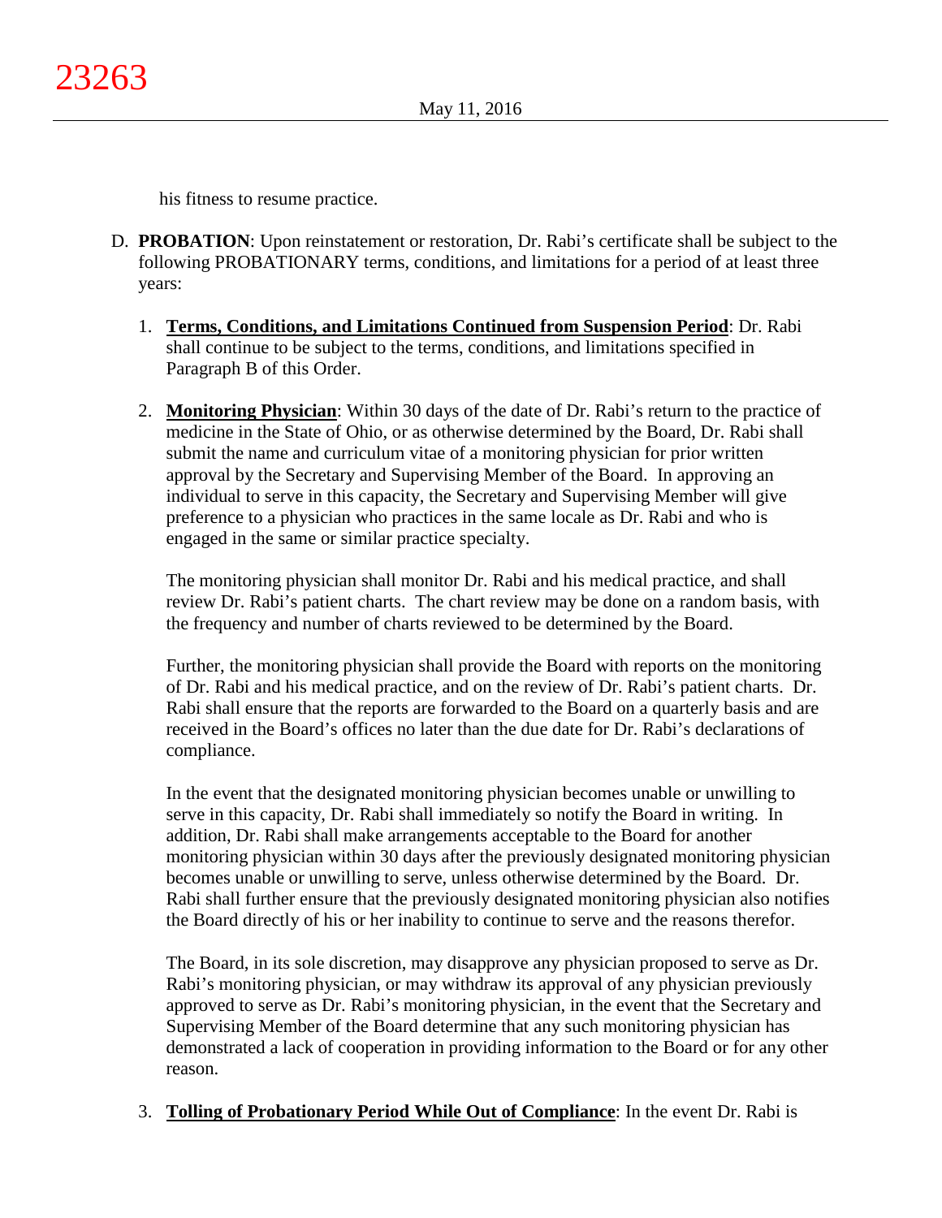his fitness to resume practice.

D. **PROBATION**: Upon reinstatement or restoration, Dr. Rabi's certificate shall be subject to the following PROBATIONARY terms, conditions, and limitations for a period of at least three years:

   1. **Terms, Conditions, and Limitations Continued from Suspension Period**: Dr. Rabi shall continue to be subject to the terms, conditions, and limitations specified in Paragraph B of this Order.

   2. **Monitoring Physician**: Within 30 days of the date of Dr. Rabi's return to the practice of medicine in the State of Ohio, or as otherwise determined by the Board, Dr. Rabi shall submit the name and curriculum vitae of a monitoring physician for prior written approval by the Secretary and Supervising Member of the Board. In approving an individual to serve in this capacity, the Secretary and Supervising Member will give preference to a physician who practices in the same locale as Dr. Rabi and who is engaged in the same or similar practice specialty.

      The monitoring physician shall monitor Dr. Rabi and his medical practice, and shall review Dr. Rabi's patient charts. The chart review may be done on a random basis, with the frequency and number of charts reviewed to be determined by the Board.

      Further, the monitoring physician shall provide the Board with reports on the monitoring of Dr. Rabi and his medical practice, and on the review of Dr. Rabi's patient charts. Dr. Rabi shall ensure that the reports are forwarded to the Board on a quarterly basis and are received in the Board's offices no later than the due date for Dr. Rabi's declarations of compliance.

      In the event that the designated monitoring physician becomes unable or unwilling to serve in this capacity, Dr. Rabi shall immediately so notify the Board in writing. In addition, Dr. Rabi shall make arrangements acceptable to the Board for another monitoring physician within 30 days after the previously designated monitoring physician becomes unable or unwilling to serve, unless otherwise determined by the Board. Dr. Rabi shall further ensure that the previously designated monitoring physician also notifies the Board directly of his or her inability to continue to serve and the reasons therefor.

      The Board, in its sole discretion, may disapprove any physician proposed to serve as Dr. Rabi's monitoring physician, or may withdraw its approval of any physician previously approved to serve as Dr. Rabi's monitoring physician, in the event that the Secretary and Supervising Member of the Board determine that any such monitoring physician has demonstrated a lack of cooperation in providing information to the Board or for any other reason.

   3. **Tolling of Probationary Period While Out of Compliance**: In the event Dr. Rabi is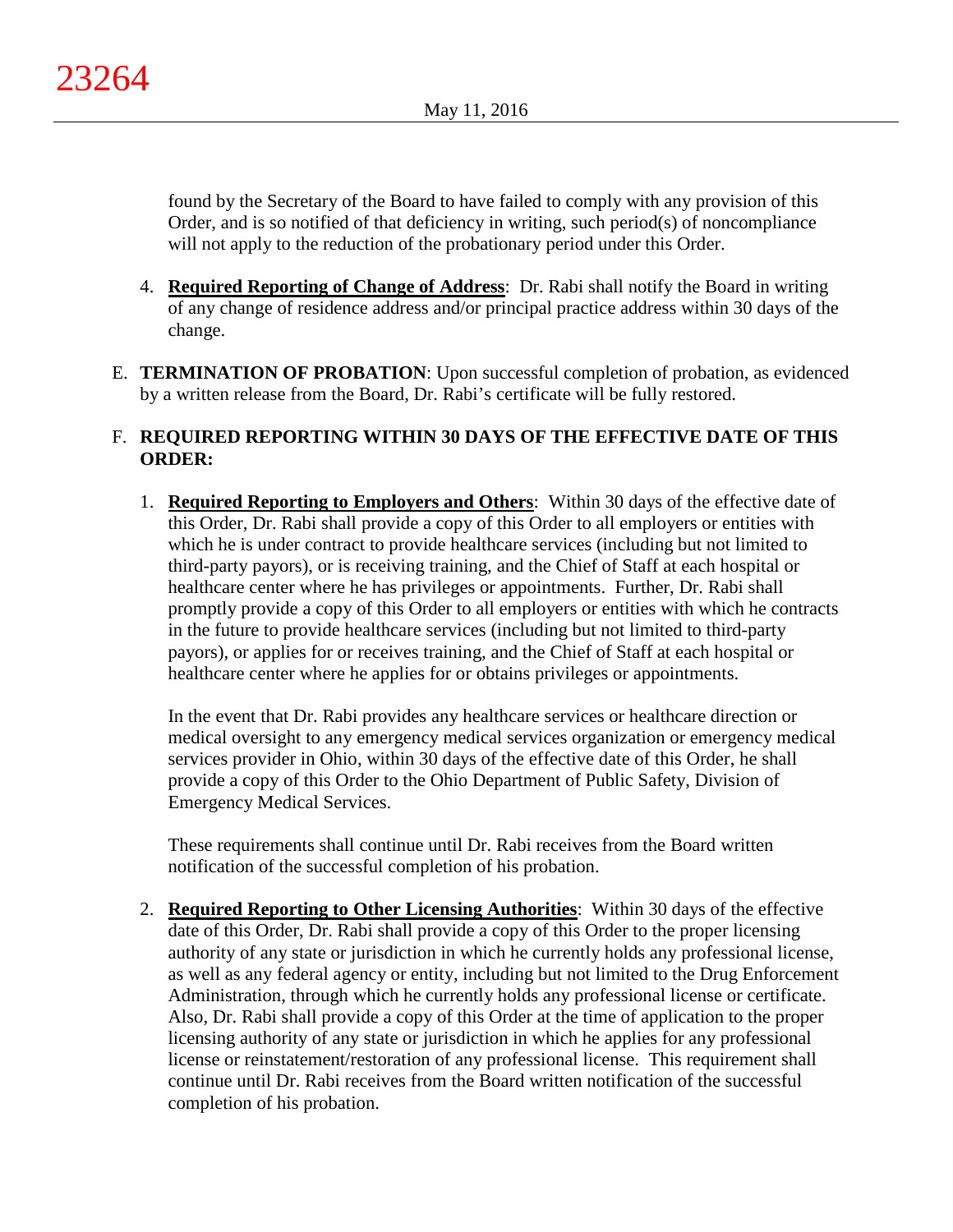found by the Secretary of the Board to have failed to comply with any provision of this Order, and is so notified of that deficiency in writing, such period(s) of noncompliance will not apply to the reduction of the probationary period under this Order.

4. **Required Reporting of Change of Address**: Dr. Rabi shall notify the Board in writing of any change of residence address and/or principal practice address within 30 days of the change.

E. **TERMINATION OF PROBATION**: Upon successful completion of probation, as evidenced by a written release from the Board, Dr. Rabi's certificate will be fully restored.

F. **REQUIRED REPORTING WITHIN 30 DAYS OF THE EFFECTIVE DATE OF THIS ORDER:**

1. **Required Reporting to Employers and Others**: Within 30 days of the effective date of this Order, Dr. Rabi shall provide a copy of this Order to all employers or entities with which he is under contract to provide healthcare services (including but not limited to third-party payors), or is receiving training, and the Chief of Staff at each hospital or healthcare center where he has privileges or appointments. Further, Dr. Rabi shall promptly provide a copy of this Order to all employers or entities with which he contracts in the future to provide healthcare services (including but not limited to third-party payors), or applies for or receives training, and the Chief of Staff at each hospital or healthcare center where he applies for or obtains privileges or appointments.

   In the event that Dr. Rabi provides any healthcare services or healthcare direction or medical oversight to any emergency medical services organization or emergency medical services provider in Ohio, within 30 days of the effective date of this Order, he shall provide a copy of this Order to the Ohio Department of Public Safety, Division of Emergency Medical Services.

   These requirements shall continue until Dr. Rabi receives from the Board written notification of the successful completion of his probation.

2. **Required Reporting to Other Licensing Authorities**: Within 30 days of the effective date of this Order, Dr. Rabi shall provide a copy of this Order to the proper licensing authority of any state or jurisdiction in which he currently holds any professional license, as well as any federal agency or entity, including but not limited to the Drug Enforcement Administration, through which he currently holds any professional license or certificate. Also, Dr. Rabi shall provide a copy of this Order at the time of application to the proper licensing authority of any state or jurisdiction in which he applies for any professional license or reinstatement/restoration of any professional license. This requirement shall continue until Dr. Rabi receives from the Board written notification of the successful completion of his probation.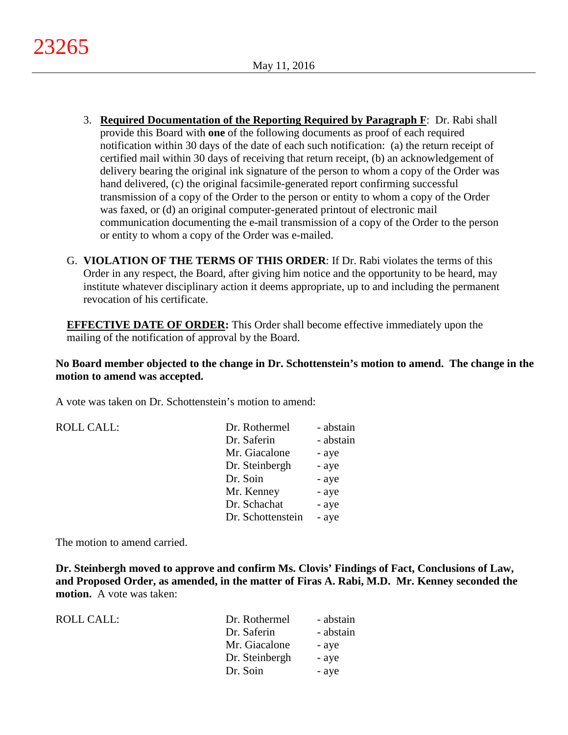3. **Required Documentation of the Reporting Required by Paragraph F**: Dr. Rabi shall provide this Board with **one** of the following documents as proof of each required notification within 30 days of the date of each such notification: (a) the return receipt of certified mail within 30 days of receiving that return receipt, (b) an acknowledgement of delivery bearing the original ink signature of the person to whom a copy of the Order was hand delivered, (c) the original facsimile-generated report confirming successful transmission of a copy of the Order to the person or entity to whom a copy of the Order was faxed, or (d) an original computer-generated printout of electronic mail communication documenting the e-mail transmission of a copy of the Order to the person or entity to whom a copy of the Order was e-mailed.

G. **VIOLATION OF THE TERMS OF THIS ORDER**: If Dr. Rabi violates the terms of this Order in any respect, the Board, after giving him notice and the opportunity to be heard, may institute whatever disciplinary action it deems appropriate, up to and including the permanent revocation of his certificate.

**EFFECTIVE DATE OF ORDER:** This Order shall become effective immediately upon the mailing of the notification of approval by the Board.

**No Board member objected to the change in Dr. Schottenstein's motion to amend. The change in the motion to amend was accepted.**

A vote was taken on Dr. Schottenstein's motion to amend:

| ROLL CALL: | Dr. Rothermel | - abstain |
|---|---|---|
| | Dr. Saferin | - abstain |
| | Mr. Giacalone | - aye |
| | Dr. Steinbergh | - aye |
| | Dr. Soin | - aye |
| | Mr. Kenney | - aye |
| | Dr. Schachat | - aye |
| | Dr. Schottenstein | - aye |

The motion to amend carried.

**Dr. Steinbergh moved to approve and confirm Ms. Clovis' Findings of Fact, Conclusions of Law, and Proposed Order, as amended, in the matter of Firas A. Rabi, M.D. Mr. Kenney seconded the motion.** A vote was taken:

| ROLL CALL: | Dr. Rothermel | - abstain |
|---|---|---|
| | Dr. Saferin | - abstain |
| | Mr. Giacalone | - aye |
| | Dr. Steinbergh | - aye |
| | Dr. Soin | - aye |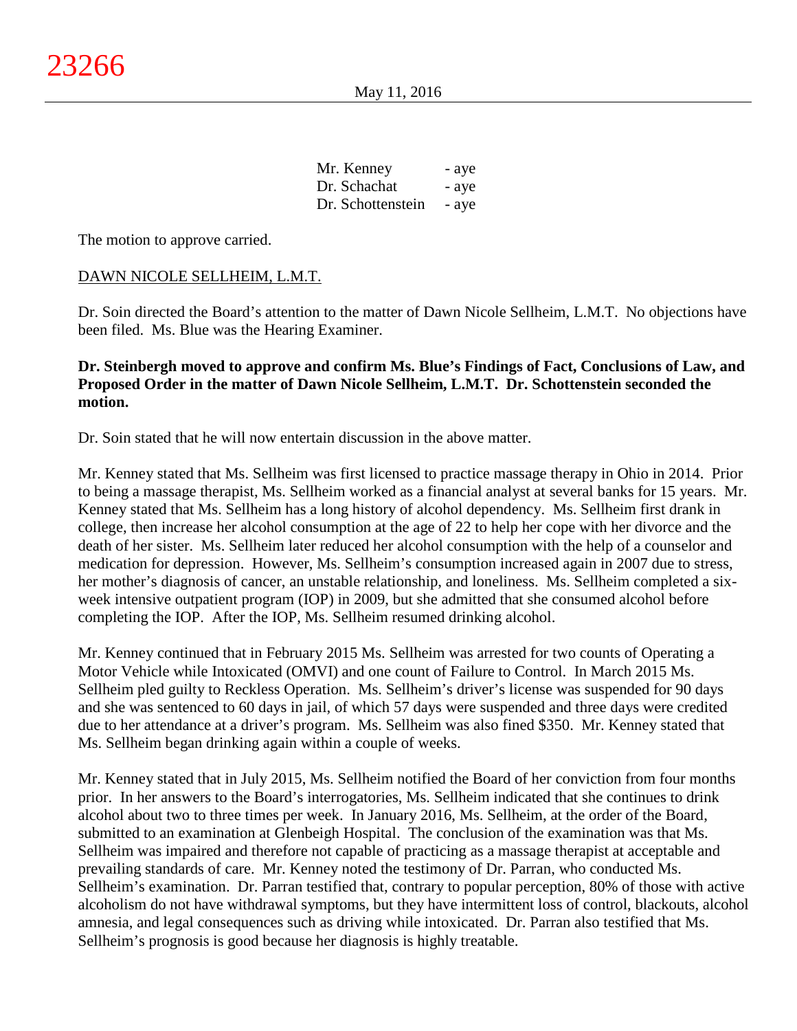| | |
|---|---|
| Mr. Kenney | - aye |
| Dr. Schachat | - aye |
| Dr. Schottenstein | - aye |

The motion to approve carried.

DAWN NICOLE SELLHEIM, L.M.T.

Dr. Soin directed the Board's attention to the matter of Dawn Nicole Sellheim, L.M.T. No objections have been filed. Ms. Blue was the Hearing Examiner.

**Dr. Steinbergh moved to approve and confirm Ms. Blue's Findings of Fact, Conclusions of Law, and Proposed Order in the matter of Dawn Nicole Sellheim, L.M.T. Dr. Schottenstein seconded the motion.**

Dr. Soin stated that he will now entertain discussion in the above matter.

Mr. Kenney stated that Ms. Sellheim was first licensed to practice massage therapy in Ohio in 2014. Prior to being a massage therapist, Ms. Sellheim worked as a financial analyst at several banks for 15 years. Mr. Kenney stated that Ms. Sellheim has a long history of alcohol dependency. Ms. Sellheim first drank in college, then increase her alcohol consumption at the age of 22 to help her cope with her divorce and the death of her sister. Ms. Sellheim later reduced her alcohol consumption with the help of a counselor and medication for depression. However, Ms. Sellheim's consumption increased again in 2007 due to stress, her mother's diagnosis of cancer, an unstable relationship, and loneliness. Ms. Sellheim completed a six-week intensive outpatient program (IOP) in 2009, but she admitted that she consumed alcohol before completing the IOP. After the IOP, Ms. Sellheim resumed drinking alcohol.

Mr. Kenney continued that in February 2015 Ms. Sellheim was arrested for two counts of Operating a Motor Vehicle while Intoxicated (OMVI) and one count of Failure to Control. In March 2015 Ms. Sellheim pled guilty to Reckless Operation. Ms. Sellheim's driver's license was suspended for 90 days and she was sentenced to 60 days in jail, of which 57 days were suspended and three days were credited due to her attendance at a driver's program. Ms. Sellheim was also fined $350. Mr. Kenney stated that Ms. Sellheim began drinking again within a couple of weeks.

Mr. Kenney stated that in July 2015, Ms. Sellheim notified the Board of her conviction from four months prior. In her answers to the Board's interrogatories, Ms. Sellheim indicated that she continues to drink alcohol about two to three times per week. In January 2016, Ms. Sellheim, at the order of the Board, submitted to an examination at Glenbeigh Hospital. The conclusion of the examination was that Ms. Sellheim was impaired and therefore not capable of practicing as a massage therapist at acceptable and prevailing standards of care. Mr. Kenney noted the testimony of Dr. Parran, who conducted Ms. Sellheim's examination. Dr. Parran testified that, contrary to popular perception, 80% of those with active alcoholism do not have withdrawal symptoms, but they have intermittent loss of control, blackouts, alcohol amnesia, and legal consequences such as driving while intoxicated. Dr. Parran also testified that Ms. Sellheim's prognosis is good because her diagnosis is highly treatable.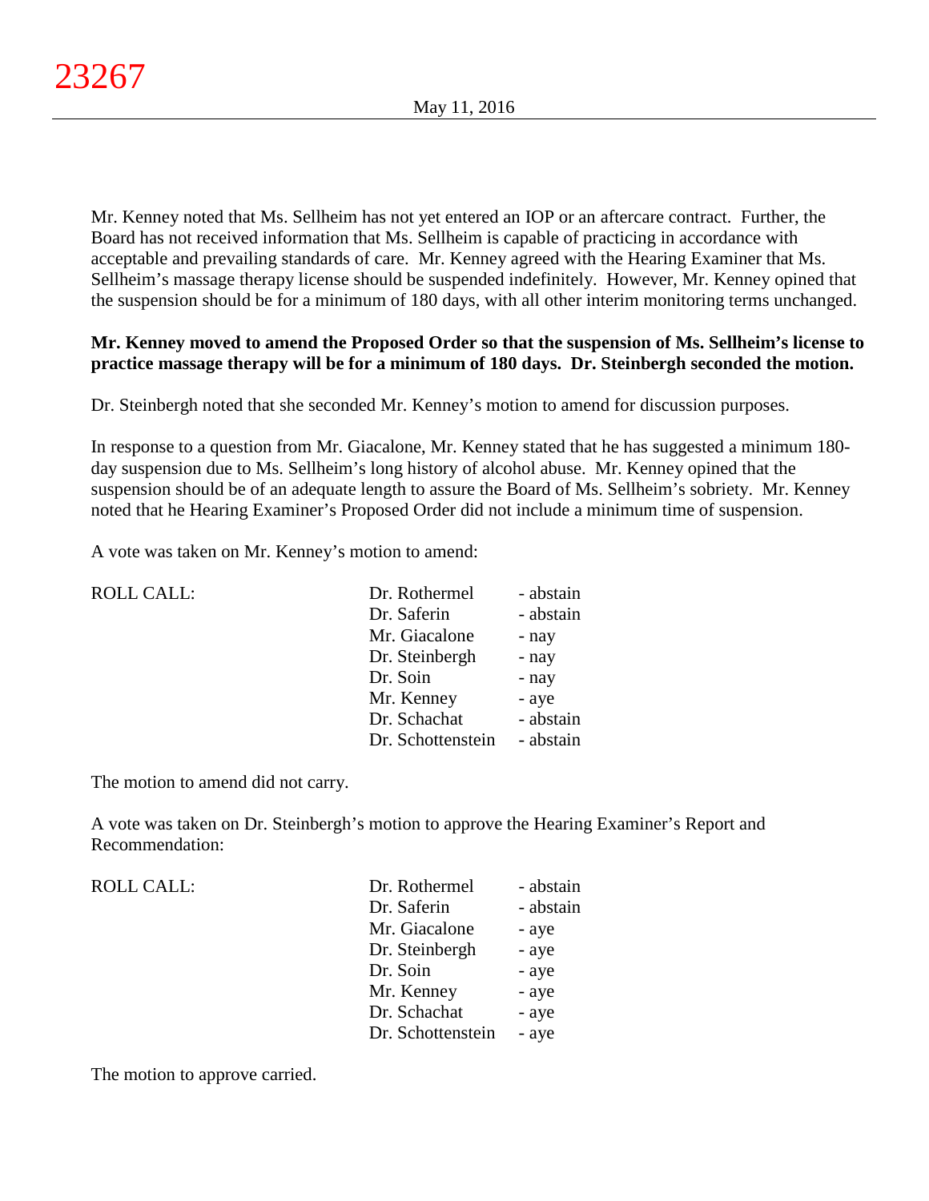Mr. Kenney noted that Ms. Sellheim has not yet entered an IOP or an aftercare contract. Further, the Board has not received information that Ms. Sellheim is capable of practicing in accordance with acceptable and prevailing standards of care. Mr. Kenney agreed with the Hearing Examiner that Ms. Sellheim's massage therapy license should be suspended indefinitely. However, Mr. Kenney opined that the suspension should be for a minimum of 180 days, with all other interim monitoring terms unchanged.

**Mr. Kenney moved to amend the Proposed Order so that the suspension of Ms. Sellheim's license to practice massage therapy will be for a minimum of 180 days. Dr. Steinbergh seconded the motion.**

Dr. Steinbergh noted that she seconded Mr. Kenney's motion to amend for discussion purposes.

In response to a question from Mr. Giacalone, Mr. Kenney stated that he has suggested a minimum 180-day suspension due to Ms. Sellheim's long history of alcohol abuse. Mr. Kenney opined that the suspension should be of an adequate length to assure the Board of Ms. Sellheim's sobriety. Mr. Kenney noted that he Hearing Examiner's Proposed Order did not include a minimum time of suspension.

A vote was taken on Mr. Kenney's motion to amend:

| ROLL CALL: | Dr. Rothermel | - abstain |
|---|---|---|
| | Dr. Saferin | - abstain |
| | Mr. Giacalone | - nay |
| | Dr. Steinbergh | - nay |
| | Dr. Soin | - nay |
| | Mr. Kenney | - aye |
| | Dr. Schachat | - abstain |
| | Dr. Schottenstein | - abstain |

The motion to amend did not carry.

A vote was taken on Dr. Steinbergh's motion to approve the Hearing Examiner's Report and Recommendation:

| ROLL CALL: | Dr. Rothermel | - abstain |
|---|---|---|
| | Dr. Saferin | - abstain |
| | Mr. Giacalone | - aye |
| | Dr. Steinbergh | - aye |
| | Dr. Soin | - aye |
| | Mr. Kenney | - aye |
| | Dr. Schachat | - aye |
| | Dr. Schottenstein | - aye |

The motion to approve carried.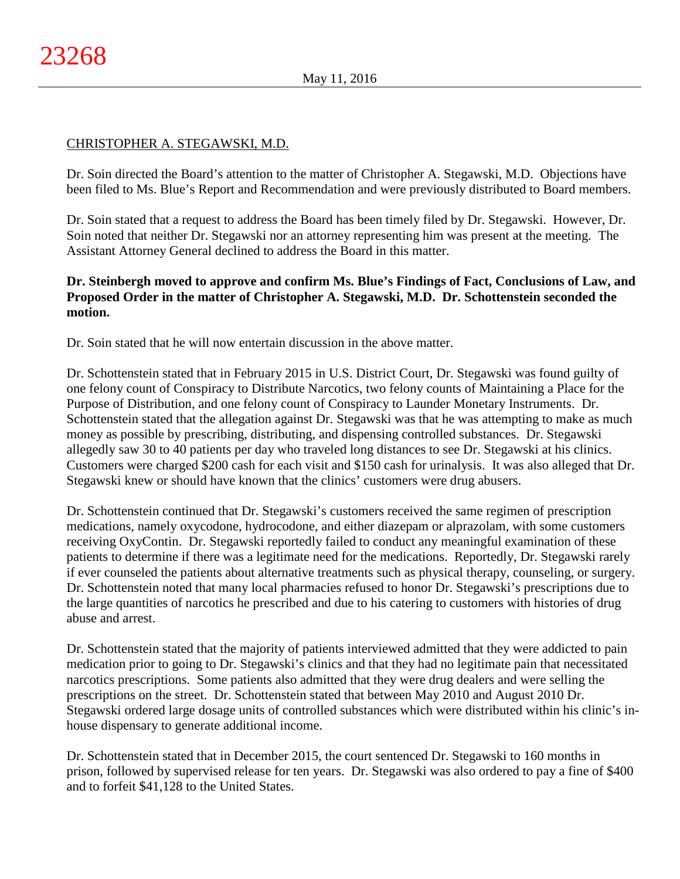CHRISTOPHER A. STEGAWSKI, M.D.

Dr. Soin directed the Board's attention to the matter of Christopher A. Stegawski, M.D. Objections have been filed to Ms. Blue's Report and Recommendation and were previously distributed to Board members.

Dr. Soin stated that a request to address the Board has been timely filed by Dr. Stegawski. However, Dr. Soin noted that neither Dr. Stegawski nor an attorney representing him was present at the meeting. The Assistant Attorney General declined to address the Board in this matter.

**Dr. Steinbergh moved to approve and confirm Ms. Blue's Findings of Fact, Conclusions of Law, and Proposed Order in the matter of Christopher A. Stegawski, M.D. Dr. Schottenstein seconded the motion.**

Dr. Soin stated that he will now entertain discussion in the above matter.

Dr. Schottenstein stated that in February 2015 in U.S. District Court, Dr. Stegawski was found guilty of one felony count of Conspiracy to Distribute Narcotics, two felony counts of Maintaining a Place for the Purpose of Distribution, and one felony count of Conspiracy to Launder Monetary Instruments. Dr. Schottenstein stated that the allegation against Dr. Stegawski was that he was attempting to make as much money as possible by prescribing, distributing, and dispensing controlled substances. Dr. Stegawski allegedly saw 30 to 40 patients per day who traveled long distances to see Dr. Stegawski at his clinics. Customers were charged $200 cash for each visit and $150 cash for urinalysis. It was also alleged that Dr. Stegawski knew or should have known that the clinics' customers were drug abusers.

Dr. Schottenstein continued that Dr. Stegawski's customers received the same regimen of prescription medications, namely oxycodone, hydrocodone, and either diazepam or alprazolam, with some customers receiving OxyContin. Dr. Stegawski reportedly failed to conduct any meaningful examination of these patients to determine if there was a legitimate need for the medications. Reportedly, Dr. Stegawski rarely if ever counseled the patients about alternative treatments such as physical therapy, counseling, or surgery. Dr. Schottenstein noted that many local pharmacies refused to honor Dr. Stegawski's prescriptions due to the large quantities of narcotics he prescribed and due to his catering to customers with histories of drug abuse and arrest.

Dr. Schottenstein stated that the majority of patients interviewed admitted that they were addicted to pain medication prior to going to Dr. Stegawski's clinics and that they had no legitimate pain that necessitated narcotics prescriptions. Some patients also admitted that they were drug dealers and were selling the prescriptions on the street. Dr. Schottenstein stated that between May 2010 and August 2010 Dr. Stegawski ordered large dosage units of controlled substances which were distributed within his clinic's in-house dispensary to generate additional income.

Dr. Schottenstein stated that in December 2015, the court sentenced Dr. Stegawski to 160 months in prison, followed by supervised release for ten years. Dr. Stegawski was also ordered to pay a fine of $400 and to forfeit $41,128 to the United States.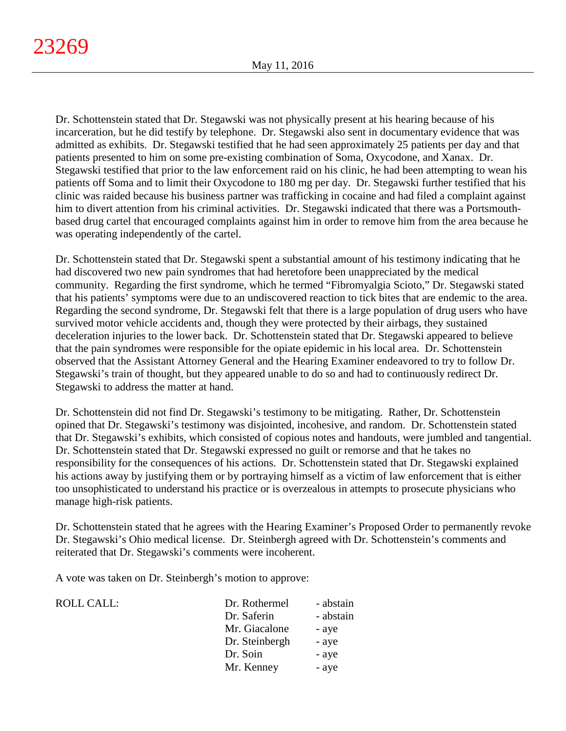Dr. Schottenstein stated that Dr. Stegawski was not physically present at his hearing because of his incarceration, but he did testify by telephone. Dr. Stegawski also sent in documentary evidence that was admitted as exhibits. Dr. Stegawski testified that he had seen approximately 25 patients per day and that patients presented to him on some pre-existing combination of Soma, Oxycodone, and Xanax. Dr. Stegawski testified that prior to the law enforcement raid on his clinic, he had been attempting to wean his patients off Soma and to limit their Oxycodone to 180 mg per day. Dr. Stegawski further testified that his clinic was raided because his business partner was trafficking in cocaine and had filed a complaint against him to divert attention from his criminal activities. Dr. Stegawski indicated that there was a Portsmouth-based drug cartel that encouraged complaints against him in order to remove him from the area because he was operating independently of the cartel.

Dr. Schottenstein stated that Dr. Stegawski spent a substantial amount of his testimony indicating that he had discovered two new pain syndromes that had heretofore been unappreciated by the medical community. Regarding the first syndrome, which he termed "Fibromyalgia Scioto," Dr. Stegawski stated that his patients' symptoms were due to an undiscovered reaction to tick bites that are endemic to the area. Regarding the second syndrome, Dr. Stegawski felt that there is a large population of drug users who have survived motor vehicle accidents and, though they were protected by their airbags, they sustained deceleration injuries to the lower back. Dr. Schottenstein stated that Dr. Stegawski appeared to believe that the pain syndromes were responsible for the opiate epidemic in his local area. Dr. Schottenstein observed that the Assistant Attorney General and the Hearing Examiner endeavored to try to follow Dr. Stegawski's train of thought, but they appeared unable to do so and had to continuously redirect Dr. Stegawski to address the matter at hand.

Dr. Schottenstein did not find Dr. Stegawski's testimony to be mitigating. Rather, Dr. Schottenstein opined that Dr. Stegawski's testimony was disjointed, incohesive, and random. Dr. Schottenstein stated that Dr. Stegawski's exhibits, which consisted of copious notes and handouts, were jumbled and tangential. Dr. Schottenstein stated that Dr. Stegawski expressed no guilt or remorse and that he takes no responsibility for the consequences of his actions. Dr. Schottenstein stated that Dr. Stegawski explained his actions away by justifying them or by portraying himself as a victim of law enforcement that is either too unsophisticated to understand his practice or is overzealous in attempts to prosecute physicians who manage high-risk patients.

Dr. Schottenstein stated that he agrees with the Hearing Examiner's Proposed Order to permanently revoke Dr. Stegawski's Ohio medical license. Dr. Steinbergh agreed with Dr. Schottenstein's comments and reiterated that Dr. Stegawski's comments were incoherent.

A vote was taken on Dr. Steinbergh's motion to approve:

| ROLL CALL: | | |
|---|---|---|
| | Dr. Rothermel | - abstain |
| | Dr. Saferin | - abstain |
| | Mr. Giacalone | - aye |
| | Dr. Steinbergh | - aye |
| | Dr. Soin | - aye |
| | Mr. Kenney | - aye |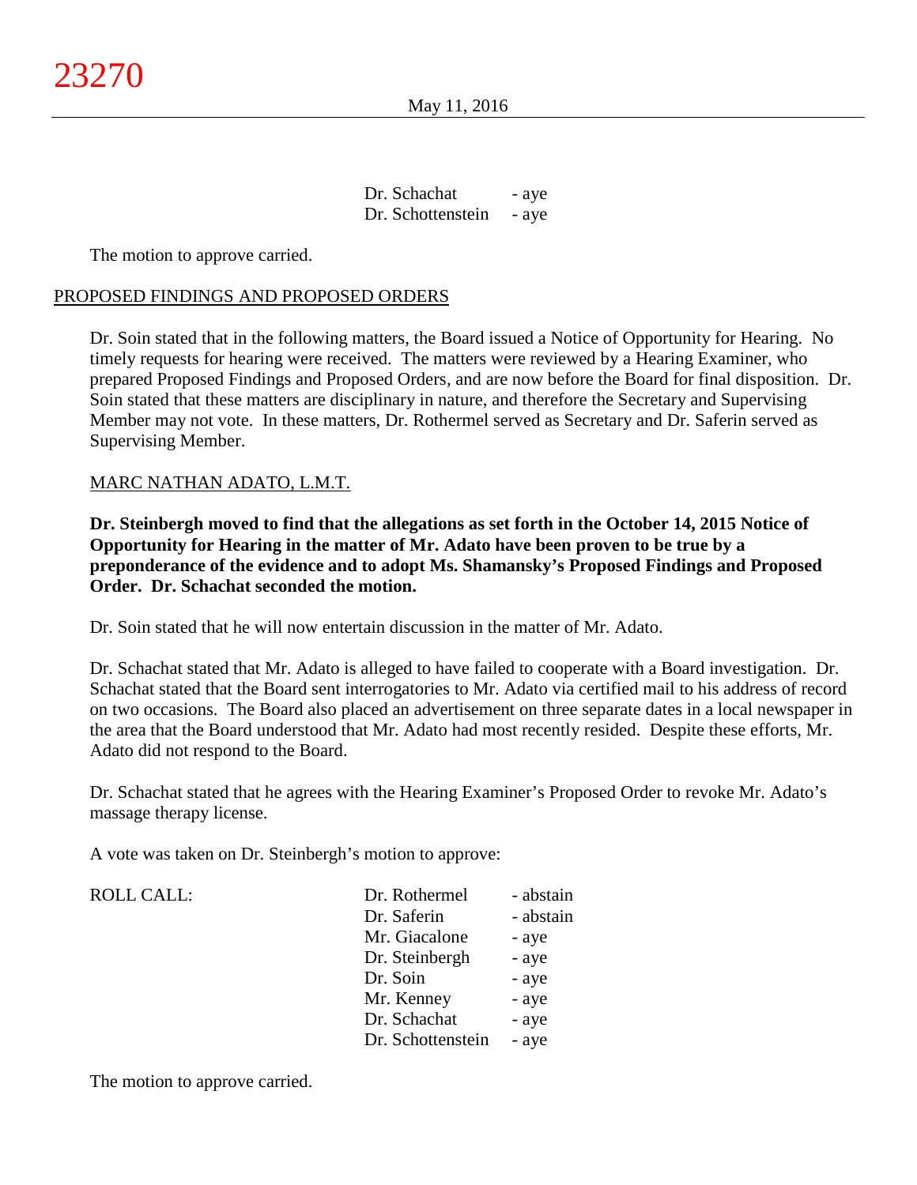| | |
|---|---|
| Dr. Schachat | - aye |
| Dr. Schottenstein | - aye |

The motion to approve carried.

## PROPOSED FINDINGS AND PROPOSED ORDERS

Dr. Soin stated that in the following matters, the Board issued a Notice of Opportunity for Hearing. No timely requests for hearing were received. The matters were reviewed by a Hearing Examiner, who prepared Proposed Findings and Proposed Orders, and are now before the Board for final disposition. Dr. Soin stated that these matters are disciplinary in nature, and therefore the Secretary and Supervising Member may not vote. In these matters, Dr. Rothermel served as Secretary and Dr. Saferin served as Supervising Member.

### MARC NATHAN ADATO, L.M.T.

**Dr. Steinbergh moved to find that the allegations as set forth in the October 14, 2015 Notice of Opportunity for Hearing in the matter of Mr. Adato have been proven to be true by a preponderance of the evidence and to adopt Ms. Shamansky's Proposed Findings and Proposed Order. Dr. Schachat seconded the motion.**

Dr. Soin stated that he will now entertain discussion in the matter of Mr. Adato.

Dr. Schachat stated that Mr. Adato is alleged to have failed to cooperate with a Board investigation. Dr. Schachat stated that the Board sent interrogatories to Mr. Adato via certified mail to his address of record on two occasions. The Board also placed an advertisement on three separate dates in a local newspaper in the area that the Board understood that Mr. Adato had most recently resided. Despite these efforts, Mr. Adato did not respond to the Board.

Dr. Schachat stated that he agrees with the Hearing Examiner's Proposed Order to revoke Mr. Adato's massage therapy license.

A vote was taken on Dr. Steinbergh's motion to approve:

| ROLL CALL: | | |
|---|---|---|
| | Dr. Rothermel | - abstain |
| | Dr. Saferin | - abstain |
| | Mr. Giacalone | - aye |
| | Dr. Steinbergh | - aye |
| | Dr. Soin | - aye |
| | Mr. Kenney | - aye |
| | Dr. Schachat | - aye |
| | Dr. Schottenstein | - aye |

The motion to approve carried.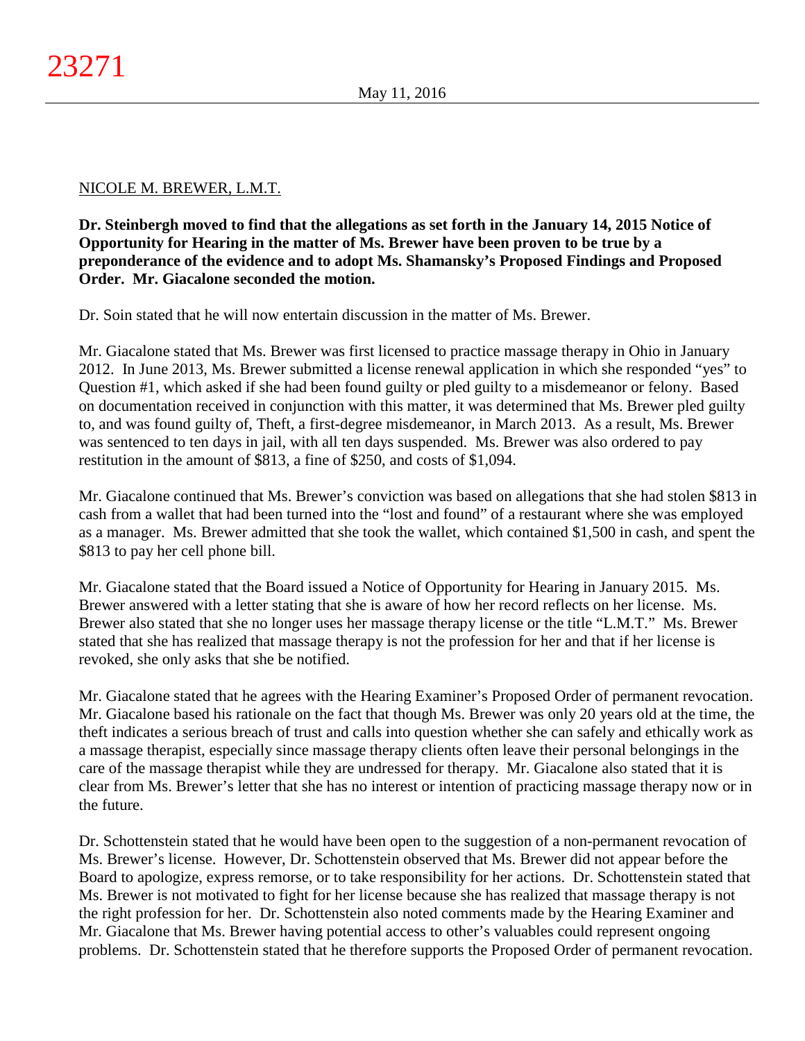NICOLE M. BREWER, L.M.T.

**Dr. Steinbergh moved to find that the allegations as set forth in the January 14, 2015 Notice of Opportunity for Hearing in the matter of Ms. Brewer have been proven to be true by a preponderance of the evidence and to adopt Ms. Shamansky's Proposed Findings and Proposed Order. Mr. Giacalone seconded the motion.**

Dr. Soin stated that he will now entertain discussion in the matter of Ms. Brewer.

Mr. Giacalone stated that Ms. Brewer was first licensed to practice massage therapy in Ohio in January 2012. In June 2013, Ms. Brewer submitted a license renewal application in which she responded "yes" to Question #1, which asked if she had been found guilty or pled guilty to a misdemeanor or felony. Based on documentation received in conjunction with this matter, it was determined that Ms. Brewer pled guilty to, and was found guilty of, Theft, a first-degree misdemeanor, in March 2013. As a result, Ms. Brewer was sentenced to ten days in jail, with all ten days suspended. Ms. Brewer was also ordered to pay restitution in the amount of $813, a fine of $250, and costs of $1,094.

Mr. Giacalone continued that Ms. Brewer's conviction was based on allegations that she had stolen $813 in cash from a wallet that had been turned into the "lost and found" of a restaurant where she was employed as a manager. Ms. Brewer admitted that she took the wallet, which contained $1,500 in cash, and spent the $813 to pay her cell phone bill.

Mr. Giacalone stated that the Board issued a Notice of Opportunity for Hearing in January 2015. Ms. Brewer answered with a letter stating that she is aware of how her record reflects on her license. Ms. Brewer also stated that she no longer uses her massage therapy license or the title "L.M.T." Ms. Brewer stated that she has realized that massage therapy is not the profession for her and that if her license is revoked, she only asks that she be notified.

Mr. Giacalone stated that he agrees with the Hearing Examiner's Proposed Order of permanent revocation. Mr. Giacalone based his rationale on the fact that though Ms. Brewer was only 20 years old at the time, the theft indicates a serious breach of trust and calls into question whether she can safely and ethically work as a massage therapist, especially since massage therapy clients often leave their personal belongings in the care of the massage therapist while they are undressed for therapy. Mr. Giacalone also stated that it is clear from Ms. Brewer's letter that she has no interest or intention of practicing massage therapy now or in the future.

Dr. Schottenstein stated that he would have been open to the suggestion of a non-permanent revocation of Ms. Brewer's license. However, Dr. Schottenstein observed that Ms. Brewer did not appear before the Board to apologize, express remorse, or to take responsibility for her actions. Dr. Schottenstein stated that Ms. Brewer is not motivated to fight for her license because she has realized that massage therapy is not the right profession for her. Dr. Schottenstein also noted comments made by the Hearing Examiner and Mr. Giacalone that Ms. Brewer having potential access to other's valuables could represent ongoing problems. Dr. Schottenstein stated that he therefore supports the Proposed Order of permanent revocation.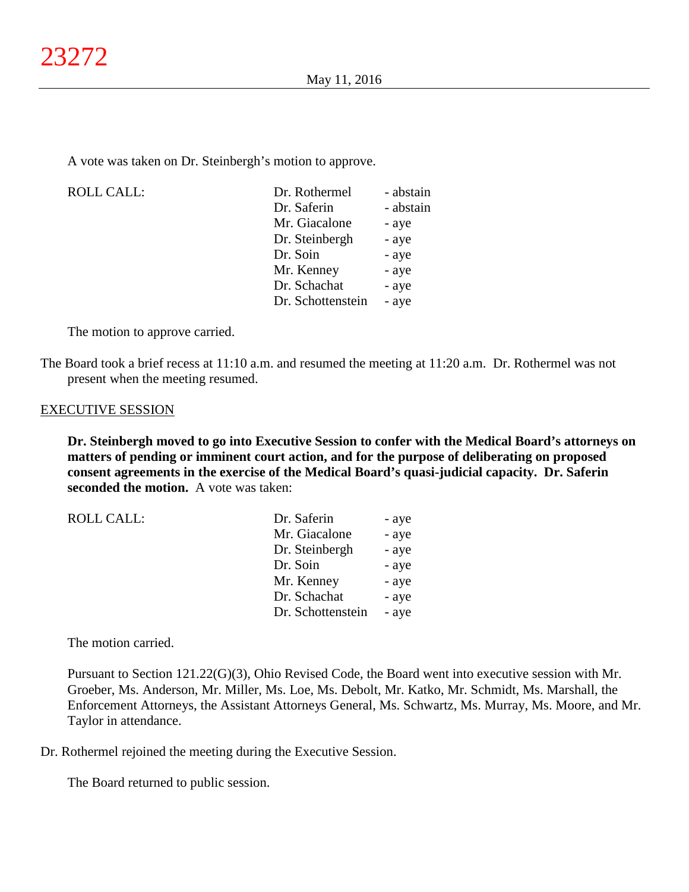A vote was taken on Dr. Steinbergh's motion to approve.

| ROLL CALL: | | |
|---|---|---|
| | Dr. Rothermel | - abstain |
| | Dr. Saferin | - abstain |
| | Mr. Giacalone | - aye |
| | Dr. Steinbergh | - aye |
| | Dr. Soin | - aye |
| | Mr. Kenney | - aye |
| | Dr. Schachat | - aye |
| | Dr. Schottenstein | - aye |

The motion to approve carried.

The Board took a brief recess at 11:10 a.m. and resumed the meeting at 11:20 a.m. Dr. Rothermel was not present when the meeting resumed.

## EXECUTIVE SESSION

**Dr. Steinbergh moved to go into Executive Session to confer with the Medical Board's attorneys on matters of pending or imminent court action, and for the purpose of deliberating on proposed consent agreements in the exercise of the Medical Board's quasi-judicial capacity. Dr. Saferin seconded the motion.** A vote was taken:

| ROLL CALL: | | |
|---|---|---|
| | Dr. Saferin | - aye |
| | Mr. Giacalone | - aye |
| | Dr. Steinbergh | - aye |
| | Dr. Soin | - aye |
| | Mr. Kenney | - aye |
| | Dr. Schachat | - aye |
| | Dr. Schottenstein | - aye |

The motion carried.

Pursuant to Section 121.22(G)(3), Ohio Revised Code, the Board went into executive session with Mr. Groeber, Ms. Anderson, Mr. Miller, Ms. Loe, Ms. Debolt, Mr. Katko, Mr. Schmidt, Ms. Marshall, the Enforcement Attorneys, the Assistant Attorneys General, Ms. Schwartz, Ms. Murray, Ms. Moore, and Mr. Taylor in attendance.

Dr. Rothermel rejoined the meeting during the Executive Session.

The Board returned to public session.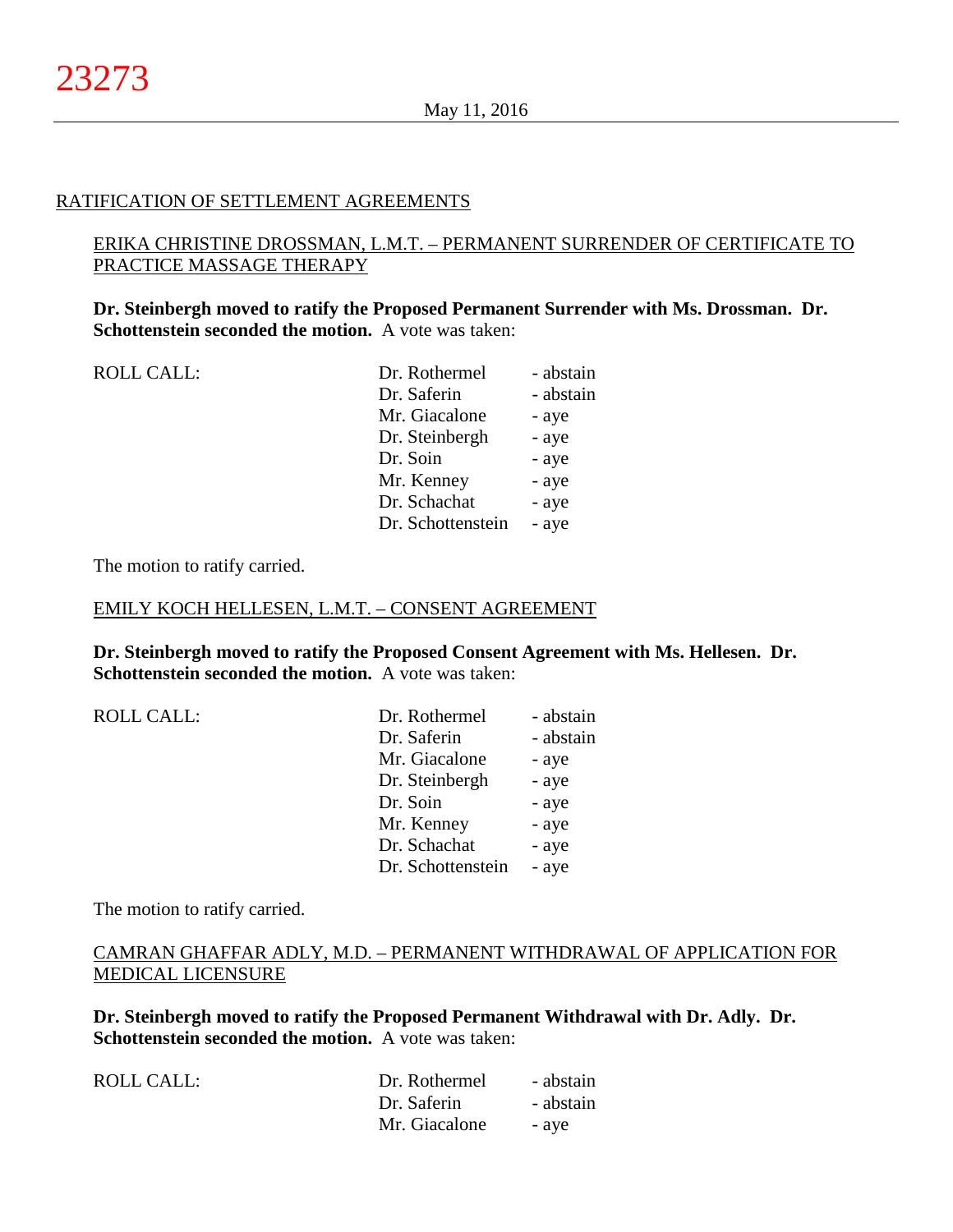## RATIFICATION OF SETTLEMENT AGREEMENTS

### ERIKA CHRISTINE DROSSMAN, L.M.T. – PERMANENT SURRENDER OF CERTIFICATE TO PRACTICE MASSAGE THERAPY

**Dr. Steinbergh moved to ratify the Proposed Permanent Surrender with Ms. Drossman. Dr. Schottenstein seconded the motion.** A vote was taken:

| ROLL CALL: | Dr. Rothermel | - abstain |
|---|---|---|
| | Dr. Saferin | - abstain |
| | Mr. Giacalone | - aye |
| | Dr. Steinbergh | - aye |
| | Dr. Soin | - aye |
| | Mr. Kenney | - aye |
| | Dr. Schachat | - aye |
| | Dr. Schottenstein | - aye |

The motion to ratify carried.

### EMILY KOCH HELLESEN, L.M.T. – CONSENT AGREEMENT

**Dr. Steinbergh moved to ratify the Proposed Consent Agreement with Ms. Hellesen. Dr. Schottenstein seconded the motion.** A vote was taken:

| ROLL CALL: | Dr. Rothermel | - abstain |
|---|---|---|
| | Dr. Saferin | - abstain |
| | Mr. Giacalone | - aye |
| | Dr. Steinbergh | - aye |
| | Dr. Soin | - aye |
| | Mr. Kenney | - aye |
| | Dr. Schachat | - aye |
| | Dr. Schottenstein | - aye |

The motion to ratify carried.

### CAMRAN GHAFFAR ADLY, M.D. – PERMANENT WITHDRAWAL OF APPLICATION FOR MEDICAL LICENSURE

**Dr. Steinbergh moved to ratify the Proposed Permanent Withdrawal with Dr. Adly. Dr. Schottenstein seconded the motion.** A vote was taken:

| ROLL CALL: | Dr. Rothermel | - abstain |
|---|---|---|
| | Dr. Saferin | - abstain |
| | Mr. Giacalone | - aye |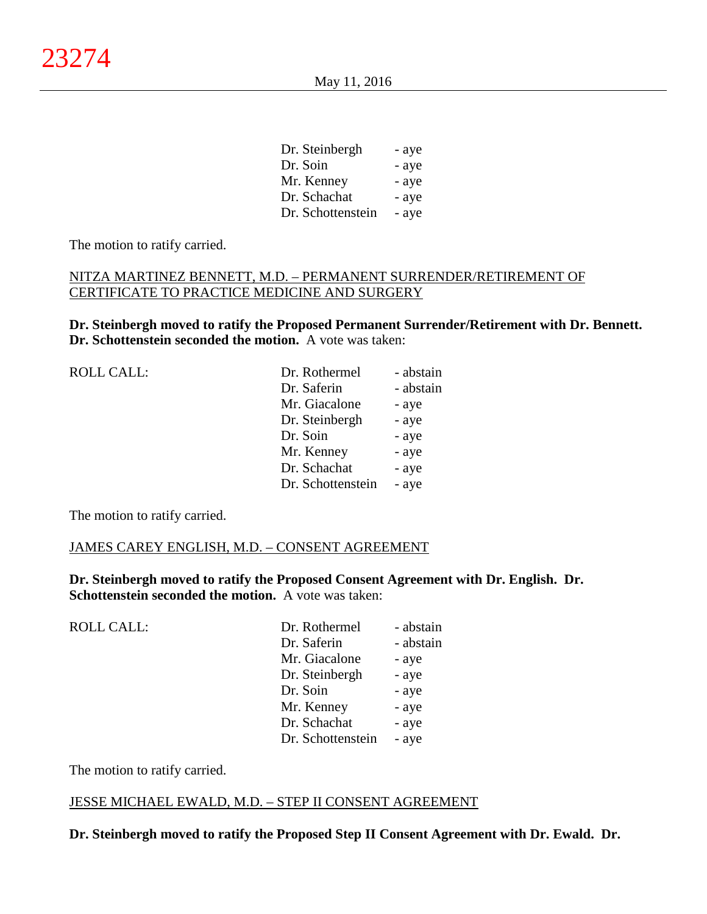| | |
|---|---|
| Dr. Steinbergh | - aye |
| Dr. Soin | - aye |
| Mr. Kenney | - aye |
| Dr. Schachat | - aye |
| Dr. Schottenstein | - aye |

The motion to ratify carried.

NITZA MARTINEZ BENNETT, M.D. – PERMANENT SURRENDER/RETIREMENT OF CERTIFICATE TO PRACTICE MEDICINE AND SURGERY

**Dr. Steinbergh moved to ratify the Proposed Permanent Surrender/Retirement with Dr. Bennett. Dr. Schottenstein seconded the motion.** A vote was taken:

| ROLL CALL: | | |
|---|---|---|
| | Dr. Rothermel | - abstain |
| | Dr. Saferin | - abstain |
| | Mr. Giacalone | - aye |
| | Dr. Steinbergh | - aye |
| | Dr. Soin | - aye |
| | Mr. Kenney | - aye |
| | Dr. Schachat | - aye |
| | Dr. Schottenstein | - aye |

The motion to ratify carried.

JAMES CAREY ENGLISH, M.D. – CONSENT AGREEMENT

**Dr. Steinbergh moved to ratify the Proposed Consent Agreement with Dr. English. Dr. Schottenstein seconded the motion.** A vote was taken:

| ROLL CALL: | | |
|---|---|---|
| | Dr. Rothermel | - abstain |
| | Dr. Saferin | - abstain |
| | Mr. Giacalone | - aye |
| | Dr. Steinbergh | - aye |
| | Dr. Soin | - aye |
| | Mr. Kenney | - aye |
| | Dr. Schachat | - aye |
| | Dr. Schottenstein | - aye |

The motion to ratify carried.

JESSE MICHAEL EWALD, M.D. – STEP II CONSENT AGREEMENT

**Dr. Steinbergh moved to ratify the Proposed Step II Consent Agreement with Dr. Ewald. Dr.**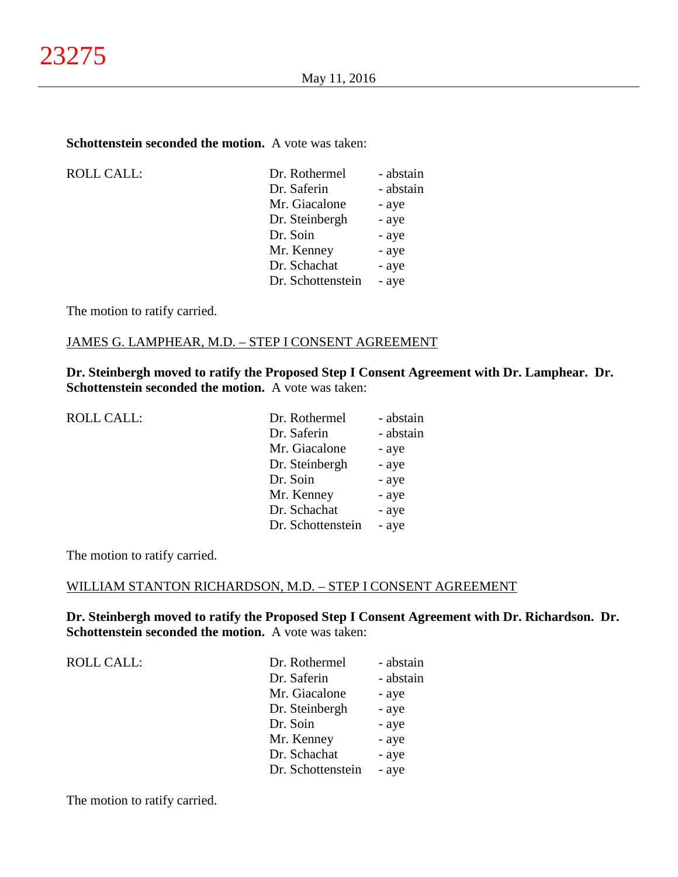**Schottenstein seconded the motion.** A vote was taken:

| ROLL CALL: | | |
|---|---|---|
| | Dr. Rothermel | - abstain |
| | Dr. Saferin | - abstain |
| | Mr. Giacalone | - aye |
| | Dr. Steinbergh | - aye |
| | Dr. Soin | - aye |
| | Mr. Kenney | - aye |
| | Dr. Schachat | - aye |
| | Dr. Schottenstein | - aye |

The motion to ratify carried.

JAMES G. LAMPHEAR, M.D. – STEP I CONSENT AGREEMENT

**Dr. Steinbergh moved to ratify the Proposed Step I Consent Agreement with Dr. Lamphear. Dr. Schottenstein seconded the motion.** A vote was taken:

| ROLL CALL: | | |
|---|---|---|
| | Dr. Rothermel | - abstain |
| | Dr. Saferin | - abstain |
| | Mr. Giacalone | - aye |
| | Dr. Steinbergh | - aye |
| | Dr. Soin | - aye |
| | Mr. Kenney | - aye |
| | Dr. Schachat | - aye |
| | Dr. Schottenstein | - aye |

The motion to ratify carried.

WILLIAM STANTON RICHARDSON, M.D. – STEP I CONSENT AGREEMENT

**Dr. Steinbergh moved to ratify the Proposed Step I Consent Agreement with Dr. Richardson. Dr. Schottenstein seconded the motion.** A vote was taken:

| ROLL CALL: | | |
|---|---|---|
| | Dr. Rothermel | - abstain |
| | Dr. Saferin | - abstain |
| | Mr. Giacalone | - aye |
| | Dr. Steinbergh | - aye |
| | Dr. Soin | - aye |
| | Mr. Kenney | - aye |
| | Dr. Schachat | - aye |
| | Dr. Schottenstein | - aye |

The motion to ratify carried.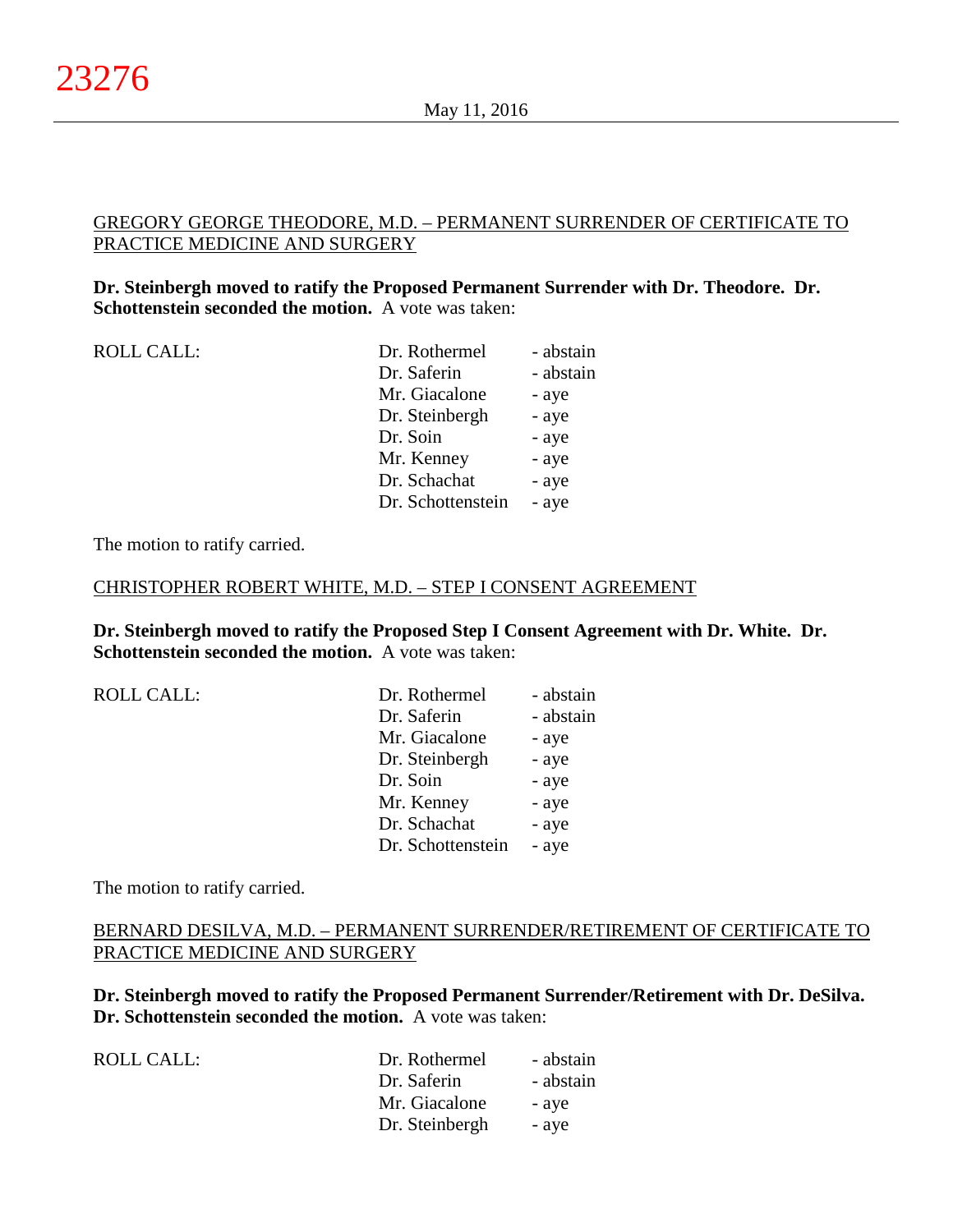GREGORY GEORGE THEODORE, M.D. – PERMANENT SURRENDER OF CERTIFICATE TO PRACTICE MEDICINE AND SURGERY

**Dr. Steinbergh moved to ratify the Proposed Permanent Surrender with Dr. Theodore. Dr. Schottenstein seconded the motion.** A vote was taken:

| ROLL CALL: | Dr. Rothermel | - abstain |
|---|---|---|
| | Dr. Saferin | - abstain |
| | Mr. Giacalone | - aye |
| | Dr. Steinbergh | - aye |
| | Dr. Soin | - aye |
| | Mr. Kenney | - aye |
| | Dr. Schachat | - aye |
| | Dr. Schottenstein | - aye |

The motion to ratify carried.

CHRISTOPHER ROBERT WHITE, M.D. – STEP I CONSENT AGREEMENT

**Dr. Steinbergh moved to ratify the Proposed Step I Consent Agreement with Dr. White. Dr. Schottenstein seconded the motion.** A vote was taken:

| ROLL CALL: | Dr. Rothermel | - abstain |
|---|---|---|
| | Dr. Saferin | - abstain |
| | Mr. Giacalone | - aye |
| | Dr. Steinbergh | - aye |
| | Dr. Soin | - aye |
| | Mr. Kenney | - aye |
| | Dr. Schachat | - aye |
| | Dr. Schottenstein | - aye |

The motion to ratify carried.

BERNARD DESILVA, M.D. – PERMANENT SURRENDER/RETIREMENT OF CERTIFICATE TO PRACTICE MEDICINE AND SURGERY

**Dr. Steinbergh moved to ratify the Proposed Permanent Surrender/Retirement with Dr. DeSilva. Dr. Schottenstein seconded the motion.** A vote was taken:

| ROLL CALL: | Dr. Rothermel | - abstain |
|---|---|---|
| | Dr. Saferin | - abstain |
| | Mr. Giacalone | - aye |
| | Dr. Steinbergh | - aye |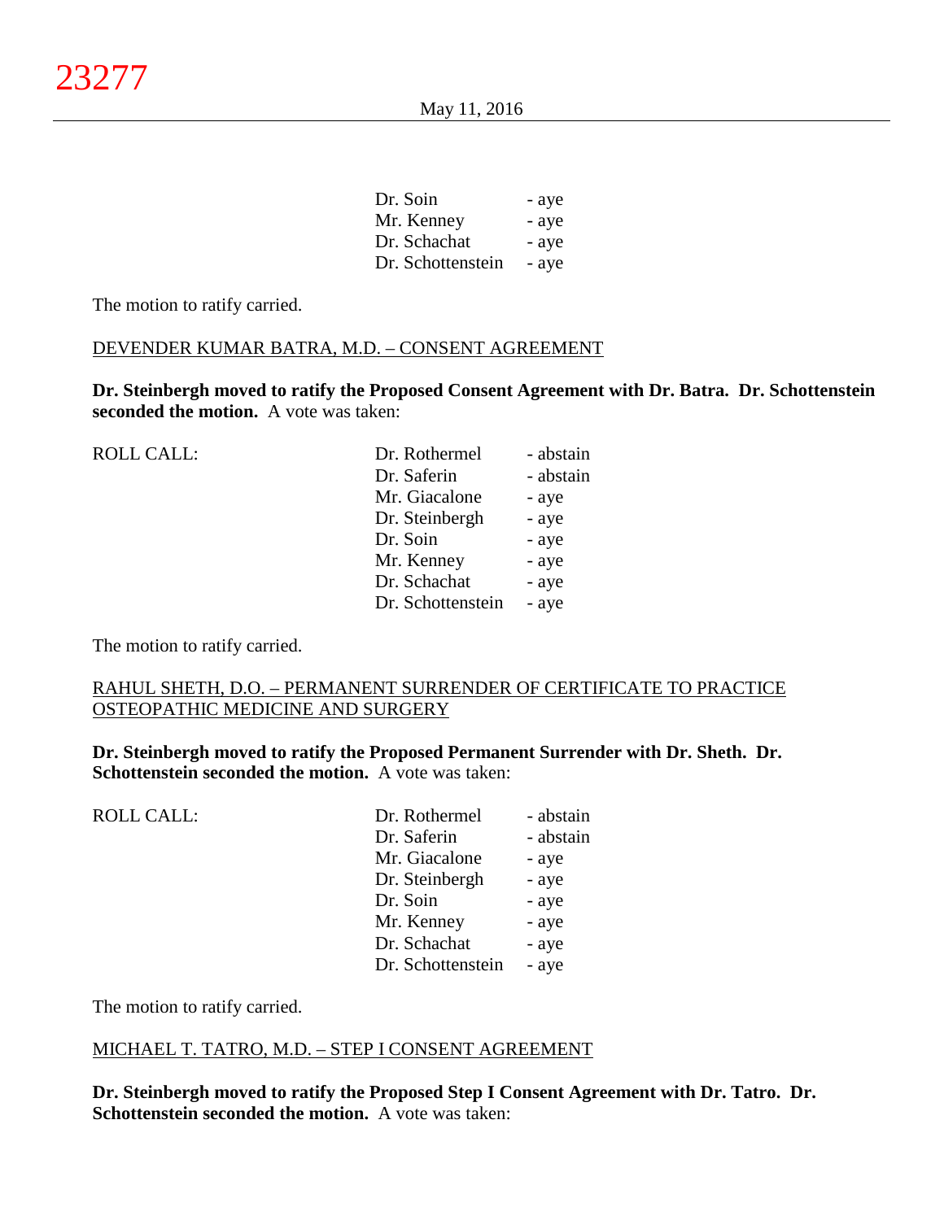| | |
|---|---|
| Dr. Soin | - aye |
| Mr. Kenney | - aye |
| Dr. Schachat | - aye |
| Dr. Schottenstein | - aye |

The motion to ratify carried.

DEVENDER KUMAR BATRA, M.D. – CONSENT AGREEMENT

**Dr. Steinbergh moved to ratify the Proposed Consent Agreement with Dr. Batra. Dr. Schottenstein seconded the motion.** A vote was taken:

| ROLL CALL: | | |
|---|---|---|
| | Dr. Rothermel | - abstain |
| | Dr. Saferin | - abstain |
| | Mr. Giacalone | - aye |
| | Dr. Steinbergh | - aye |
| | Dr. Soin | - aye |
| | Mr. Kenney | - aye |
| | Dr. Schachat | - aye |
| | Dr. Schottenstein | - aye |

The motion to ratify carried.

RAHUL SHETH, D.O. – PERMANENT SURRENDER OF CERTIFICATE TO PRACTICE OSTEOPATHIC MEDICINE AND SURGERY

**Dr. Steinbergh moved to ratify the Proposed Permanent Surrender with Dr. Sheth. Dr. Schottenstein seconded the motion.** A vote was taken:

| ROLL CALL: | | |
|---|---|---|
| | Dr. Rothermel | - abstain |
| | Dr. Saferin | - abstain |
| | Mr. Giacalone | - aye |
| | Dr. Steinbergh | - aye |
| | Dr. Soin | - aye |
| | Mr. Kenney | - aye |
| | Dr. Schachat | - aye |
| | Dr. Schottenstein | - aye |

The motion to ratify carried.

MICHAEL T. TATRO, M.D. – STEP I CONSENT AGREEMENT

**Dr. Steinbergh moved to ratify the Proposed Step I Consent Agreement with Dr. Tatro. Dr. Schottenstein seconded the motion.** A vote was taken: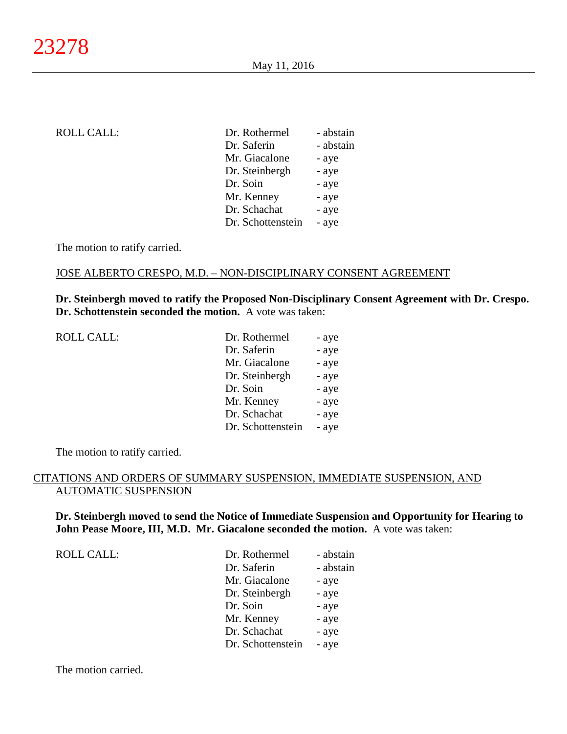ROLL CALL:

| | |
|---|---|
| Dr. Rothermel | - abstain |
| Dr. Saferin | - abstain |
| Mr. Giacalone | - aye |
| Dr. Steinbergh | - aye |
| Dr. Soin | - aye |
| Mr. Kenney | - aye |
| Dr. Schachat | - aye |
| Dr. Schottenstein | - aye |

The motion to ratify carried.

JOSE ALBERTO CRESPO, M.D. – NON-DISCIPLINARY CONSENT AGREEMENT

**Dr. Steinbergh moved to ratify the Proposed Non-Disciplinary Consent Agreement with Dr. Crespo. Dr. Schottenstein seconded the motion.** A vote was taken:

ROLL CALL:

| | |
|---|---|
| Dr. Rothermel | - aye |
| Dr. Saferin | - aye |
| Mr. Giacalone | - aye |
| Dr. Steinbergh | - aye |
| Dr. Soin | - aye |
| Mr. Kenney | - aye |
| Dr. Schachat | - aye |
| Dr. Schottenstein | - aye |

The motion to ratify carried.

CITATIONS AND ORDERS OF SUMMARY SUSPENSION, IMMEDIATE SUSPENSION, AND AUTOMATIC SUSPENSION

**Dr. Steinbergh moved to send the Notice of Immediate Suspension and Opportunity for Hearing to John Pease Moore, III, M.D. Mr. Giacalone seconded the motion.** A vote was taken:

ROLL CALL:

| | |
|---|---|
| Dr. Rothermel | - abstain |
| Dr. Saferin | - abstain |
| Mr. Giacalone | - aye |
| Dr. Steinbergh | - aye |
| Dr. Soin | - aye |
| Mr. Kenney | - aye |
| Dr. Schachat | - aye |
| Dr. Schottenstein | - aye |

The motion carried.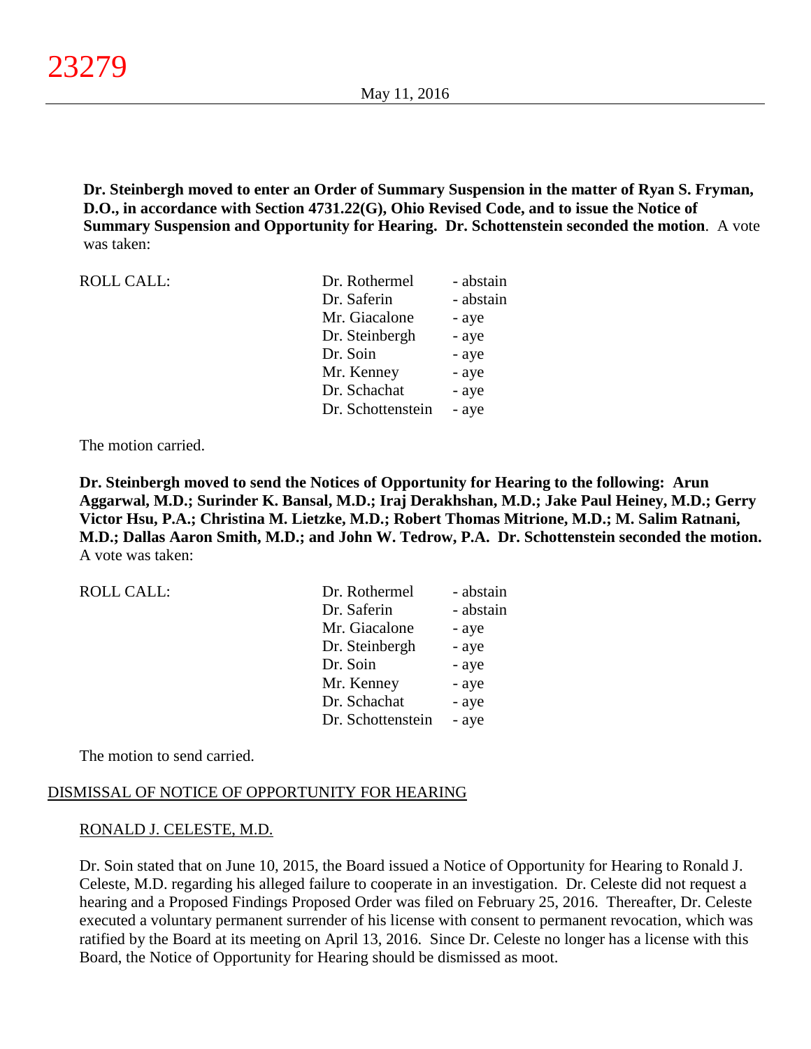**Dr. Steinbergh moved to enter an Order of Summary Suspension in the matter of Ryan S. Fryman, D.O., in accordance with Section 4731.22(G), Ohio Revised Code, and to issue the Notice of Summary Suspension and Opportunity for Hearing. Dr. Schottenstein seconded the motion**. A vote was taken:

| ROLL CALL: | | |
|---|---|---|
| | Dr. Rothermel | - abstain |
| | Dr. Saferin | - abstain |
| | Mr. Giacalone | - aye |
| | Dr. Steinbergh | - aye |
| | Dr. Soin | - aye |
| | Mr. Kenney | - aye |
| | Dr. Schachat | - aye |
| | Dr. Schottenstein | - aye |

The motion carried.

**Dr. Steinbergh moved to send the Notices of Opportunity for Hearing to the following: Arun Aggarwal, M.D.; Surinder K. Bansal, M.D.; Iraj Derakhshan, M.D.; Jake Paul Heiney, M.D.; Gerry Victor Hsu, P.A.; Christina M. Lietzke, M.D.; Robert Thomas Mitrione, M.D.; M. Salim Ratnani, M.D.; Dallas Aaron Smith, M.D.; and John W. Tedrow, P.A. Dr. Schottenstein seconded the motion.** A vote was taken:

| ROLL CALL: | | |
|---|---|---|
| | Dr. Rothermel | - abstain |
| | Dr. Saferin | - abstain |
| | Mr. Giacalone | - aye |
| | Dr. Steinbergh | - aye |
| | Dr. Soin | - aye |
| | Mr. Kenney | - aye |
| | Dr. Schachat | - aye |
| | Dr. Schottenstein | - aye |

The motion to send carried.

## DISMISSAL OF NOTICE OF OPPORTUNITY FOR HEARING

### RONALD J. CELESTE, M.D.

Dr. Soin stated that on June 10, 2015, the Board issued a Notice of Opportunity for Hearing to Ronald J. Celeste, M.D. regarding his alleged failure to cooperate in an investigation. Dr. Celeste did not request a hearing and a Proposed Findings Proposed Order was filed on February 25, 2016. Thereafter, Dr. Celeste executed a voluntary permanent surrender of his license with consent to permanent revocation, which was ratified by the Board at its meeting on April 13, 2016. Since Dr. Celeste no longer has a license with this Board, the Notice of Opportunity for Hearing should be dismissed as moot.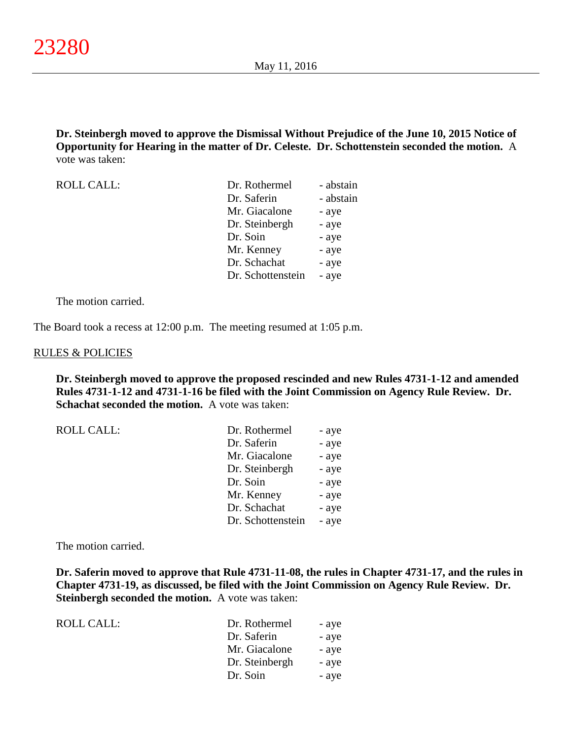**Dr. Steinbergh moved to approve the Dismissal Without Prejudice of the June 10, 2015 Notice of Opportunity for Hearing in the matter of Dr. Celeste. Dr. Schottenstein seconded the motion.** A vote was taken:

| ROLL CALL: | Dr. Rothermel | - abstain |
|---|---|---|
| | Dr. Saferin | - abstain |
| | Mr. Giacalone | - aye |
| | Dr. Steinbergh | - aye |
| | Dr. Soin | - aye |
| | Mr. Kenney | - aye |
| | Dr. Schachat | - aye |
| | Dr. Schottenstein | - aye |

The motion carried.

The Board took a recess at 12:00 p.m. The meeting resumed at 1:05 p.m.

RULES & POLICIES

**Dr. Steinbergh moved to approve the proposed rescinded and new Rules 4731-1-12 and amended Rules 4731-1-12 and 4731-1-16 be filed with the Joint Commission on Agency Rule Review. Dr. Schachat seconded the motion.** A vote was taken:

| ROLL CALL: | Dr. Rothermel | - aye |
|---|---|---|
| | Dr. Saferin | - aye |
| | Mr. Giacalone | - aye |
| | Dr. Steinbergh | - aye |
| | Dr. Soin | - aye |
| | Mr. Kenney | - aye |
| | Dr. Schachat | - aye |
| | Dr. Schottenstein | - aye |

The motion carried.

**Dr. Saferin moved to approve that Rule 4731-11-08, the rules in Chapter 4731-17, and the rules in Chapter 4731-19, as discussed, be filed with the Joint Commission on Agency Rule Review. Dr. Steinbergh seconded the motion.** A vote was taken:

| ROLL CALL: | Dr. Rothermel | - aye |
|---|---|---|
| | Dr. Saferin | - aye |
| | Mr. Giacalone | - aye |
| | Dr. Steinbergh | - aye |
| | Dr. Soin | - aye |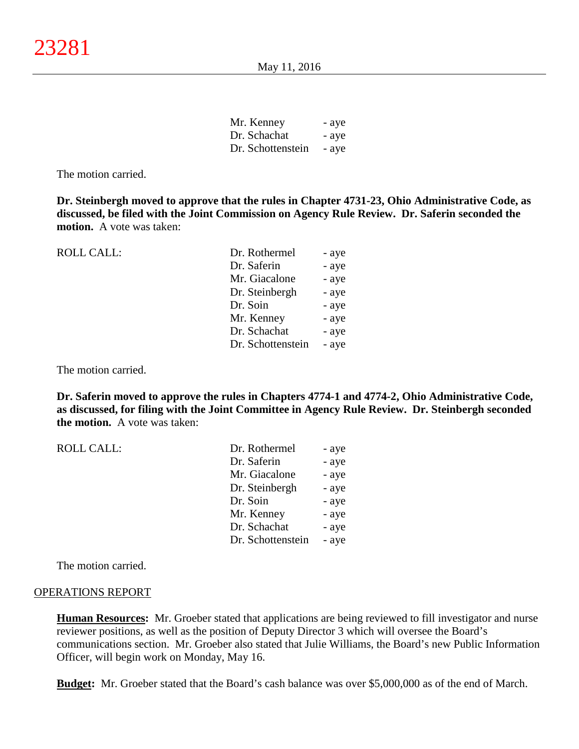| | |
|---|---|
| Mr. Kenney | - aye |
| Dr. Schachat | - aye |
| Dr. Schottenstein | - aye |

The motion carried.

**Dr. Steinbergh moved to approve that the rules in Chapter 4731-23, Ohio Administrative Code, as discussed, be filed with the Joint Commission on Agency Rule Review. Dr. Saferin seconded the motion.** A vote was taken:

| ROLL CALL: | | |
|---|---|---|
| | Dr. Rothermel | - aye |
| | Dr. Saferin | - aye |
| | Mr. Giacalone | - aye |
| | Dr. Steinbergh | - aye |
| | Dr. Soin | - aye |
| | Mr. Kenney | - aye |
| | Dr. Schachat | - aye |
| | Dr. Schottenstein | - aye |

The motion carried.

**Dr. Saferin moved to approve the rules in Chapters 4774-1 and 4774-2, Ohio Administrative Code, as discussed, for filing with the Joint Committee in Agency Rule Review. Dr. Steinbergh seconded the motion.** A vote was taken:

| ROLL CALL: | | |
|---|---|---|
| | Dr. Rothermel | - aye |
| | Dr. Saferin | - aye |
| | Mr. Giacalone | - aye |
| | Dr. Steinbergh | - aye |
| | Dr. Soin | - aye |
| | Mr. Kenney | - aye |
| | Dr. Schachat | - aye |
| | Dr. Schottenstein | - aye |

The motion carried.

OPERATIONS REPORT

**Human Resources:** Mr. Groeber stated that applications are being reviewed to fill investigator and nurse reviewer positions, as well as the position of Deputy Director 3 which will oversee the Board's communications section. Mr. Groeber also stated that Julie Williams, the Board's new Public Information Officer, will begin work on Monday, May 16.

**Budget:** Mr. Groeber stated that the Board's cash balance was over $5,000,000 as of the end of March.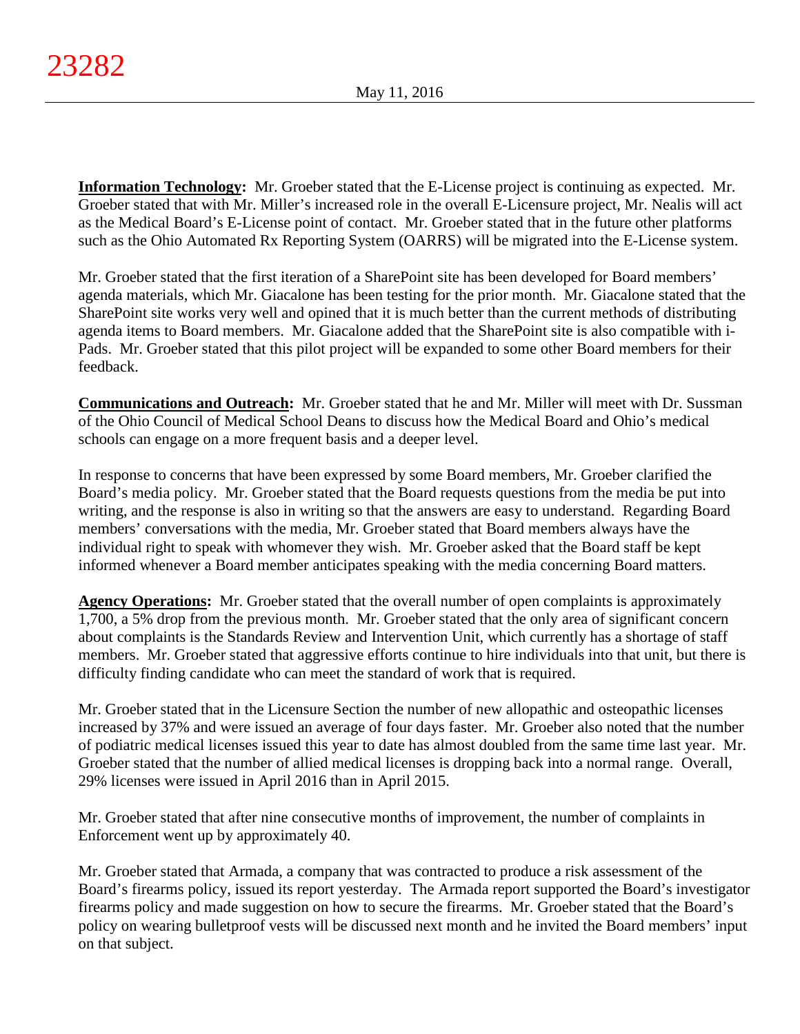**Information Technology:** Mr. Groeber stated that the E-License project is continuing as expected. Mr. Groeber stated that with Mr. Miller's increased role in the overall E-Licensure project, Mr. Nealis will act as the Medical Board's E-License point of contact. Mr. Groeber stated that in the future other platforms such as the Ohio Automated Rx Reporting System (OARRS) will be migrated into the E-License system.

Mr. Groeber stated that the first iteration of a SharePoint site has been developed for Board members' agenda materials, which Mr. Giacalone has been testing for the prior month. Mr. Giacalone stated that the SharePoint site works very well and opined that it is much better than the current methods of distributing agenda items to Board members. Mr. Giacalone added that the SharePoint site is also compatible with i-Pads. Mr. Groeber stated that this pilot project will be expanded to some other Board members for their feedback.

**Communications and Outreach:** Mr. Groeber stated that he and Mr. Miller will meet with Dr. Sussman of the Ohio Council of Medical School Deans to discuss how the Medical Board and Ohio's medical schools can engage on a more frequent basis and a deeper level.

In response to concerns that have been expressed by some Board members, Mr. Groeber clarified the Board's media policy. Mr. Groeber stated that the Board requests questions from the media be put into writing, and the response is also in writing so that the answers are easy to understand. Regarding Board members' conversations with the media, Mr. Groeber stated that Board members always have the individual right to speak with whomever they wish. Mr. Groeber asked that the Board staff be kept informed whenever a Board member anticipates speaking with the media concerning Board matters.

**Agency Operations:** Mr. Groeber stated that the overall number of open complaints is approximately 1,700, a 5% drop from the previous month. Mr. Groeber stated that the only area of significant concern about complaints is the Standards Review and Intervention Unit, which currently has a shortage of staff members. Mr. Groeber stated that aggressive efforts continue to hire individuals into that unit, but there is difficulty finding candidate who can meet the standard of work that is required.

Mr. Groeber stated that in the Licensure Section the number of new allopathic and osteopathic licenses increased by 37% and were issued an average of four days faster. Mr. Groeber also noted that the number of podiatric medical licenses issued this year to date has almost doubled from the same time last year. Mr. Groeber stated that the number of allied medical licenses is dropping back into a normal range. Overall, 29% licenses were issued in April 2016 than in April 2015.

Mr. Groeber stated that after nine consecutive months of improvement, the number of complaints in Enforcement went up by approximately 40.

Mr. Groeber stated that Armada, a company that was contracted to produce a risk assessment of the Board's firearms policy, issued its report yesterday. The Armada report supported the Board's investigator firearms policy and made suggestion on how to secure the firearms. Mr. Groeber stated that the Board's policy on wearing bulletproof vests will be discussed next month and he invited the Board members' input on that subject.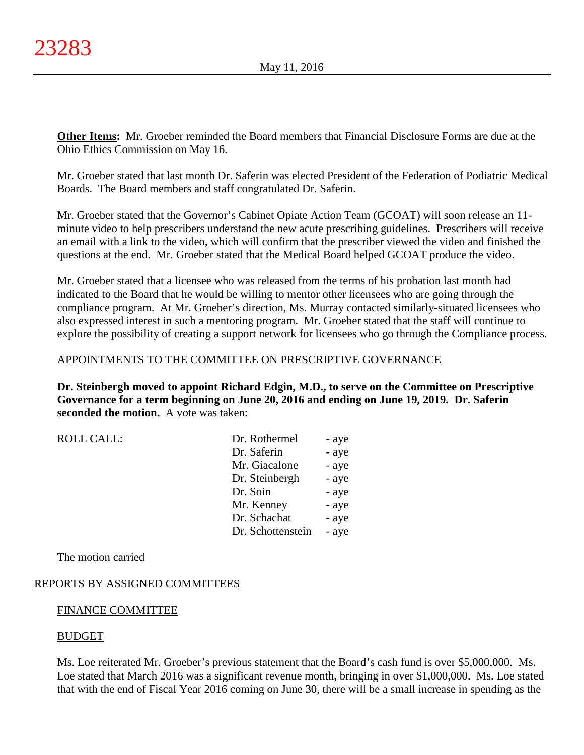**Other Items:** Mr. Groeber reminded the Board members that Financial Disclosure Forms are due at the Ohio Ethics Commission on May 16.

Mr. Groeber stated that last month Dr. Saferin was elected President of the Federation of Podiatric Medical Boards. The Board members and staff congratulated Dr. Saferin.

Mr. Groeber stated that the Governor's Cabinet Opiate Action Team (GCOAT) will soon release an 11-minute video to help prescribers understand the new acute prescribing guidelines. Prescribers will receive an email with a link to the video, which will confirm that the prescriber viewed the video and finished the questions at the end. Mr. Groeber stated that the Medical Board helped GCOAT produce the video.

Mr. Groeber stated that a licensee who was released from the terms of his probation last month had indicated to the Board that he would be willing to mentor other licensees who are going through the compliance program. At Mr. Groeber's direction, Ms. Murray contacted similarly-situated licensees who also expressed interest in such a mentoring program. Mr. Groeber stated that the staff will continue to explore the possibility of creating a support network for licensees who go through the Compliance process.

APPOINTMENTS TO THE COMMITTEE ON PRESCRIPTIVE GOVERNANCE

**Dr. Steinbergh moved to appoint Richard Edgin, M.D., to serve on the Committee on Prescriptive Governance for a term beginning on June 20, 2016 and ending on June 19, 2019. Dr. Saferin seconded the motion.** A vote was taken:

| ROLL CALL: | | |
|---|---|---|
| | Dr. Rothermel | - aye |
| | Dr. Saferin | - aye |
| | Mr. Giacalone | - aye |
| | Dr. Steinbergh | - aye |
| | Dr. Soin | - aye |
| | Mr. Kenney | - aye |
| | Dr. Schachat | - aye |
| | Dr. Schottenstein | - aye |

The motion carried

REPORTS BY ASSIGNED COMMITTEES

FINANCE COMMITTEE

BUDGET

Ms. Loe reiterated Mr. Groeber's previous statement that the Board's cash fund is over $5,000,000. Ms. Loe stated that March 2016 was a significant revenue month, bringing in over $1,000,000. Ms. Loe stated that with the end of Fiscal Year 2016 coming on June 30, there will be a small increase in spending as the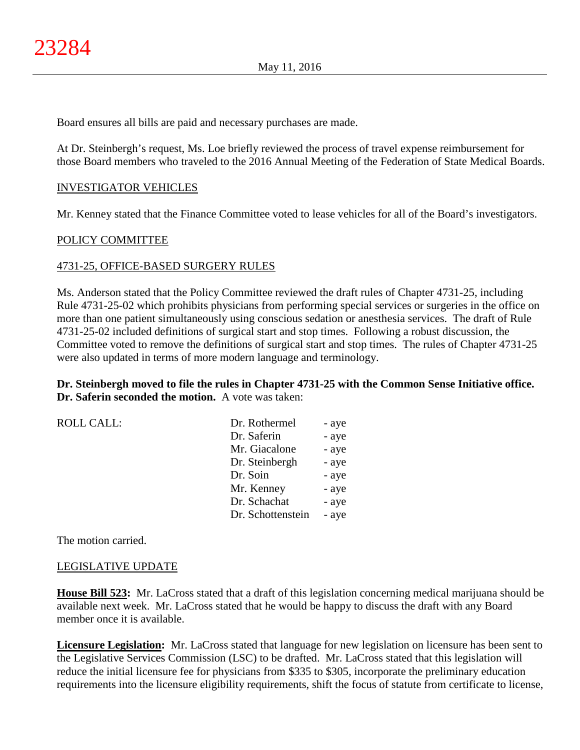Board ensures all bills are paid and necessary purchases are made.

At Dr. Steinbergh's request, Ms. Loe briefly reviewed the process of travel expense reimbursement for those Board members who traveled to the 2016 Annual Meeting of the Federation of State Medical Boards.

INVESTIGATOR VEHICLES

Mr. Kenney stated that the Finance Committee voted to lease vehicles for all of the Board's investigators.

POLICY COMMITTEE

4731-25, OFFICE-BASED SURGERY RULES

Ms. Anderson stated that the Policy Committee reviewed the draft rules of Chapter 4731-25, including Rule 4731-25-02 which prohibits physicians from performing special services or surgeries in the office on more than one patient simultaneously using conscious sedation or anesthesia services. The draft of Rule 4731-25-02 included definitions of surgical start and stop times. Following a robust discussion, the Committee voted to remove the definitions of surgical start and stop times. The rules of Chapter 4731-25 were also updated in terms of more modern language and terminology.

**Dr. Steinbergh moved to file the rules in Chapter 4731-25 with the Common Sense Initiative office. Dr. Saferin seconded the motion.** A vote was taken:

| ROLL CALL: | | |
|---|---|---|
| | Dr. Rothermel | - aye |
| | Dr. Saferin | - aye |
| | Mr. Giacalone | - aye |
| | Dr. Steinbergh | - aye |
| | Dr. Soin | - aye |
| | Mr. Kenney | - aye |
| | Dr. Schachat | - aye |
| | Dr. Schottenstein | - aye |

The motion carried.

LEGISLATIVE UPDATE

**House Bill 523:** Mr. LaCross stated that a draft of this legislation concerning medical marijuana should be available next week. Mr. LaCross stated that he would be happy to discuss the draft with any Board member once it is available.

**Licensure Legislation:** Mr. LaCross stated that language for new legislation on licensure has been sent to the Legislative Services Commission (LSC) to be drafted. Mr. LaCross stated that this legislation will reduce the initial licensure fee for physicians from $335 to $305, incorporate the preliminary education requirements into the licensure eligibility requirements, shift the focus of statute from certificate to license,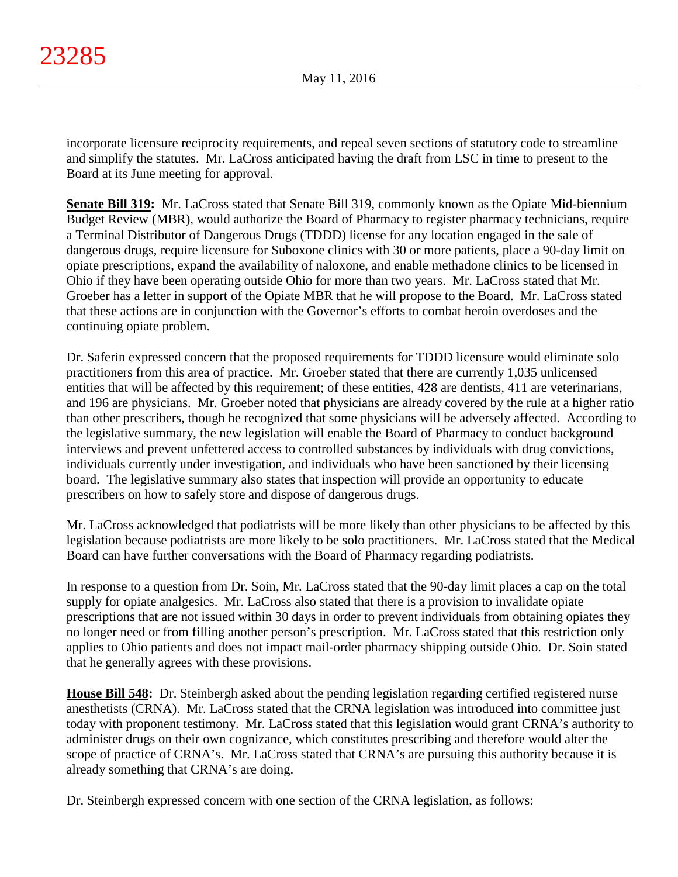incorporate licensure reciprocity requirements, and repeal seven sections of statutory code to streamline and simplify the statutes. Mr. LaCross anticipated having the draft from LSC in time to present to the Board at its June meeting for approval.

**Senate Bill 319:** Mr. LaCross stated that Senate Bill 319, commonly known as the Opiate Mid-biennium Budget Review (MBR), would authorize the Board of Pharmacy to register pharmacy technicians, require a Terminal Distributor of Dangerous Drugs (TDDD) license for any location engaged in the sale of dangerous drugs, require licensure for Suboxone clinics with 30 or more patients, place a 90-day limit on opiate prescriptions, expand the availability of naloxone, and enable methadone clinics to be licensed in Ohio if they have been operating outside Ohio for more than two years. Mr. LaCross stated that Mr. Groeber has a letter in support of the Opiate MBR that he will propose to the Board. Mr. LaCross stated that these actions are in conjunction with the Governor's efforts to combat heroin overdoses and the continuing opiate problem.

Dr. Saferin expressed concern that the proposed requirements for TDDD licensure would eliminate solo practitioners from this area of practice. Mr. Groeber stated that there are currently 1,035 unlicensed entities that will be affected by this requirement; of these entities, 428 are dentists, 411 are veterinarians, and 196 are physicians. Mr. Groeber noted that physicians are already covered by the rule at a higher ratio than other prescribers, though he recognized that some physicians will be adversely affected. According to the legislative summary, the new legislation will enable the Board of Pharmacy to conduct background interviews and prevent unfettered access to controlled substances by individuals with drug convictions, individuals currently under investigation, and individuals who have been sanctioned by their licensing board. The legislative summary also states that inspection will provide an opportunity to educate prescribers on how to safely store and dispose of dangerous drugs.

Mr. LaCross acknowledged that podiatrists will be more likely than other physicians to be affected by this legislation because podiatrists are more likely to be solo practitioners. Mr. LaCross stated that the Medical Board can have further conversations with the Board of Pharmacy regarding podiatrists.

In response to a question from Dr. Soin, Mr. LaCross stated that the 90-day limit places a cap on the total supply for opiate analgesics. Mr. LaCross also stated that there is a provision to invalidate opiate prescriptions that are not issued within 30 days in order to prevent individuals from obtaining opiates they no longer need or from filling another person's prescription. Mr. LaCross stated that this restriction only applies to Ohio patients and does not impact mail-order pharmacy shipping outside Ohio. Dr. Soin stated that he generally agrees with these provisions.

**House Bill 548:** Dr. Steinbergh asked about the pending legislation regarding certified registered nurse anesthetists (CRNA). Mr. LaCross stated that the CRNA legislation was introduced into committee just today with proponent testimony. Mr. LaCross stated that this legislation would grant CRNA's authority to administer drugs on their own cognizance, which constitutes prescribing and therefore would alter the scope of practice of CRNA's. Mr. LaCross stated that CRNA's are pursuing this authority because it is already something that CRNA's are doing.

Dr. Steinbergh expressed concern with one section of the CRNA legislation, as follows: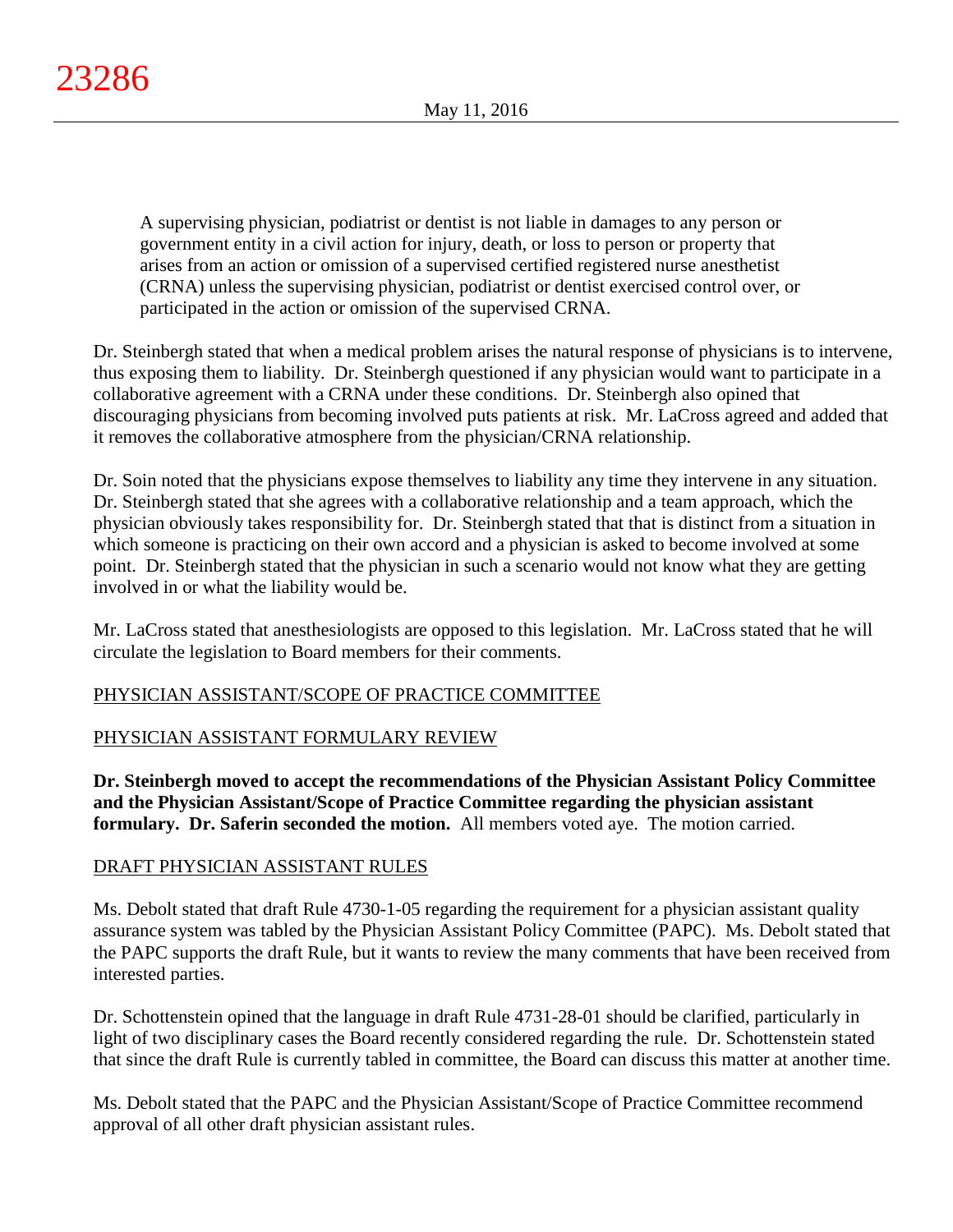> A supervising physician, podiatrist or dentist is not liable in damages to any person or government entity in a civil action for injury, death, or loss to person or property that arises from an action or omission of a supervised certified registered nurse anesthetist (CRNA) unless the supervising physician, podiatrist or dentist exercised control over, or participated in the action or omission of the supervised CRNA.

Dr. Steinbergh stated that when a medical problem arises the natural response of physicians is to intervene, thus exposing them to liability. Dr. Steinbergh questioned if any physician would want to participate in a collaborative agreement with a CRNA under these conditions. Dr. Steinbergh also opined that discouraging physicians from becoming involved puts patients at risk. Mr. LaCross agreed and added that it removes the collaborative atmosphere from the physician/CRNA relationship.

Dr. Soin noted that the physicians expose themselves to liability any time they intervene in any situation. Dr. Steinbergh stated that she agrees with a collaborative relationship and a team approach, which the physician obviously takes responsibility for. Dr. Steinbergh stated that that is distinct from a situation in which someone is practicing on their own accord and a physician is asked to become involved at some point. Dr. Steinbergh stated that the physician in such a scenario would not know what they are getting involved in or what the liability would be.

Mr. LaCross stated that anesthesiologists are opposed to this legislation. Mr. LaCross stated that he will circulate the legislation to Board members for their comments.

## PHYSICIAN ASSISTANT/SCOPE OF PRACTICE COMMITTEE

## PHYSICIAN ASSISTANT FORMULARY REVIEW

**Dr. Steinbergh moved to accept the recommendations of the Physician Assistant Policy Committee and the Physician Assistant/Scope of Practice Committee regarding the physician assistant formulary. Dr. Saferin seconded the motion.** All members voted aye. The motion carried.

## DRAFT PHYSICIAN ASSISTANT RULES

Ms. Debolt stated that draft Rule 4730-1-05 regarding the requirement for a physician assistant quality assurance system was tabled by the Physician Assistant Policy Committee (PAPC). Ms. Debolt stated that the PAPC supports the draft Rule, but it wants to review the many comments that have been received from interested parties.

Dr. Schottenstein opined that the language in draft Rule 4731-28-01 should be clarified, particularly in light of two disciplinary cases the Board recently considered regarding the rule. Dr. Schottenstein stated that since the draft Rule is currently tabled in committee, the Board can discuss this matter at another time.

Ms. Debolt stated that the PAPC and the Physician Assistant/Scope of Practice Committee recommend approval of all other draft physician assistant rules.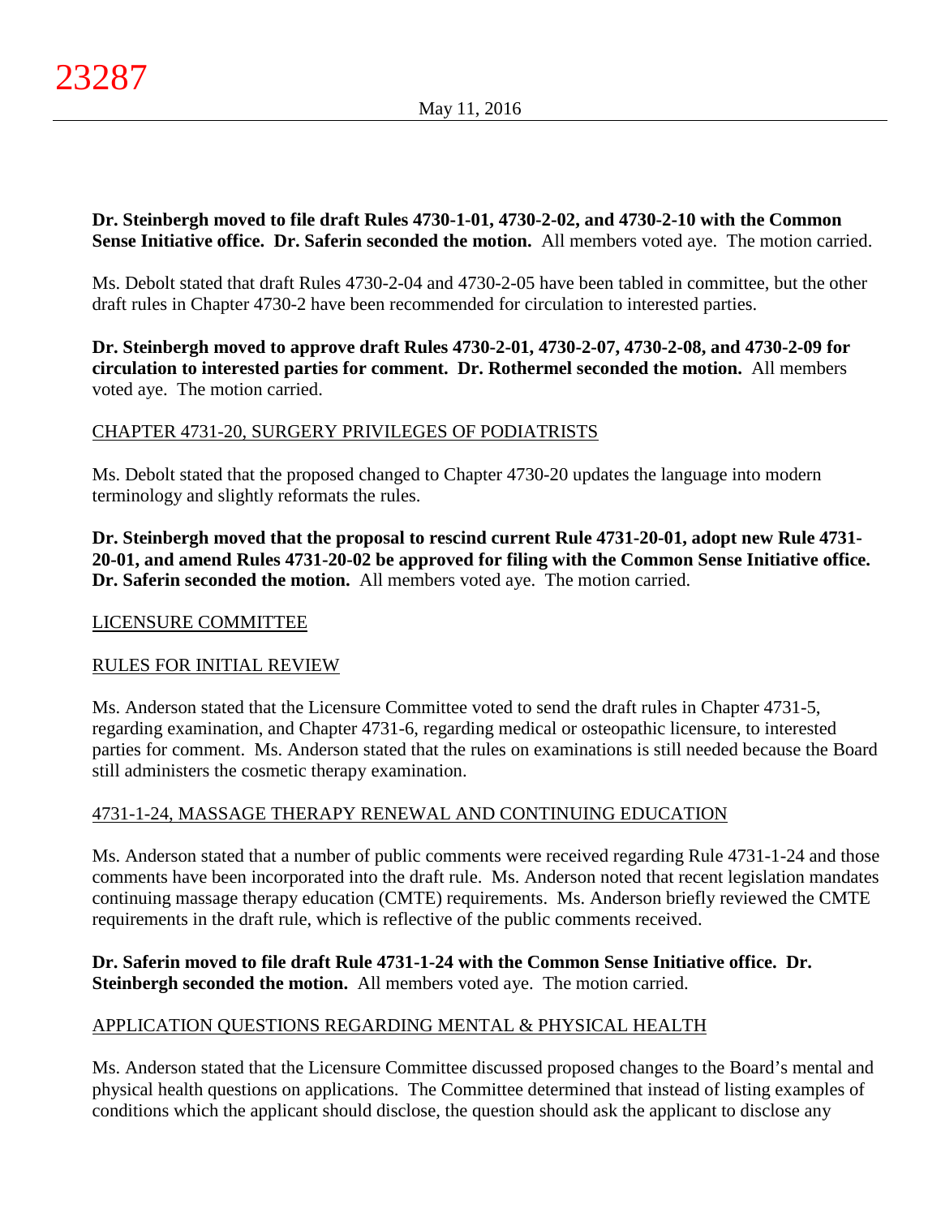**Dr. Steinbergh moved to file draft Rules 4730-1-01, 4730-2-02, and 4730-2-10 with the Common Sense Initiative office. Dr. Saferin seconded the motion.** All members voted aye. The motion carried.

Ms. Debolt stated that draft Rules 4730-2-04 and 4730-2-05 have been tabled in committee, but the other draft rules in Chapter 4730-2 have been recommended for circulation to interested parties.

**Dr. Steinbergh moved to approve draft Rules 4730-2-01, 4730-2-07, 4730-2-08, and 4730-2-09 for circulation to interested parties for comment. Dr. Rothermel seconded the motion.** All members voted aye. The motion carried.

CHAPTER 4731-20, SURGERY PRIVILEGES OF PODIATRISTS

Ms. Debolt stated that the proposed changed to Chapter 4730-20 updates the language into modern terminology and slightly reformats the rules.

**Dr. Steinbergh moved that the proposal to rescind current Rule 4731-20-01, adopt new Rule 4731-20-01, and amend Rules 4731-20-02 be approved for filing with the Common Sense Initiative office. Dr. Saferin seconded the motion.** All members voted aye. The motion carried.

LICENSURE COMMITTEE

RULES FOR INITIAL REVIEW

Ms. Anderson stated that the Licensure Committee voted to send the draft rules in Chapter 4731-5, regarding examination, and Chapter 4731-6, regarding medical or osteopathic licensure, to interested parties for comment. Ms. Anderson stated that the rules on examinations is still needed because the Board still administers the cosmetic therapy examination.

4731-1-24, MASSAGE THERAPY RENEWAL AND CONTINUING EDUCATION

Ms. Anderson stated that a number of public comments were received regarding Rule 4731-1-24 and those comments have been incorporated into the draft rule. Ms. Anderson noted that recent legislation mandates continuing massage therapy education (CMTE) requirements. Ms. Anderson briefly reviewed the CMTE requirements in the draft rule, which is reflective of the public comments received.

**Dr. Saferin moved to file draft Rule 4731-1-24 with the Common Sense Initiative office. Dr. Steinbergh seconded the motion.** All members voted aye. The motion carried.

APPLICATION QUESTIONS REGARDING MENTAL & PHYSICAL HEALTH

Ms. Anderson stated that the Licensure Committee discussed proposed changes to the Board's mental and physical health questions on applications. The Committee determined that instead of listing examples of conditions which the applicant should disclose, the question should ask the applicant to disclose any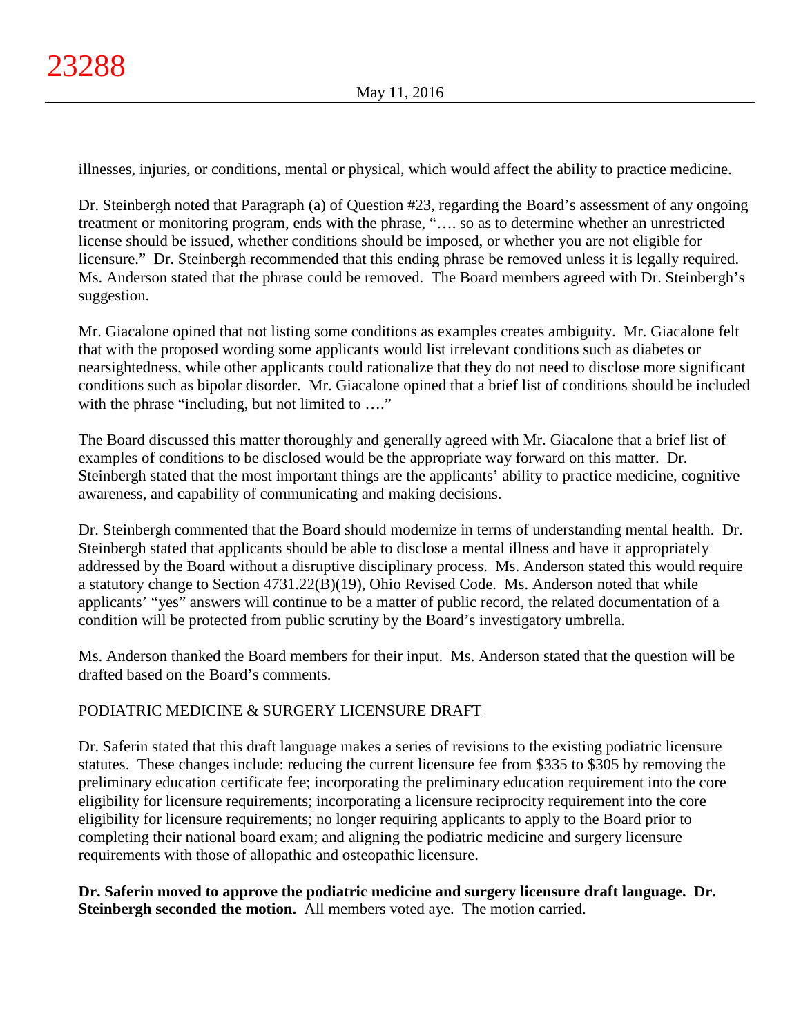illnesses, injuries, or conditions, mental or physical, which would affect the ability to practice medicine.

Dr. Steinbergh noted that Paragraph (a) of Question #23, regarding the Board's assessment of any ongoing treatment or monitoring program, ends with the phrase, "…. so as to determine whether an unrestricted license should be issued, whether conditions should be imposed, or whether you are not eligible for licensure." Dr. Steinbergh recommended that this ending phrase be removed unless it is legally required. Ms. Anderson stated that the phrase could be removed. The Board members agreed with Dr. Steinbergh's suggestion.

Mr. Giacalone opined that not listing some conditions as examples creates ambiguity. Mr. Giacalone felt that with the proposed wording some applicants would list irrelevant conditions such as diabetes or nearsightedness, while other applicants could rationalize that they do not need to disclose more significant conditions such as bipolar disorder. Mr. Giacalone opined that a brief list of conditions should be included with the phrase "including, but not limited to …."

The Board discussed this matter thoroughly and generally agreed with Mr. Giacalone that a brief list of examples of conditions to be disclosed would be the appropriate way forward on this matter. Dr. Steinbergh stated that the most important things are the applicants' ability to practice medicine, cognitive awareness, and capability of communicating and making decisions.

Dr. Steinbergh commented that the Board should modernize in terms of understanding mental health. Dr. Steinbergh stated that applicants should be able to disclose a mental illness and have it appropriately addressed by the Board without a disruptive disciplinary process. Ms. Anderson stated this would require a statutory change to Section 4731.22(B)(19), Ohio Revised Code. Ms. Anderson noted that while applicants' "yes" answers will continue to be a matter of public record, the related documentation of a condition will be protected from public scrutiny by the Board's investigatory umbrella.

Ms. Anderson thanked the Board members for their input. Ms. Anderson stated that the question will be drafted based on the Board's comments.

## PODIATRIC MEDICINE & SURGERY LICENSURE DRAFT

Dr. Saferin stated that this draft language makes a series of revisions to the existing podiatric licensure statutes. These changes include: reducing the current licensure fee from $335 to $305 by removing the preliminary education certificate fee; incorporating the preliminary education requirement into the core eligibility for licensure requirements; incorporating a licensure reciprocity requirement into the core eligibility for licensure requirements; no longer requiring applicants to apply to the Board prior to completing their national board exam; and aligning the podiatric medicine and surgery licensure requirements with those of allopathic and osteopathic licensure.

**Dr. Saferin moved to approve the podiatric medicine and surgery licensure draft language. Dr. Steinbergh seconded the motion.** All members voted aye. The motion carried.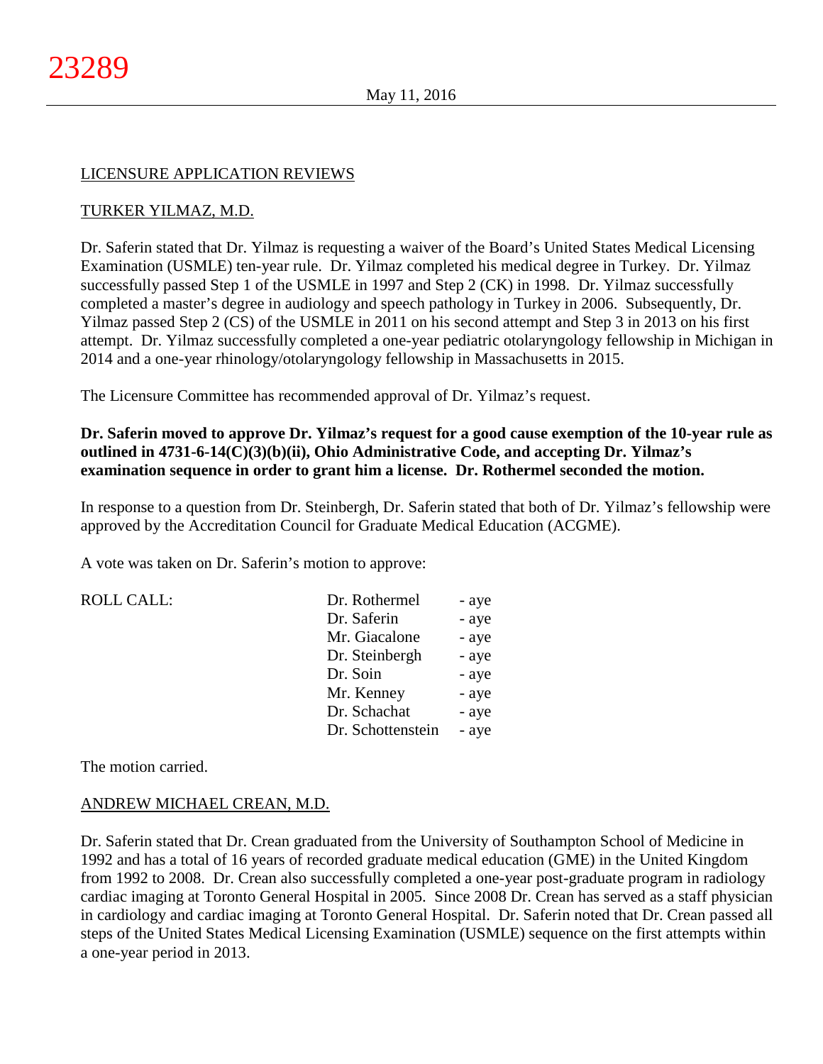## LICENSURE APPLICATION REVIEWS

### TURKER YILMAZ, M.D.

Dr. Saferin stated that Dr. Yilmaz is requesting a waiver of the Board's United States Medical Licensing Examination (USMLE) ten-year rule. Dr. Yilmaz completed his medical degree in Turkey. Dr. Yilmaz successfully passed Step 1 of the USMLE in 1997 and Step 2 (CK) in 1998. Dr. Yilmaz successfully completed a master's degree in audiology and speech pathology in Turkey in 2006. Subsequently, Dr. Yilmaz passed Step 2 (CS) of the USMLE in 2011 on his second attempt and Step 3 in 2013 on his first attempt. Dr. Yilmaz successfully completed a one-year pediatric otolaryngology fellowship in Michigan in 2014 and a one-year rhinology/otolaryngology fellowship in Massachusetts in 2015.

The Licensure Committee has recommended approval of Dr. Yilmaz's request.

**Dr. Saferin moved to approve Dr. Yilmaz's request for a good cause exemption of the 10-year rule as outlined in 4731-6-14(C)(3)(b)(ii), Ohio Administrative Code, and accepting Dr. Yilmaz's examination sequence in order to grant him a license. Dr. Rothermel seconded the motion.**

In response to a question from Dr. Steinbergh, Dr. Saferin stated that both of Dr. Yilmaz's fellowship were approved by the Accreditation Council for Graduate Medical Education (ACGME).

A vote was taken on Dr. Saferin's motion to approve:

| ROLL CALL: | | |
|---|---|---|
| | Dr. Rothermel | - aye |
| | Dr. Saferin | - aye |
| | Mr. Giacalone | - aye |
| | Dr. Steinbergh | - aye |
| | Dr. Soin | - aye |
| | Mr. Kenney | - aye |
| | Dr. Schachat | - aye |
| | Dr. Schottenstein | - aye |

The motion carried.

### ANDREW MICHAEL CREAN, M.D.

Dr. Saferin stated that Dr. Crean graduated from the University of Southampton School of Medicine in 1992 and has a total of 16 years of recorded graduate medical education (GME) in the United Kingdom from 1992 to 2008. Dr. Crean also successfully completed a one-year post-graduate program in radiology cardiac imaging at Toronto General Hospital in 2005. Since 2008 Dr. Crean has served as a staff physician in cardiology and cardiac imaging at Toronto General Hospital. Dr. Saferin noted that Dr. Crean passed all steps of the United States Medical Licensing Examination (USMLE) sequence on the first attempts within a one-year period in 2013.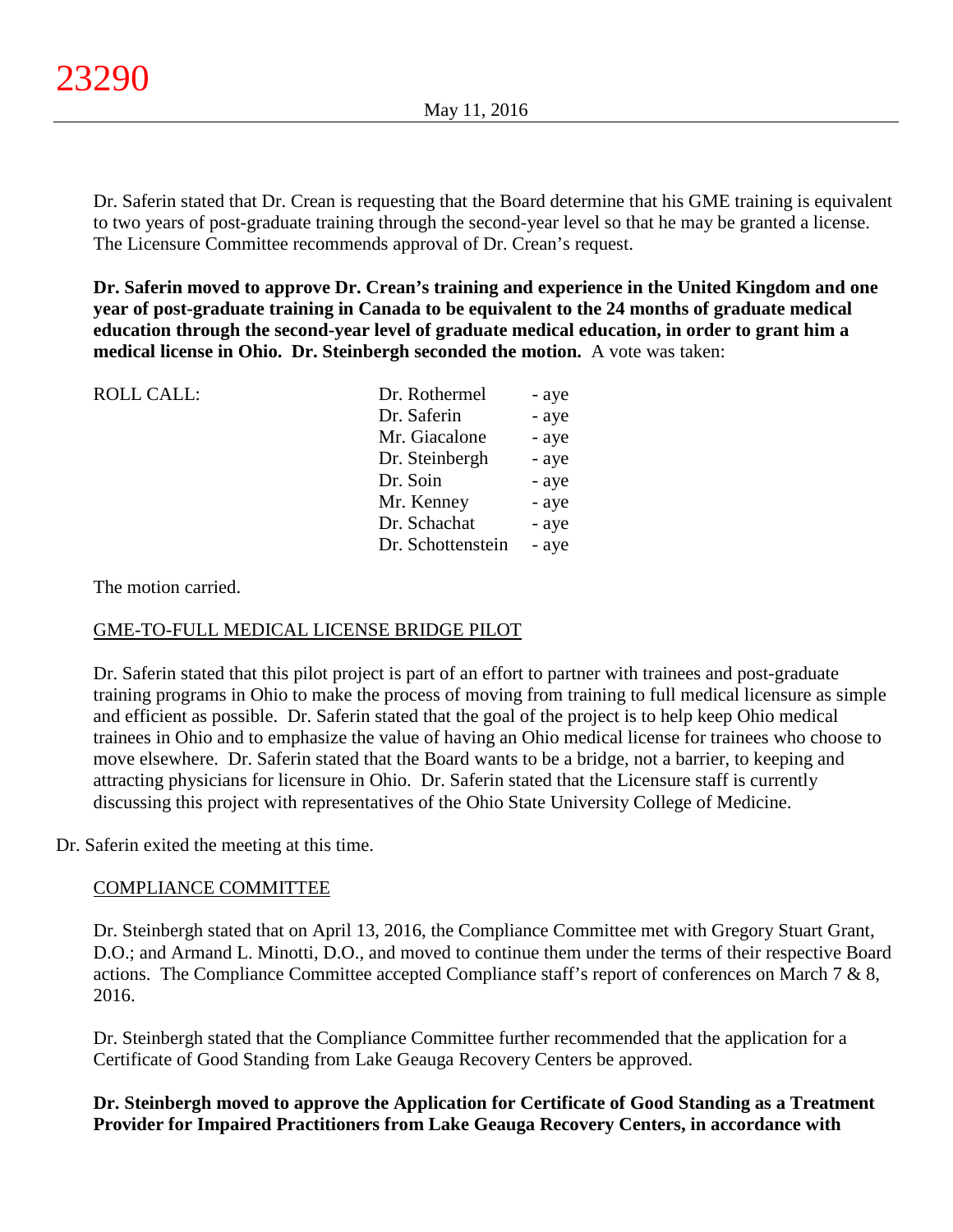Dr. Saferin stated that Dr. Crean is requesting that the Board determine that his GME training is equivalent to two years of post-graduate training through the second-year level so that he may be granted a license. The Licensure Committee recommends approval of Dr. Crean's request.

**Dr. Saferin moved to approve Dr. Crean's training and experience in the United Kingdom and one year of post-graduate training in Canada to be equivalent to the 24 months of graduate medical education through the second-year level of graduate medical education, in order to grant him a medical license in Ohio. Dr. Steinbergh seconded the motion.** A vote was taken:

| ROLL CALL: | | |
|---|---|---|
| | Dr. Rothermel | - aye |
| | Dr. Saferin | - aye |
| | Mr. Giacalone | - aye |
| | Dr. Steinbergh | - aye |
| | Dr. Soin | - aye |
| | Mr. Kenney | - aye |
| | Dr. Schachat | - aye |
| | Dr. Schottenstein | - aye |

The motion carried.

GME-TO-FULL MEDICAL LICENSE BRIDGE PILOT

Dr. Saferin stated that this pilot project is part of an effort to partner with trainees and post-graduate training programs in Ohio to make the process of moving from training to full medical licensure as simple and efficient as possible. Dr. Saferin stated that the goal of the project is to help keep Ohio medical trainees in Ohio and to emphasize the value of having an Ohio medical license for trainees who choose to move elsewhere. Dr. Saferin stated that the Board wants to be a bridge, not a barrier, to keeping and attracting physicians for licensure in Ohio. Dr. Saferin stated that the Licensure staff is currently discussing this project with representatives of the Ohio State University College of Medicine.

Dr. Saferin exited the meeting at this time.

COMPLIANCE COMMITTEE

Dr. Steinbergh stated that on April 13, 2016, the Compliance Committee met with Gregory Stuart Grant, D.O.; and Armand L. Minotti, D.O., and moved to continue them under the terms of their respective Board actions. The Compliance Committee accepted Compliance staff's report of conferences on March 7 & 8, 2016.

Dr. Steinbergh stated that the Compliance Committee further recommended that the application for a Certificate of Good Standing from Lake Geauga Recovery Centers be approved.

**Dr. Steinbergh moved to approve the Application for Certificate of Good Standing as a Treatment Provider for Impaired Practitioners from Lake Geauga Recovery Centers, in accordance with**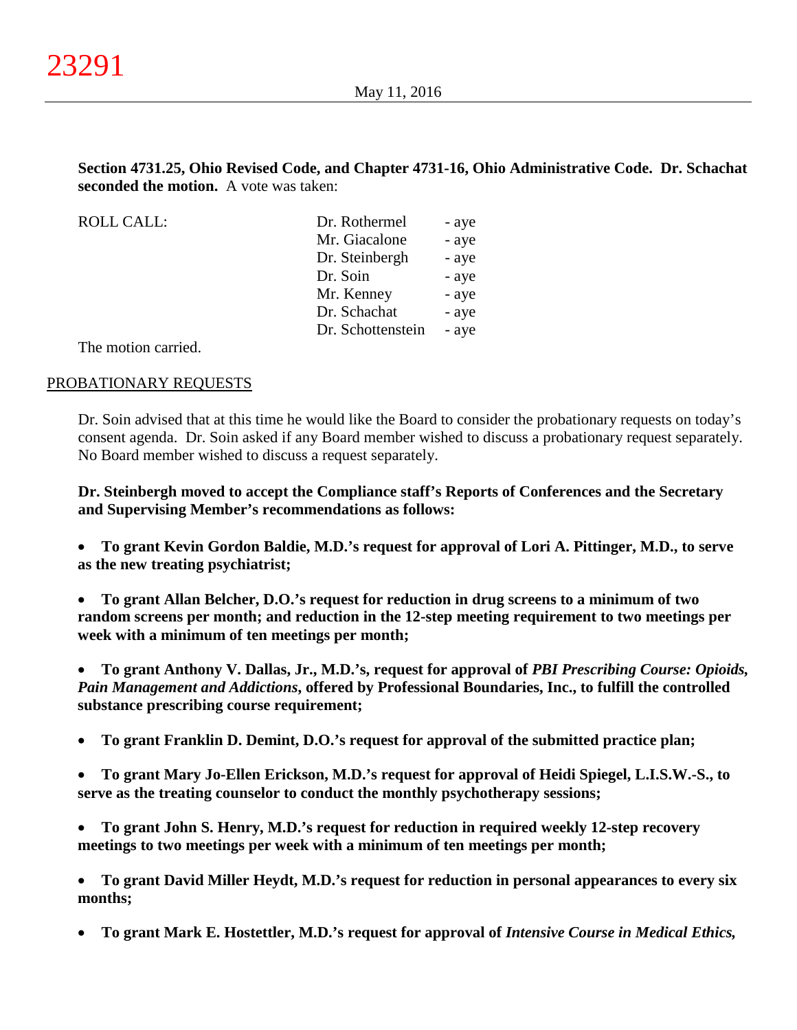**Section 4731.25, Ohio Revised Code, and Chapter 4731-16, Ohio Administrative Code. Dr. Schachat seconded the motion.** A vote was taken:

| ROLL CALL: | Dr. Rothermel | - aye |
|---|---|---|
| | Mr. Giacalone | - aye |
| | Dr. Steinbergh | - aye |
| | Dr. Soin | - aye |
| | Mr. Kenney | - aye |
| | Dr. Schachat | - aye |
| | Dr. Schottenstein | - aye |

The motion carried.

## PROBATIONARY REQUESTS

Dr. Soin advised that at this time he would like the Board to consider the probationary requests on today's consent agenda. Dr. Soin asked if any Board member wished to discuss a probationary request separately. No Board member wished to discuss a request separately.

**Dr. Steinbergh moved to accept the Compliance staff's Reports of Conferences and the Secretary and Supervising Member's recommendations as follows:**

- **To grant Kevin Gordon Baldie, M.D.'s request for approval of Lori A. Pittinger, M.D., to serve as the new treating psychiatrist;**

- **To grant Allan Belcher, D.O.'s request for reduction in drug screens to a minimum of two random screens per month; and reduction in the 12-step meeting requirement to two meetings per week with a minimum of ten meetings per month;**

- **To grant Anthony V. Dallas, Jr., M.D.'s, request for approval of *PBI Prescribing Course: Opioids, Pain Management and Addictions*, offered by Professional Boundaries, Inc., to fulfill the controlled substance prescribing course requirement;**

- **To grant Franklin D. Demint, D.O.'s request for approval of the submitted practice plan;**

- **To grant Mary Jo-Ellen Erickson, M.D.'s request for approval of Heidi Spiegel, L.I.S.W.-S., to serve as the treating counselor to conduct the monthly psychotherapy sessions;**

- **To grant John S. Henry, M.D.'s request for reduction in required weekly 12-step recovery meetings to two meetings per week with a minimum of ten meetings per month;**

- **To grant David Miller Heydt, M.D.'s request for reduction in personal appearances to every six months;**

- **To grant Mark E. Hostettler, M.D.'s request for approval of *Intensive Course in Medical Ethics*,**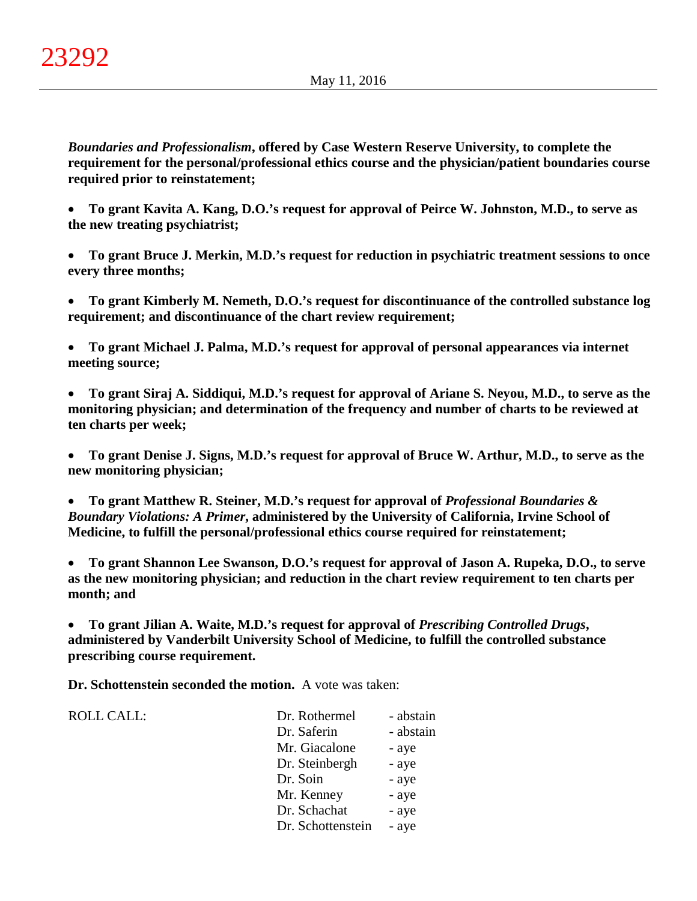***Boundaries and Professionalism*, offered by Case Western Reserve University, to complete the requirement for the personal/professional ethics course and the physician/patient boundaries course required prior to reinstatement;**

- **To grant Kavita A. Kang, D.O.'s request for approval of Peirce W. Johnston, M.D., to serve as the new treating psychiatrist;**

- **To grant Bruce J. Merkin, M.D.'s request for reduction in psychiatric treatment sessions to once every three months;**

- **To grant Kimberly M. Nemeth, D.O.'s request for discontinuance of the controlled substance log requirement; and discontinuance of the chart review requirement;**

- **To grant Michael J. Palma, M.D.'s request for approval of personal appearances via internet meeting source;**

- **To grant Siraj A. Siddiqui, M.D.'s request for approval of Ariane S. Neyou, M.D., to serve as the monitoring physician; and determination of the frequency and number of charts to be reviewed at ten charts per week;**

- **To grant Denise J. Signs, M.D.'s request for approval of Bruce W. Arthur, M.D., to serve as the new monitoring physician;**

- **To grant Matthew R. Steiner, M.D.'s request for approval of *Professional Boundaries & Boundary Violations: A Primer*, administered by the University of California, Irvine School of Medicine, to fulfill the personal/professional ethics course required for reinstatement;**

- **To grant Shannon Lee Swanson, D.O.'s request for approval of Jason A. Rupeka, D.O., to serve as the new monitoring physician; and reduction in the chart review requirement to ten charts per month; and**

- **To grant Jilian A. Waite, M.D.'s request for approval of *Prescribing Controlled Drugs*, administered by Vanderbilt University School of Medicine, to fulfill the controlled substance prescribing course requirement.**

**Dr. Schottenstein seconded the motion.** A vote was taken:

| ROLL CALL: | Dr. Rothermel | - abstain |
|---|---|---|
| | Dr. Saferin | - abstain |
| | Mr. Giacalone | - aye |
| | Dr. Steinbergh | - aye |
| | Dr. Soin | - aye |
| | Mr. Kenney | - aye |
| | Dr. Schachat | - aye |
| | Dr. Schottenstein | - aye |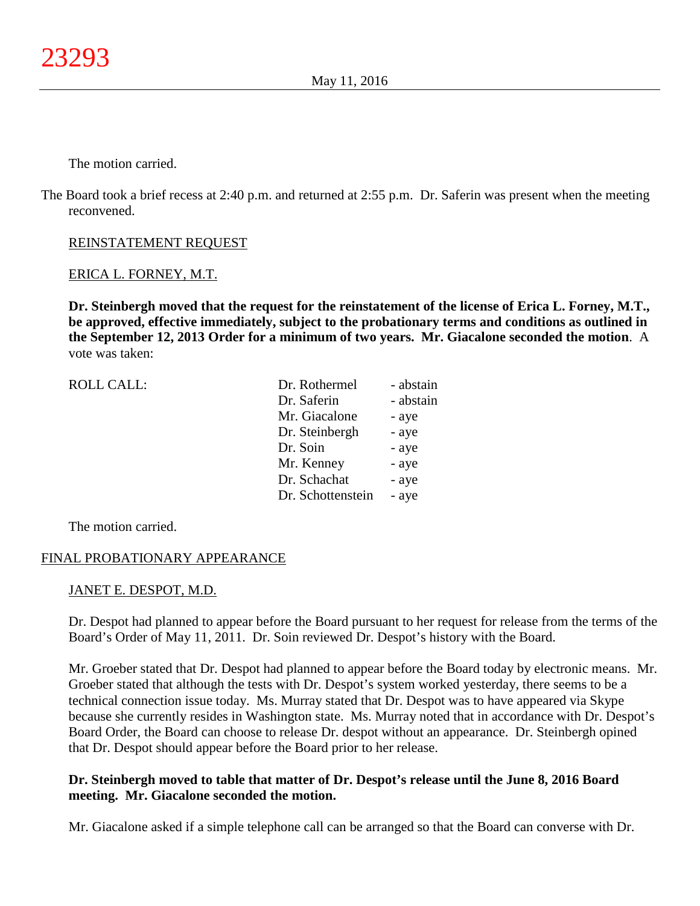The motion carried.

The Board took a brief recess at 2:40 p.m. and returned at 2:55 p.m. Dr. Saferin was present when the meeting reconvened.

REINSTATEMENT REQUEST

ERICA L. FORNEY, M.T.

**Dr. Steinbergh moved that the request for the reinstatement of the license of Erica L. Forney, M.T., be approved, effective immediately, subject to the probationary terms and conditions as outlined in the September 12, 2013 Order for a minimum of two years. Mr. Giacalone seconded the motion**. A vote was taken:

| ROLL CALL: | | |
|---|---|---|
| | Dr. Rothermel | - abstain |
| | Dr. Saferin | - abstain |
| | Mr. Giacalone | - aye |
| | Dr. Steinbergh | - aye |
| | Dr. Soin | - aye |
| | Mr. Kenney | - aye |
| | Dr. Schachat | - aye |
| | Dr. Schottenstein | - aye |

The motion carried.

FINAL PROBATIONARY APPEARANCE

JANET E. DESPOT, M.D.

Dr. Despot had planned to appear before the Board pursuant to her request for release from the terms of the Board's Order of May 11, 2011. Dr. Soin reviewed Dr. Despot's history with the Board.

Mr. Groeber stated that Dr. Despot had planned to appear before the Board today by electronic means. Mr. Groeber stated that although the tests with Dr. Despot's system worked yesterday, there seems to be a technical connection issue today. Ms. Murray stated that Dr. Despot was to have appeared via Skype because she currently resides in Washington state. Ms. Murray noted that in accordance with Dr. Despot's Board Order, the Board can choose to release Dr. despot without an appearance. Dr. Steinbergh opined that Dr. Despot should appear before the Board prior to her release.

**Dr. Steinbergh moved to table that matter of Dr. Despot's release until the June 8, 2016 Board meeting. Mr. Giacalone seconded the motion.**

Mr. Giacalone asked if a simple telephone call can be arranged so that the Board can converse with Dr.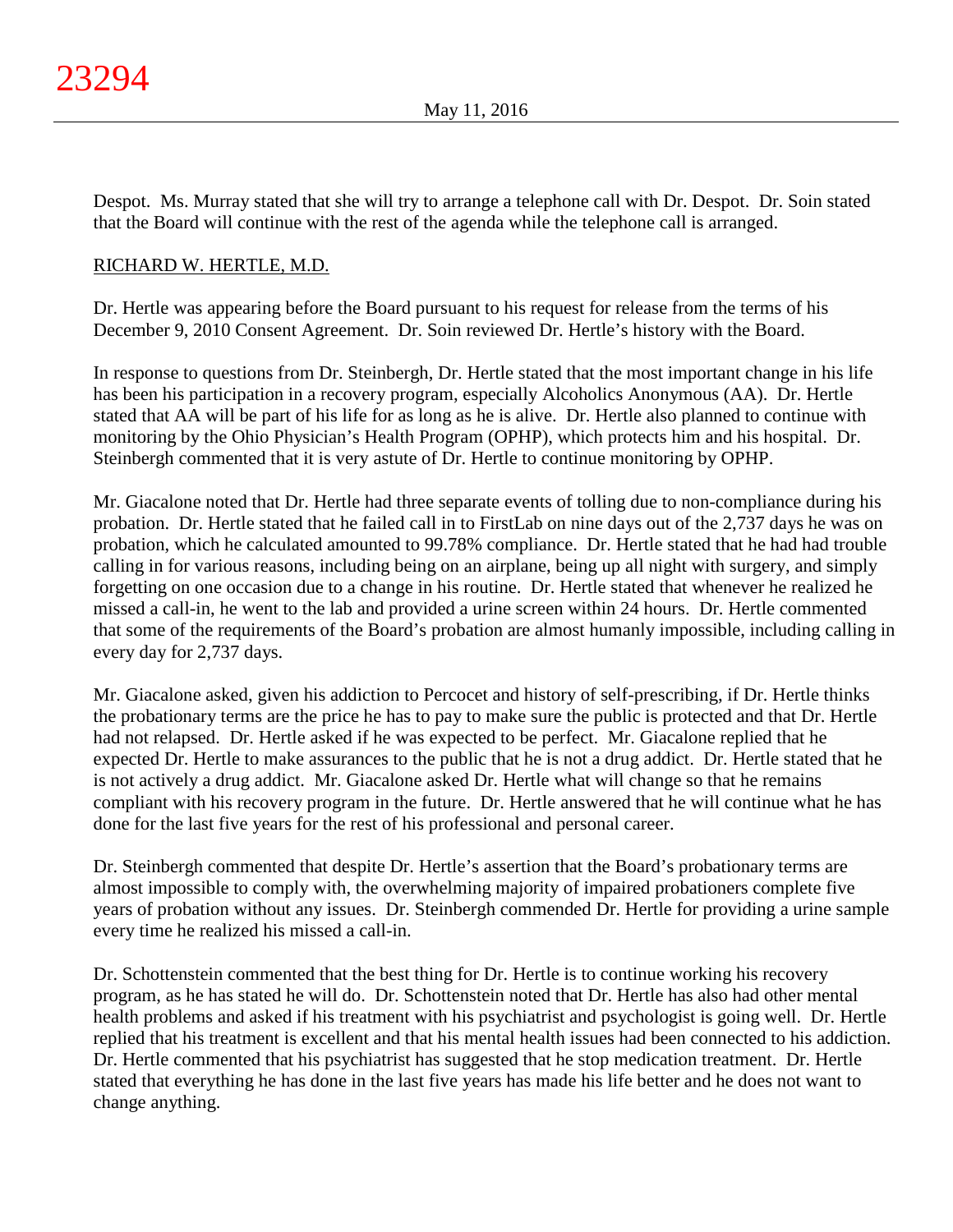Despot. Ms. Murray stated that she will try to arrange a telephone call with Dr. Despot. Dr. Soin stated that the Board will continue with the rest of the agenda while the telephone call is arranged.

RICHARD W. HERTLE, M.D.

Dr. Hertle was appearing before the Board pursuant to his request for release from the terms of his December 9, 2010 Consent Agreement. Dr. Soin reviewed Dr. Hertle's history with the Board.

In response to questions from Dr. Steinbergh, Dr. Hertle stated that the most important change in his life has been his participation in a recovery program, especially Alcoholics Anonymous (AA). Dr. Hertle stated that AA will be part of his life for as long as he is alive. Dr. Hertle also planned to continue with monitoring by the Ohio Physician's Health Program (OPHP), which protects him and his hospital. Dr. Steinbergh commented that it is very astute of Dr. Hertle to continue monitoring by OPHP.

Mr. Giacalone noted that Dr. Hertle had three separate events of tolling due to non-compliance during his probation. Dr. Hertle stated that he failed call in to FirstLab on nine days out of the 2,737 days he was on probation, which he calculated amounted to 99.78% compliance. Dr. Hertle stated that he had had trouble calling in for various reasons, including being on an airplane, being up all night with surgery, and simply forgetting on one occasion due to a change in his routine. Dr. Hertle stated that whenever he realized he missed a call-in, he went to the lab and provided a urine screen within 24 hours. Dr. Hertle commented that some of the requirements of the Board's probation are almost humanly impossible, including calling in every day for 2,737 days.

Mr. Giacalone asked, given his addiction to Percocet and history of self-prescribing, if Dr. Hertle thinks the probationary terms are the price he has to pay to make sure the public is protected and that Dr. Hertle had not relapsed. Dr. Hertle asked if he was expected to be perfect. Mr. Giacalone replied that he expected Dr. Hertle to make assurances to the public that he is not a drug addict. Dr. Hertle stated that he is not actively a drug addict. Mr. Giacalone asked Dr. Hertle what will change so that he remains compliant with his recovery program in the future. Dr. Hertle answered that he will continue what he has done for the last five years for the rest of his professional and personal career.

Dr. Steinbergh commented that despite Dr. Hertle's assertion that the Board's probationary terms are almost impossible to comply with, the overwhelming majority of impaired probationers complete five years of probation without any issues. Dr. Steinbergh commended Dr. Hertle for providing a urine sample every time he realized his missed a call-in.

Dr. Schottenstein commented that the best thing for Dr. Hertle is to continue working his recovery program, as he has stated he will do. Dr. Schottenstein noted that Dr. Hertle has also had other mental health problems and asked if his treatment with his psychiatrist and psychologist is going well. Dr. Hertle replied that his treatment is excellent and that his mental health issues had been connected to his addiction. Dr. Hertle commented that his psychiatrist has suggested that he stop medication treatment. Dr. Hertle stated that everything he has done in the last five years has made his life better and he does not want to change anything.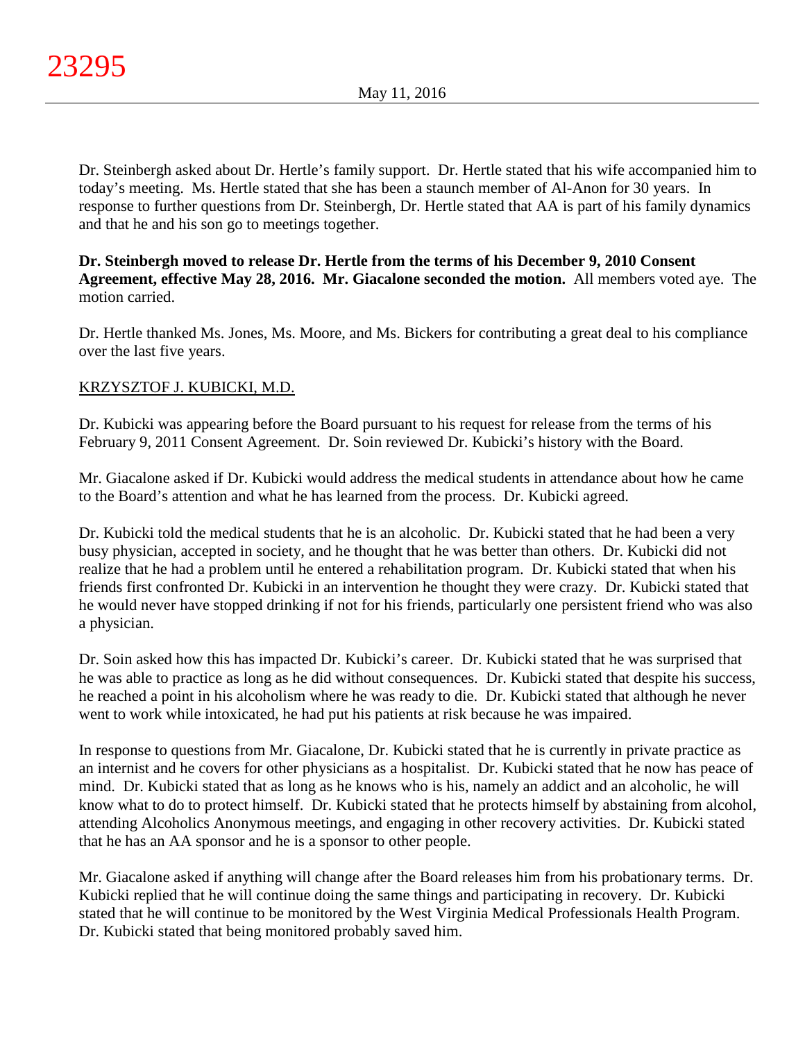Dr. Steinbergh asked about Dr. Hertle's family support. Dr. Hertle stated that his wife accompanied him to today's meeting. Ms. Hertle stated that she has been a staunch member of Al-Anon for 30 years. In response to further questions from Dr. Steinbergh, Dr. Hertle stated that AA is part of his family dynamics and that he and his son go to meetings together.

**Dr. Steinbergh moved to release Dr. Hertle from the terms of his December 9, 2010 Consent Agreement, effective May 28, 2016. Mr. Giacalone seconded the motion.** All members voted aye. The motion carried.

Dr. Hertle thanked Ms. Jones, Ms. Moore, and Ms. Bickers for contributing a great deal to his compliance over the last five years.

KRZYSZTOF J. KUBICKI, M.D.

Dr. Kubicki was appearing before the Board pursuant to his request for release from the terms of his February 9, 2011 Consent Agreement. Dr. Soin reviewed Dr. Kubicki's history with the Board.

Mr. Giacalone asked if Dr. Kubicki would address the medical students in attendance about how he came to the Board's attention and what he has learned from the process. Dr. Kubicki agreed.

Dr. Kubicki told the medical students that he is an alcoholic. Dr. Kubicki stated that he had been a very busy physician, accepted in society, and he thought that he was better than others. Dr. Kubicki did not realize that he had a problem until he entered a rehabilitation program. Dr. Kubicki stated that when his friends first confronted Dr. Kubicki in an intervention he thought they were crazy. Dr. Kubicki stated that he would never have stopped drinking if not for his friends, particularly one persistent friend who was also a physician.

Dr. Soin asked how this has impacted Dr. Kubicki's career. Dr. Kubicki stated that he was surprised that he was able to practice as long as he did without consequences. Dr. Kubicki stated that despite his success, he reached a point in his alcoholism where he was ready to die. Dr. Kubicki stated that although he never went to work while intoxicated, he had put his patients at risk because he was impaired.

In response to questions from Mr. Giacalone, Dr. Kubicki stated that he is currently in private practice as an internist and he covers for other physicians as a hospitalist. Dr. Kubicki stated that he now has peace of mind. Dr. Kubicki stated that as long as he knows who is his, namely an addict and an alcoholic, he will know what to do to protect himself. Dr. Kubicki stated that he protects himself by abstaining from alcohol, attending Alcoholics Anonymous meetings, and engaging in other recovery activities. Dr. Kubicki stated that he has an AA sponsor and he is a sponsor to other people.

Mr. Giacalone asked if anything will change after the Board releases him from his probationary terms. Dr. Kubicki replied that he will continue doing the same things and participating in recovery. Dr. Kubicki stated that he will continue to be monitored by the West Virginia Medical Professionals Health Program. Dr. Kubicki stated that being monitored probably saved him.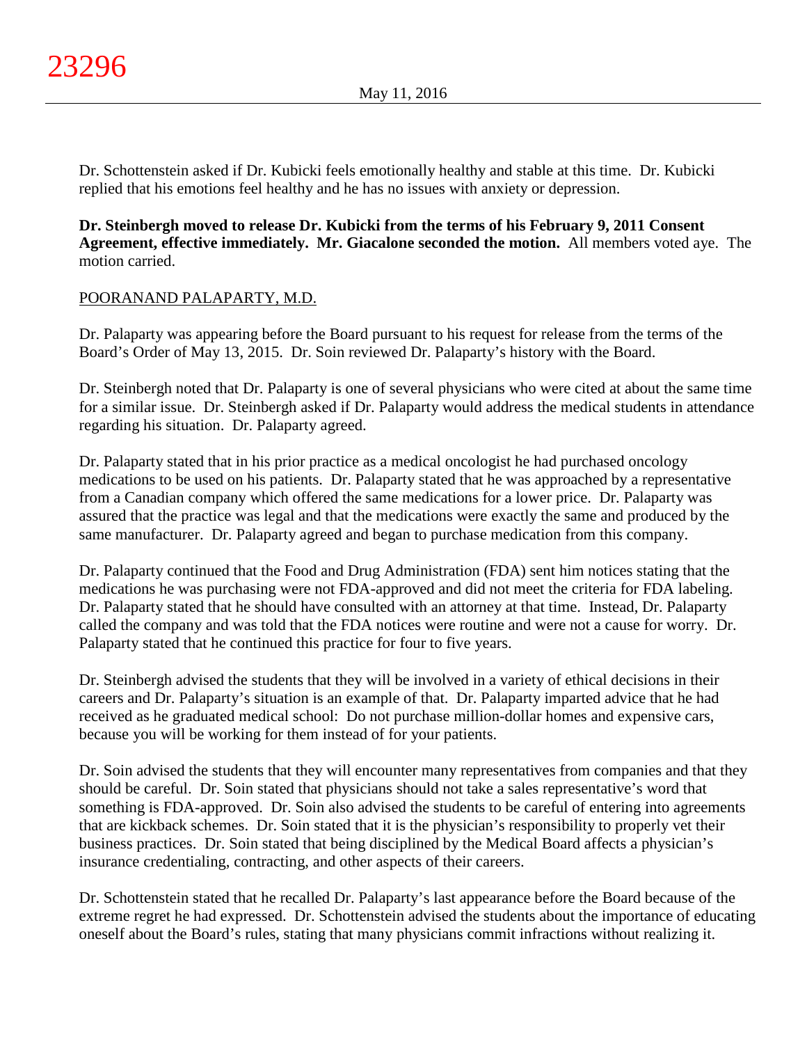Dr. Schottenstein asked if Dr. Kubicki feels emotionally healthy and stable at this time. Dr. Kubicki replied that his emotions feel healthy and he has no issues with anxiety or depression.

**Dr. Steinbergh moved to release Dr. Kubicki from the terms of his February 9, 2011 Consent Agreement, effective immediately. Mr. Giacalone seconded the motion.** All members voted aye. The motion carried.

POORANAND PALAPARTY, M.D.

Dr. Palaparty was appearing before the Board pursuant to his request for release from the terms of the Board's Order of May 13, 2015. Dr. Soin reviewed Dr. Palaparty's history with the Board.

Dr. Steinbergh noted that Dr. Palaparty is one of several physicians who were cited at about the same time for a similar issue. Dr. Steinbergh asked if Dr. Palaparty would address the medical students in attendance regarding his situation. Dr. Palaparty agreed.

Dr. Palaparty stated that in his prior practice as a medical oncologist he had purchased oncology medications to be used on his patients. Dr. Palaparty stated that he was approached by a representative from a Canadian company which offered the same medications for a lower price. Dr. Palaparty was assured that the practice was legal and that the medications were exactly the same and produced by the same manufacturer. Dr. Palaparty agreed and began to purchase medication from this company.

Dr. Palaparty continued that the Food and Drug Administration (FDA) sent him notices stating that the medications he was purchasing were not FDA-approved and did not meet the criteria for FDA labeling. Dr. Palaparty stated that he should have consulted with an attorney at that time. Instead, Dr. Palaparty called the company and was told that the FDA notices were routine and were not a cause for worry. Dr. Palaparty stated that he continued this practice for four to five years.

Dr. Steinbergh advised the students that they will be involved in a variety of ethical decisions in their careers and Dr. Palaparty's situation is an example of that. Dr. Palaparty imparted advice that he had received as he graduated medical school: Do not purchase million-dollar homes and expensive cars, because you will be working for them instead of for your patients.

Dr. Soin advised the students that they will encounter many representatives from companies and that they should be careful. Dr. Soin stated that physicians should not take a sales representative's word that something is FDA-approved. Dr. Soin also advised the students to be careful of entering into agreements that are kickback schemes. Dr. Soin stated that it is the physician's responsibility to properly vet their business practices. Dr. Soin stated that being disciplined by the Medical Board affects a physician's insurance credentialing, contracting, and other aspects of their careers.

Dr. Schottenstein stated that he recalled Dr. Palaparty's last appearance before the Board because of the extreme regret he had expressed. Dr. Schottenstein advised the students about the importance of educating oneself about the Board's rules, stating that many physicians commit infractions without realizing it.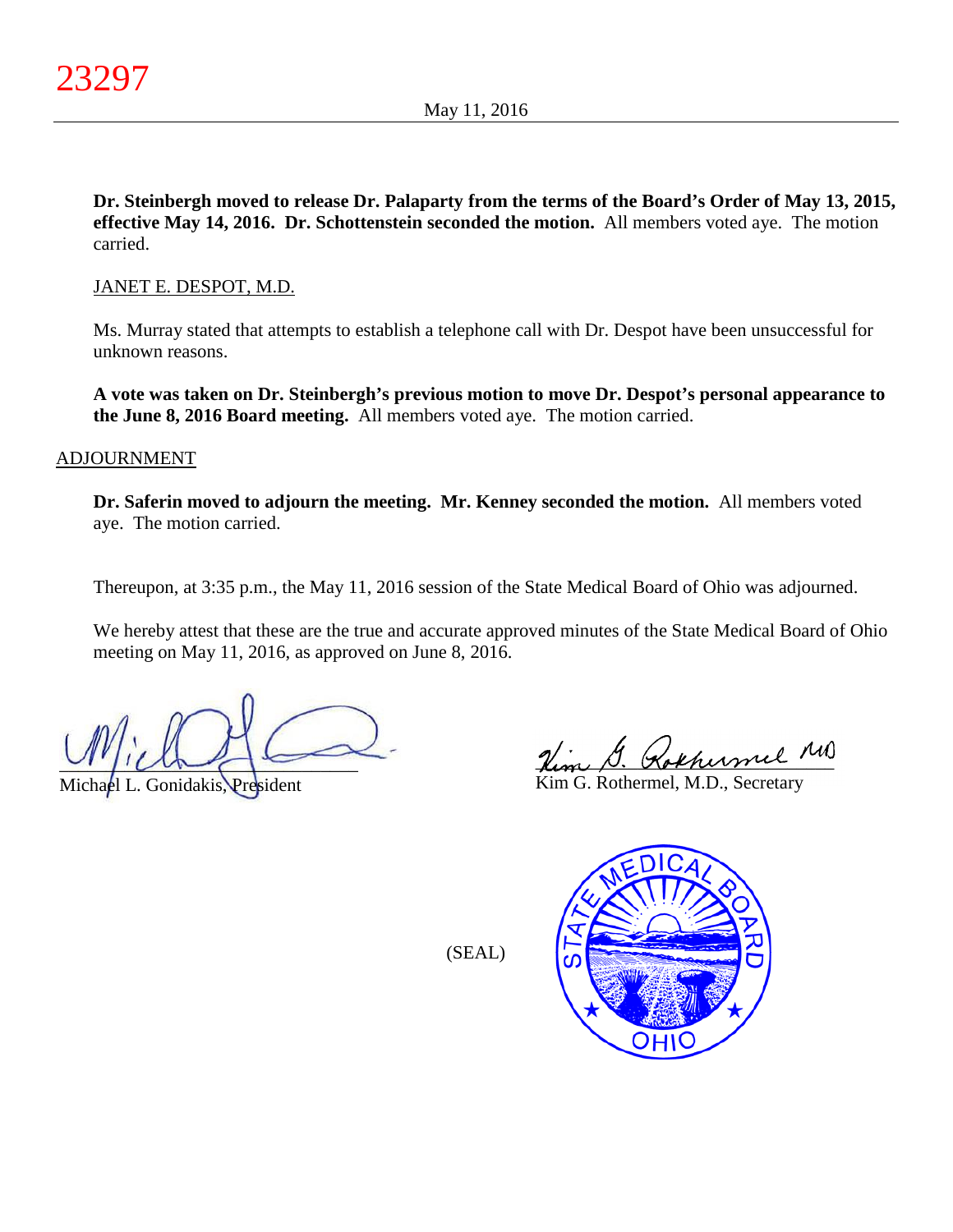**Dr. Steinbergh moved to release Dr. Palaparty from the terms of the Board's Order of May 13, 2015, effective May 14, 2016. Dr. Schottenstein seconded the motion.** All members voted aye. The motion carried.

JANET E. DESPOT, M.D.

Ms. Murray stated that attempts to establish a telephone call with Dr. Despot have been unsuccessful for unknown reasons.

**A vote was taken on Dr. Steinbergh's previous motion to move Dr. Despot's personal appearance to the June 8, 2016 Board meeting.** All members voted aye. The motion carried.

ADJOURNMENT

**Dr. Saferin moved to adjourn the meeting. Mr. Kenney seconded the motion.** All members voted aye. The motion carried.

Thereupon, at 3:35 p.m., the May 11, 2016 session of the State Medical Board of Ohio was adjourned.

We hereby attest that these are the true and accurate approved minutes of the State Medical Board of Ohio meeting on May 11, 2016, as approved on June 8, 2016.

Michael L. Gonidakis, President

Kim G. Rothermel, M.D., Secretary

(SEAL)